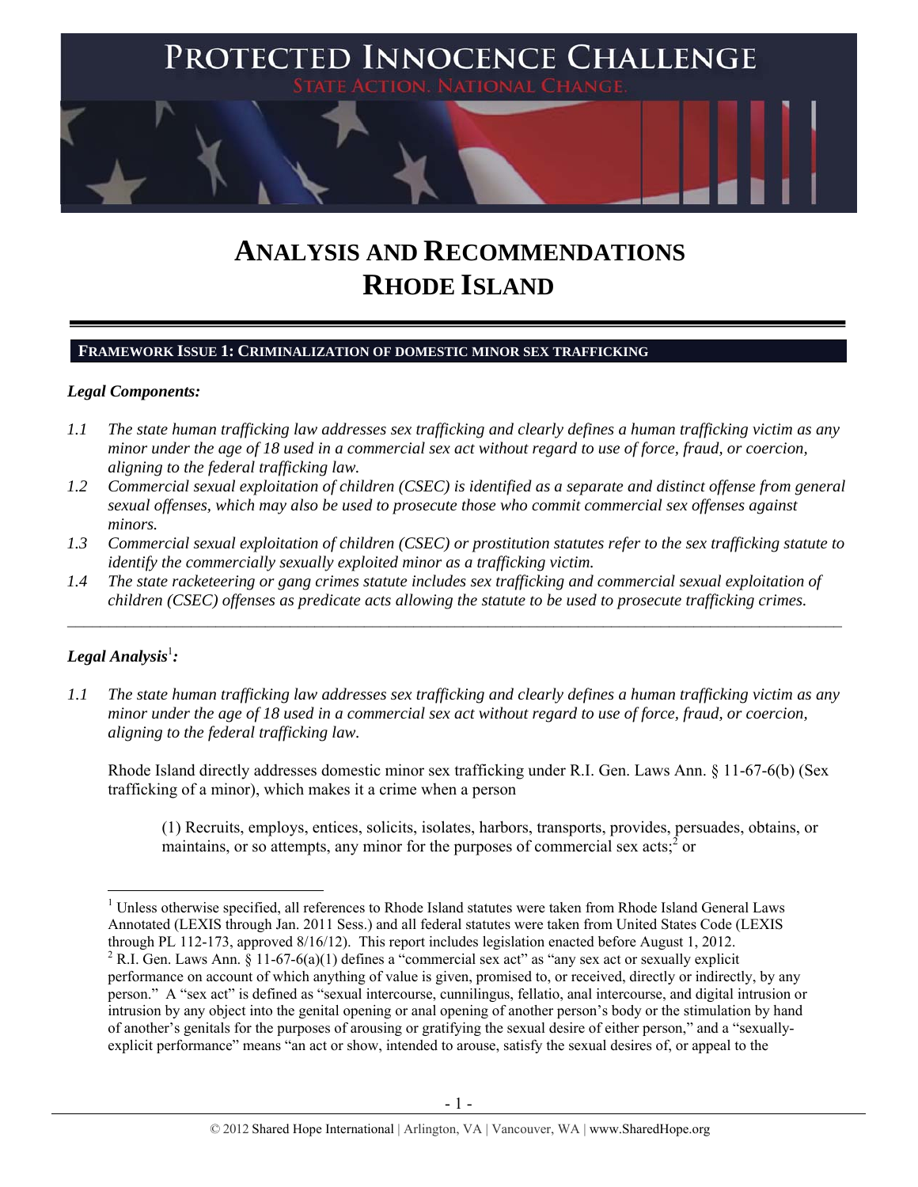# PROTECTED INNOCENCE CHALLENGE

STATE ACTION. NATIONAL CHANGE.

# ANALYSIS AND RECOMMENDATIONS
# RHODE ISLAND

## FRAMEWORK ISSUE 1: CRIMINALIZATION OF DOMESTIC MINOR SEX TRAFFICKING

### *Legal Components:*

*1.1 The state human trafficking law addresses sex trafficking and clearly defines a human trafficking victim as any minor under the age of 18 used in a commercial sex act without regard to use of force, fraud, or coercion, aligning to the federal trafficking law.*

*1.2 Commercial sexual exploitation of children (CSEC) is identified as a separate and distinct offense from general sexual offenses, which may also be used to prosecute those who commit commercial sex offenses against minors.*

*1.3 Commercial sexual exploitation of children (CSEC) or prostitution statutes refer to the sex trafficking statute to identify the commercially sexually exploited minor as a trafficking victim.*

*1.4 The state racketeering or gang crimes statute includes sex trafficking and commercial sexual exploitation of children (CSEC) offenses as predicate acts allowing the statute to be used to prosecute trafficking crimes.*

---

### *Legal Analysis*[1]*:*

*1.1 The state human trafficking law addresses sex trafficking and clearly defines a human trafficking victim as any minor under the age of 18 used in a commercial sex act without regard to use of force, fraud, or coercion, aligning to the federal trafficking law.*

Rhode Island directly addresses domestic minor sex trafficking under R.I. Gen. Laws Ann. § 11-67-6(b) (Sex trafficking of a minor), which makes it a crime when a person

> (1) Recruits, employs, entices, solicits, isolates, harbors, transports, provides, persuades, obtains, or maintains, or so attempts, any minor for the purposes of commercial sex acts;[2] or

---

[1] Unless otherwise specified, all references to Rhode Island statutes were taken from Rhode Island General Laws Annotated (LEXIS through Jan. 2011 Sess.) and all federal statutes were taken from United States Code (LEXIS through PL 112-173, approved 8/16/12). This report includes legislation enacted before August 1, 2012.

[2] R.I. Gen. Laws Ann. § 11-67-6(a)(1) defines a "commercial sex act" as "any sex act or sexually explicit performance on account of which anything of value is given, promised to, or received, directly or indirectly, by any person." A "sex act" is defined as "sexual intercourse, cunnilingus, fellatio, anal intercourse, and digital intrusion or intrusion by any object into the genital opening or anal opening of another person's body or the stimulation by hand of another's genitals for the purposes of arousing or gratifying the sexual desire of either person," and a "sexually-explicit performance" means "an act or show, intended to arouse, satisfy the sexual desires of, or appeal to the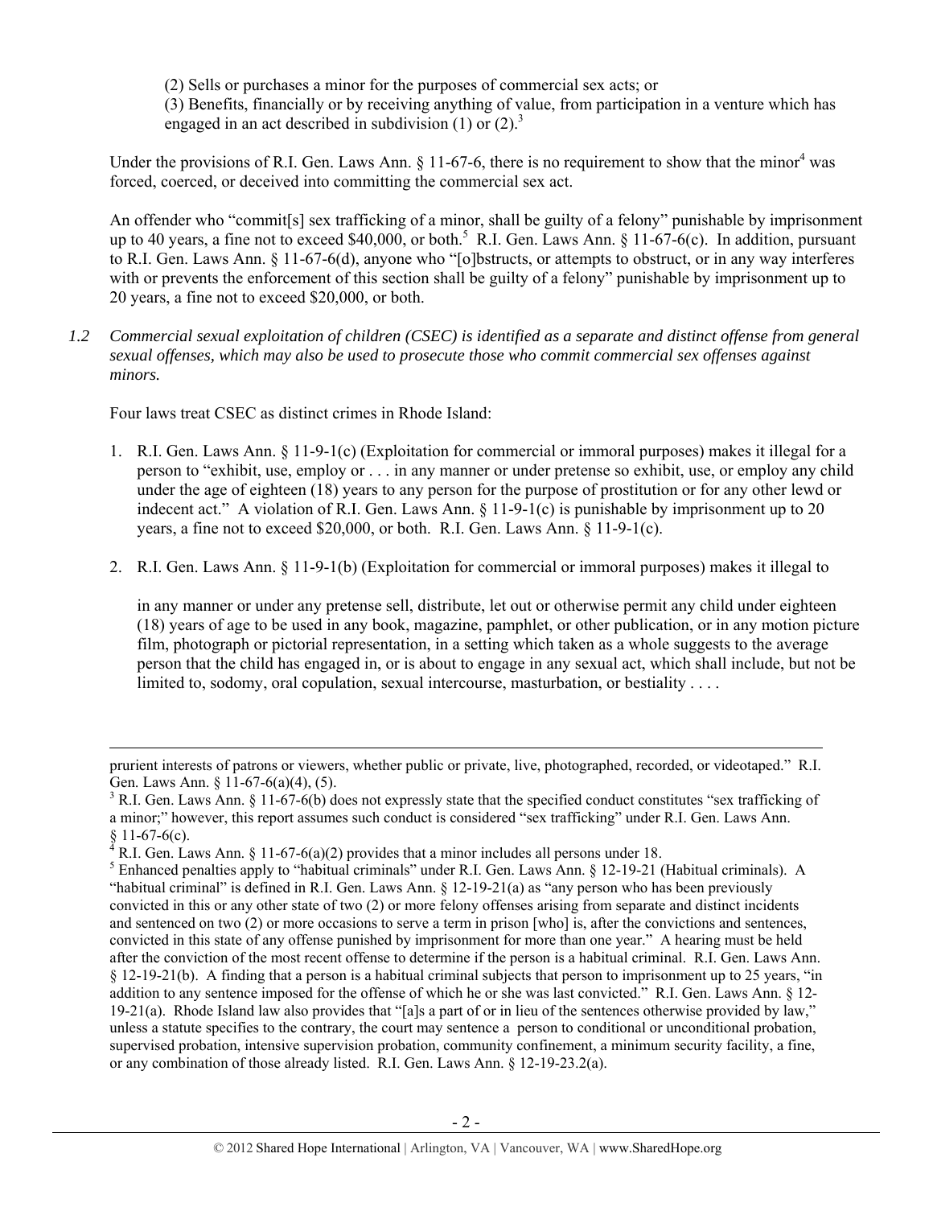(2) Sells or purchases a minor for the purposes of commercial sex acts; or

(3) Benefits, financially or by receiving anything of value, from participation in a venture which has engaged in an act described in subdivision (1) or (2).[3]

Under the provisions of R.I. Gen. Laws Ann. § 11-67-6, there is no requirement to show that the minor[4] was forced, coerced, or deceived into committing the commercial sex act.

An offender who "commit[s] sex trafficking of a minor, shall be guilty of a felony" punishable by imprisonment up to 40 years, a fine not to exceed $40,000, or both.[5] R.I. Gen. Laws Ann. § 11-67-6(c). In addition, pursuant to R.I. Gen. Laws Ann. § 11-67-6(d), anyone who "[o]bstructs, or attempts to obstruct, or in any way interferes with or prevents the enforcement of this section shall be guilty of a felony" punishable by imprisonment up to 20 years, a fine not to exceed $20,000, or both.

*1.2 Commercial sexual exploitation of children (CSEC) is identified as a separate and distinct offense from general sexual offenses, which may also be used to prosecute those who commit commercial sex offenses against minors.*

Four laws treat CSEC as distinct crimes in Rhode Island:

1. R.I. Gen. Laws Ann. § 11-9-1(c) (Exploitation for commercial or immoral purposes) makes it illegal for a person to "exhibit, use, employ or . . . in any manner or under pretense so exhibit, use, or employ any child under the age of eighteen (18) years to any person for the purpose of prostitution or for any other lewd or indecent act." A violation of R.I. Gen. Laws Ann. § 11-9-1(c) is punishable by imprisonment up to 20 years, a fine not to exceed $20,000, or both. R.I. Gen. Laws Ann. § 11-9-1(c).

2. R.I. Gen. Laws Ann. § 11-9-1(b) (Exploitation for commercial or immoral purposes) makes it illegal to

   in any manner or under any pretense sell, distribute, let out or otherwise permit any child under eighteen (18) years of age to be used in any book, magazine, pamphlet, or other publication, or in any motion picture film, photograph or pictorial representation, in a setting which taken as a whole suggests to the average person that the child has engaged in, or is about to engage in any sexual act, which shall include, but not be limited to, sodomy, oral copulation, sexual intercourse, masturbation, or bestiality . . . .

---

prurient interests of patrons or viewers, whether public or private, live, photographed, recorded, or videotaped." R.I. Gen. Laws Ann. § 11-67-6(a)(4), (5).

[3] R.I. Gen. Laws Ann. § 11-67-6(b) does not expressly state that the specified conduct constitutes "sex trafficking of a minor;" however, this report assumes such conduct is considered "sex trafficking" under R.I. Gen. Laws Ann. § 11-67-6(c).

[4] R.I. Gen. Laws Ann. § 11-67-6(a)(2) provides that a minor includes all persons under 18.

[5] Enhanced penalties apply to "habitual criminals" under R.I. Gen. Laws Ann. § 12-19-21 (Habitual criminals). A "habitual criminal" is defined in R.I. Gen. Laws Ann. § 12-19-21(a) as "any person who has been previously convicted in this or any other state of two (2) or more felony offenses arising from separate and distinct incidents and sentenced on two (2) or more occasions to serve a term in prison [who] is, after the convictions and sentences, convicted in this state of any offense punished by imprisonment for more than one year." A hearing must be held after the conviction of the most recent offense to determine if the person is a habitual criminal. R.I. Gen. Laws Ann. § 12-19-21(b). A finding that a person is a habitual criminal subjects that person to imprisonment up to 25 years, "in addition to any sentence imposed for the offense of which he or she was last convicted." R.I. Gen. Laws Ann. § 12-19-21(a). Rhode Island law also provides that "[a]s a part of or in lieu of the sentences otherwise provided by law," unless a statute specifies to the contrary, the court may sentence a person to conditional or unconditional probation, supervised probation, intensive supervision probation, community confinement, a minimum security facility, a fine, or any combination of those already listed. R.I. Gen. Laws Ann. § 12-19-23.2(a).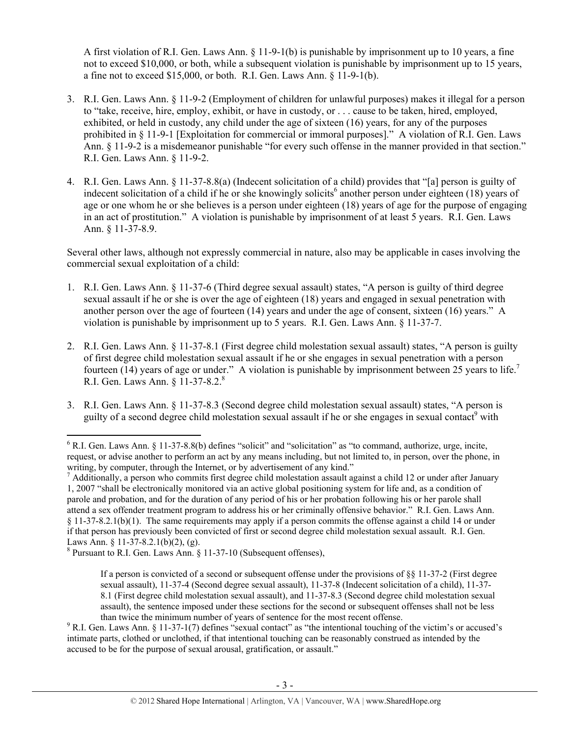A first violation of R.I. Gen. Laws Ann. § 11-9-1(b) is punishable by imprisonment up to 10 years, a fine not to exceed $10,000, or both, while a subsequent violation is punishable by imprisonment up to 15 years, a fine not to exceed $15,000, or both. R.I. Gen. Laws Ann. § 11-9-1(b).

3. R.I. Gen. Laws Ann. § 11-9-2 (Employment of children for unlawful purposes) makes it illegal for a person to "take, receive, hire, employ, exhibit, or have in custody, or . . . cause to be taken, hired, employed, exhibited, or held in custody, any child under the age of sixteen (16) years, for any of the purposes prohibited in § 11-9-1 [Exploitation for commercial or immoral purposes]." A violation of R.I. Gen. Laws Ann. § 11-9-2 is a misdemeanor punishable "for every such offense in the manner provided in that section." R.I. Gen. Laws Ann. § 11-9-2.

4. R.I. Gen. Laws Ann. § 11-37-8.8(a) (Indecent solicitation of a child) provides that "[a] person is guilty of indecent solicitation of a child if he or she knowingly solicits[6] another person under eighteen (18) years of age or one whom he or she believes is a person under eighteen (18) years of age for the purpose of engaging in an act of prostitution." A violation is punishable by imprisonment of at least 5 years. R.I. Gen. Laws Ann. § 11-37-8.9.

Several other laws, although not expressly commercial in nature, also may be applicable in cases involving the commercial sexual exploitation of a child:

1. R.I. Gen. Laws Ann. § 11-37-6 (Third degree sexual assault) states, "A person is guilty of third degree sexual assault if he or she is over the age of eighteen (18) years and engaged in sexual penetration with another person over the age of fourteen (14) years and under the age of consent, sixteen (16) years." A violation is punishable by imprisonment up to 5 years. R.I. Gen. Laws Ann. § 11-37-7.

2. R.I. Gen. Laws Ann. § 11-37-8.1 (First degree child molestation sexual assault) states, "A person is guilty of first degree child molestation sexual assault if he or she engages in sexual penetration with a person fourteen (14) years of age or under." A violation is punishable by imprisonment between 25 years to life.[7] R.I. Gen. Laws Ann. § 11-37-8.2.[8]

3. R.I. Gen. Laws Ann. § 11-37-8.3 (Second degree child molestation sexual assault) states, "A person is guilty of a second degree child molestation sexual assault if he or she engages in sexual contact[9] with

---

[6] R.I. Gen. Laws Ann. § 11-37-8.8(b) defines "solicit" and "solicitation" as "to command, authorize, urge, incite, request, or advise another to perform an act by any means including, but not limited to, in person, over the phone, in writing, by computer, through the Internet, or by advertisement of any kind."

[7] Additionally, a person who commits first degree child molestation assault against a child 12 or under after January 1, 2007 "shall be electronically monitored via an active global positioning system for life and, as a condition of parole and probation, and for the duration of any period of his or her probation following his or her parole shall attend a sex offender treatment program to address his or her criminally offensive behavior." R.I. Gen. Laws Ann. § 11-37-8.2.1(b)(1). The same requirements may apply if a person commits the offense against a child 14 or under if that person has previously been convicted of first or second degree child molestation sexual assault. R.I. Gen. Laws Ann. § 11-37-8.2.1(b)(2), (g).

[8] Pursuant to R.I. Gen. Laws Ann. § 11-37-10 (Subsequent offenses),

> If a person is convicted of a second or subsequent offense under the provisions of §§ 11-37-2 (First degree sexual assault), 11-37-4 (Second degree sexual assault), 11-37-8 (Indecent solicitation of a child), 11-37-8.1 (First degree child molestation sexual assault), and 11-37-8.3 (Second degree child molestation sexual assault), the sentence imposed under these sections for the second or subsequent offenses shall not be less than twice the minimum number of years of sentence for the most recent offense.

[9] R.I. Gen. Laws Ann. § 11-37-1(7) defines "sexual contact" as "the intentional touching of the victim's or accused's intimate parts, clothed or unclothed, if that intentional touching can be reasonably construed as intended by the accused to be for the purpose of sexual arousal, gratification, or assault."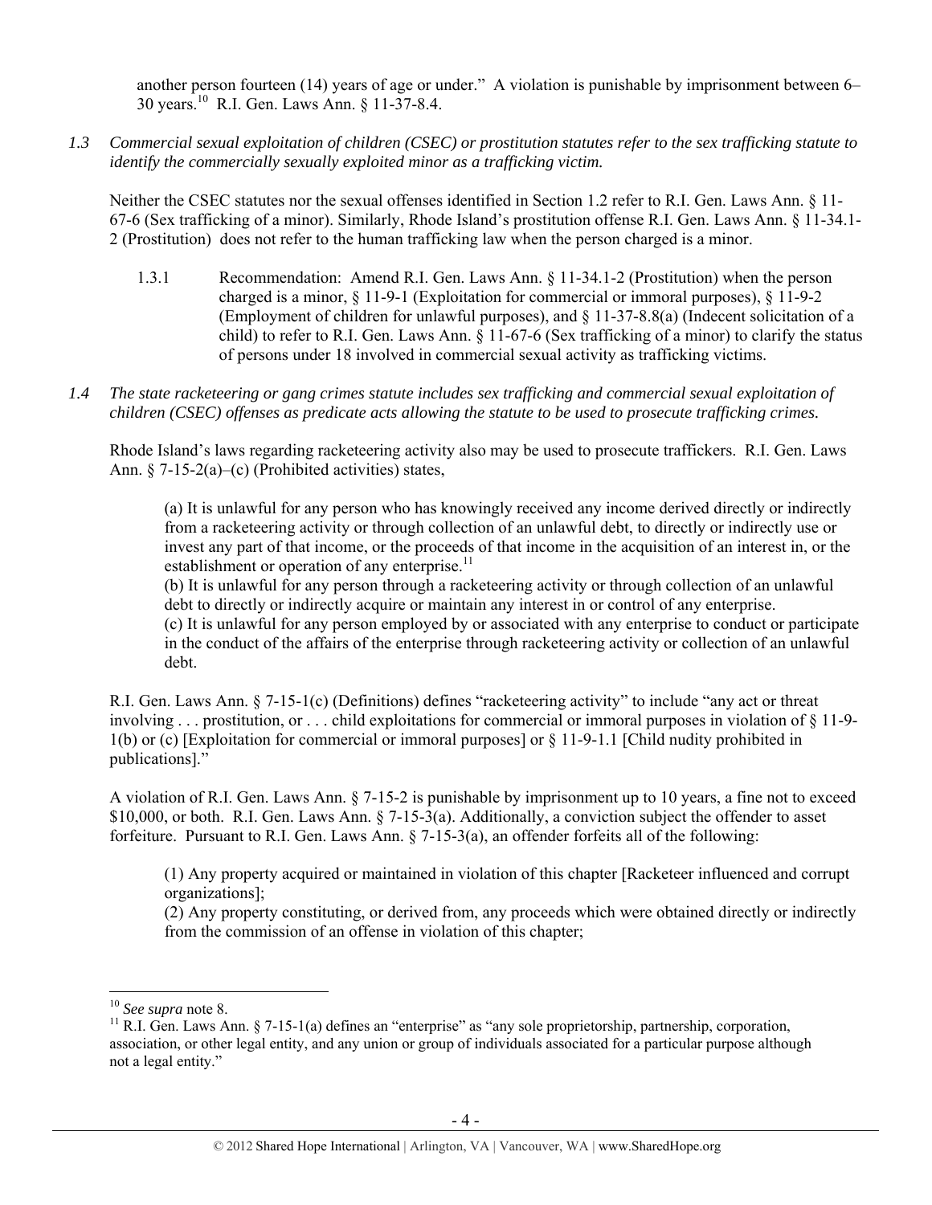another person fourteen (14) years of age or under." A violation is punishable by imprisonment between 6–30 years.[10] R.I. Gen. Laws Ann. § 11-37-8.4.

*1.3 Commercial sexual exploitation of children (CSEC) or prostitution statutes refer to the sex trafficking statute to identify the commercially sexually exploited minor as a trafficking victim.*

Neither the CSEC statutes nor the sexual offenses identified in Section 1.2 refer to R.I. Gen. Laws Ann. § 11-67-6 (Sex trafficking of a minor). Similarly, Rhode Island's prostitution offense R.I. Gen. Laws Ann. § 11-34.1-2 (Prostitution) does not refer to the human trafficking law when the person charged is a minor.

1.3.1 Recommendation: Amend R.I. Gen. Laws Ann. § 11-34.1-2 (Prostitution) when the person charged is a minor, § 11-9-1 (Exploitation for commercial or immoral purposes), § 11-9-2 (Employment of children for unlawful purposes), and § 11-37-8.8(a) (Indecent solicitation of a child) to refer to R.I. Gen. Laws Ann. § 11-67-6 (Sex trafficking of a minor) to clarify the status of persons under 18 involved in commercial sexual activity as trafficking victims.

*1.4 The state racketeering or gang crimes statute includes sex trafficking and commercial sexual exploitation of children (CSEC) offenses as predicate acts allowing the statute to be used to prosecute trafficking crimes.*

Rhode Island's laws regarding racketeering activity also may be used to prosecute traffickers. R.I. Gen. Laws Ann. § 7-15-2(a)–(c) (Prohibited activities) states,

> (a) It is unlawful for any person who has knowingly received any income derived directly or indirectly from a racketeering activity or through collection of an unlawful debt, to directly or indirectly use or invest any part of that income, or the proceeds of that income in the acquisition of an interest in, or the establishment or operation of any enterprise.[11]
> (b) It is unlawful for any person through a racketeering activity or through collection of an unlawful debt to directly or indirectly acquire or maintain any interest in or control of any enterprise.
> (c) It is unlawful for any person employed by or associated with any enterprise to conduct or participate in the conduct of the affairs of the enterprise through racketeering activity or collection of an unlawful debt.

R.I. Gen. Laws Ann. § 7-15-1(c) (Definitions) defines "racketeering activity" to include "any act or threat involving . . . prostitution, or . . . child exploitations for commercial or immoral purposes in violation of § 11-9-1(b) or (c) [Exploitation for commercial or immoral purposes] or § 11-9-1.1 [Child nudity prohibited in publications]."

A violation of R.I. Gen. Laws Ann. § 7-15-2 is punishable by imprisonment up to 10 years, a fine not to exceed $10,000, or both. R.I. Gen. Laws Ann. § 7-15-3(a). Additionally, a conviction subject the offender to asset forfeiture. Pursuant to R.I. Gen. Laws Ann. § 7-15-3(a), an offender forfeits all of the following:

> (1) Any property acquired or maintained in violation of this chapter [Racketeer influenced and corrupt organizations];
> (2) Any property constituting, or derived from, any proceeds which were obtained directly or indirectly from the commission of an offense in violation of this chapter;

---

[10] *See supra* note 8.

[11] R.I. Gen. Laws Ann. § 7-15-1(a) defines an "enterprise" as "any sole proprietorship, partnership, corporation, association, or other legal entity, and any union or group of individuals associated for a particular purpose although not a legal entity."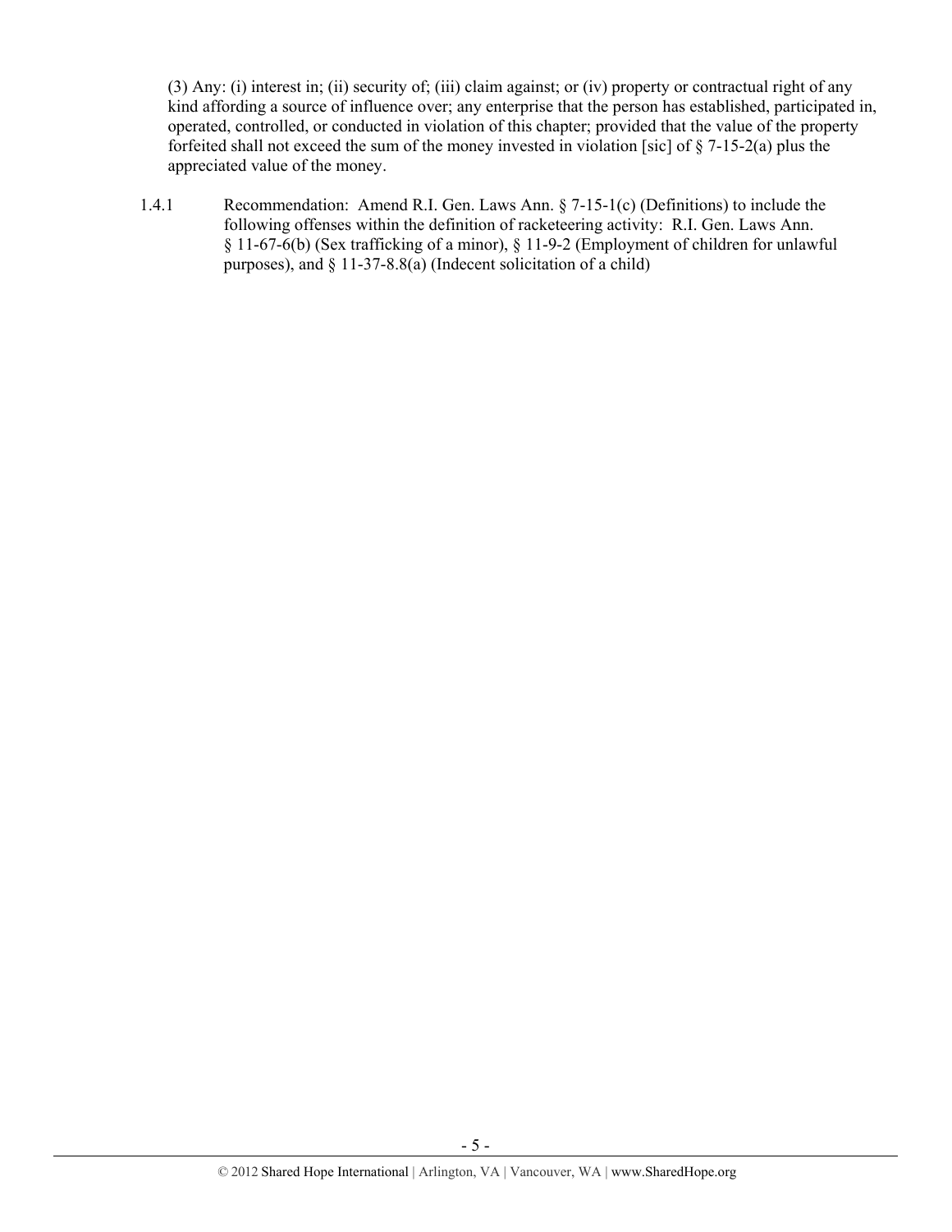(3) Any: (i) interest in; (ii) security of; (iii) claim against; or (iv) property or contractual right of any kind affording a source of influence over; any enterprise that the person has established, participated in, operated, controlled, or conducted in violation of this chapter; provided that the value of the property forfeited shall not exceed the sum of the money invested in violation [sic] of § 7-15-2(a) plus the appreciated value of the money.

1.4.1 Recommendation: Amend R.I. Gen. Laws Ann. § 7-15-1(c) (Definitions) to include the following offenses within the definition of racketeering activity: R.I. Gen. Laws Ann. § 11-67-6(b) (Sex trafficking of a minor), § 11-9-2 (Employment of children for unlawful purposes), and § 11-37-8.8(a) (Indecent solicitation of a child)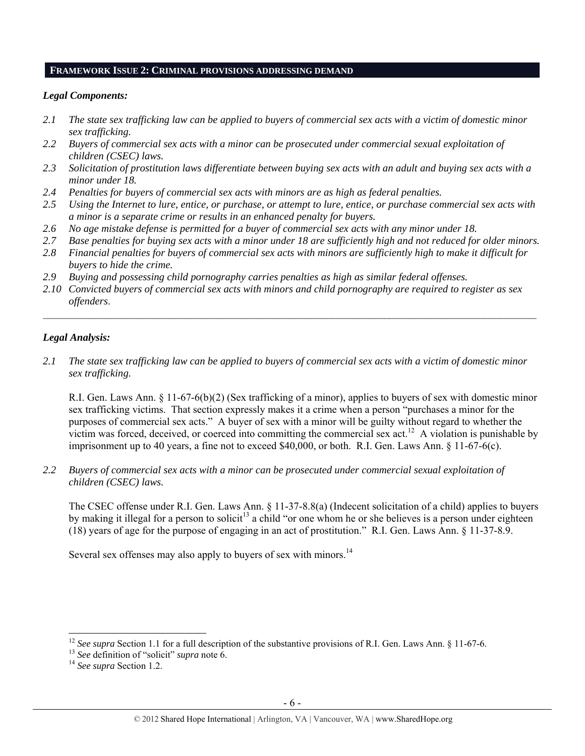## FRAMEWORK ISSUE 2: CRIMINAL PROVISIONS ADDRESSING DEMAND

### *Legal Components:*

*2.1 The state sex trafficking law can be applied to buyers of commercial sex acts with a victim of domestic minor sex trafficking.*

*2.2 Buyers of commercial sex acts with a minor can be prosecuted under commercial sexual exploitation of children (CSEC) laws.*

*2.3 Solicitation of prostitution laws differentiate between buying sex acts with an adult and buying sex acts with a minor under 18.*

*2.4 Penalties for buyers of commercial sex acts with minors are as high as federal penalties.*

*2.5 Using the Internet to lure, entice, or purchase, or attempt to lure, entice, or purchase commercial sex acts with a minor is a separate crime or results in an enhanced penalty for buyers.*

*2.6 No age mistake defense is permitted for a buyer of commercial sex acts with any minor under 18.*

*2.7 Base penalties for buying sex acts with a minor under 18 are sufficiently high and not reduced for older minors.*

*2.8 Financial penalties for buyers of commercial sex acts with minors are sufficiently high to make it difficult for buyers to hide the crime.*

*2.9 Buying and possessing child pornography carries penalties as high as similar federal offenses.*

*2.10 Convicted buyers of commercial sex acts with minors and child pornography are required to register as sex offenders.*

---

### *Legal Analysis:*

*2.1 The state sex trafficking law can be applied to buyers of commercial sex acts with a victim of domestic minor sex trafficking.*

R.I. Gen. Laws Ann. § 11-67-6(b)(2) (Sex trafficking of a minor), applies to buyers of sex with domestic minor sex trafficking victims. That section expressly makes it a crime when a person "purchases a minor for the purposes of commercial sex acts." A buyer of sex with a minor will be guilty without regard to whether the victim was forced, deceived, or coerced into committing the commercial sex act.[12] A violation is punishable by imprisonment up to 40 years, a fine not to exceed $40,000, or both. R.I. Gen. Laws Ann. § 11-67-6(c).

*2.2 Buyers of commercial sex acts with a minor can be prosecuted under commercial sexual exploitation of children (CSEC) laws.*

The CSEC offense under R.I. Gen. Laws Ann. § 11-37-8.8(a) (Indecent solicitation of a child) applies to buyers by making it illegal for a person to solicit[13] a child "or one whom he or she believes is a person under eighteen (18) years of age for the purpose of engaging in an act of prostitution." R.I. Gen. Laws Ann. § 11-37-8.9.

Several sex offenses may also apply to buyers of sex with minors.[14]

---

[12] *See supra* Section 1.1 for a full description of the substantive provisions of R.I. Gen. Laws Ann. § 11-67-6.

[13] *See* definition of "solicit" *supra* note 6.

[14] *See supra* Section 1.2.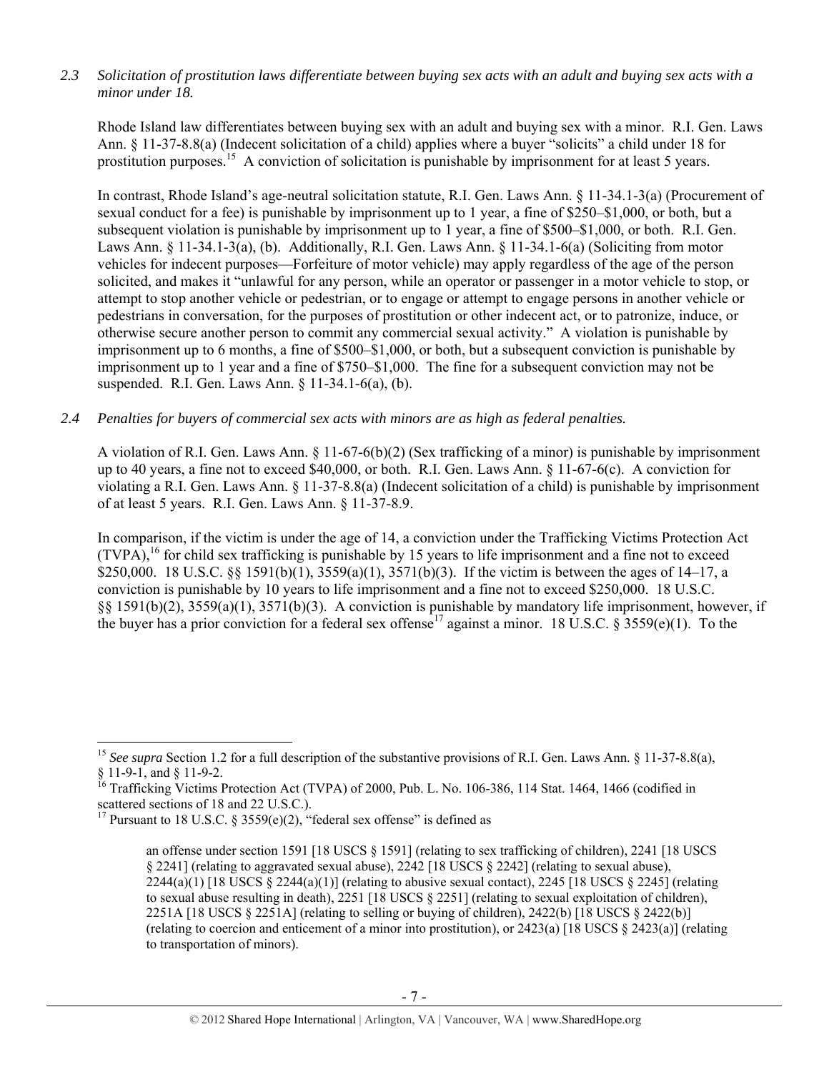*2.3 Solicitation of prostitution laws differentiate between buying sex acts with an adult and buying sex acts with a minor under 18.*

Rhode Island law differentiates between buying sex with an adult and buying sex with a minor. R.I. Gen. Laws Ann. § 11-37-8.8(a) (Indecent solicitation of a child) applies where a buyer "solicits" a child under 18 for prostitution purposes.[15] A conviction of solicitation is punishable by imprisonment for at least 5 years.

In contrast, Rhode Island's age-neutral solicitation statute, R.I. Gen. Laws Ann. § 11-34.1-3(a) (Procurement of sexual conduct for a fee) is punishable by imprisonment up to 1 year, a fine of $250–$1,000, or both, but a subsequent violation is punishable by imprisonment up to 1 year, a fine of $500–$1,000, or both. R.I. Gen. Laws Ann. § 11-34.1-3(a), (b). Additionally, R.I. Gen. Laws Ann. § 11-34.1-6(a) (Soliciting from motor vehicles for indecent purposes—Forfeiture of motor vehicle) may apply regardless of the age of the person solicited, and makes it "unlawful for any person, while an operator or passenger in a motor vehicle to stop, or attempt to stop another vehicle or pedestrian, or to engage or attempt to engage persons in another vehicle or pedestrians in conversation, for the purposes of prostitution or other indecent act, or to patronize, induce, or otherwise secure another person to commit any commercial sexual activity." A violation is punishable by imprisonment up to 6 months, a fine of $500–$1,000, or both, but a subsequent conviction is punishable by imprisonment up to 1 year and a fine of $750–$1,000. The fine for a subsequent conviction may not be suspended. R.I. Gen. Laws Ann. § 11-34.1-6(a), (b).

*2.4 Penalties for buyers of commercial sex acts with minors are as high as federal penalties.*

A violation of R.I. Gen. Laws Ann. § 11-67-6(b)(2) (Sex trafficking of a minor) is punishable by imprisonment up to 40 years, a fine not to exceed $40,000, or both. R.I. Gen. Laws Ann. § 11-67-6(c). A conviction for violating a R.I. Gen. Laws Ann. § 11-37-8.8(a) (Indecent solicitation of a child) is punishable by imprisonment of at least 5 years. R.I. Gen. Laws Ann. § 11-37-8.9.

In comparison, if the victim is under the age of 14, a conviction under the Trafficking Victims Protection Act (TVPA),[16] for child sex trafficking is punishable by 15 years to life imprisonment and a fine not to exceed $250,000. 18 U.S.C. §§ 1591(b)(1), 3559(a)(1), 3571(b)(3). If the victim is between the ages of 14–17, a conviction is punishable by 10 years to life imprisonment and a fine not to exceed $250,000. 18 U.S.C. §§ 1591(b)(2), 3559(a)(1), 3571(b)(3). A conviction is punishable by mandatory life imprisonment, however, if the buyer has a prior conviction for a federal sex offense[17] against a minor. 18 U.S.C. § 3559(e)(1). To the

---

[15] *See supra* Section 1.2 for a full description of the substantive provisions of R.I. Gen. Laws Ann. § 11-37-8.8(a), § 11-9-1, and § 11-9-2.

[16] Trafficking Victims Protection Act (TVPA) of 2000, Pub. L. No. 106-386, 114 Stat. 1464, 1466 (codified in scattered sections of 18 and 22 U.S.C.).

[17] Pursuant to 18 U.S.C. § 3559(e)(2), "federal sex offense" is defined as

> an offense under section 1591 [18 USCS § 1591] (relating to sex trafficking of children), 2241 [18 USCS § 2241] (relating to aggravated sexual abuse), 2242 [18 USCS § 2242] (relating to sexual abuse), 2244(a)(1) [18 USCS § 2244(a)(1)] (relating to abusive sexual contact), 2245 [18 USCS § 2245] (relating to sexual abuse resulting in death), 2251 [18 USCS § 2251] (relating to sexual exploitation of children), 2251A [18 USCS § 2251A] (relating to selling or buying of children), 2422(b) [18 USCS § 2422(b)] (relating to coercion and enticement of a minor into prostitution), or 2423(a) [18 USCS § 2423(a)] (relating to transportation of minors).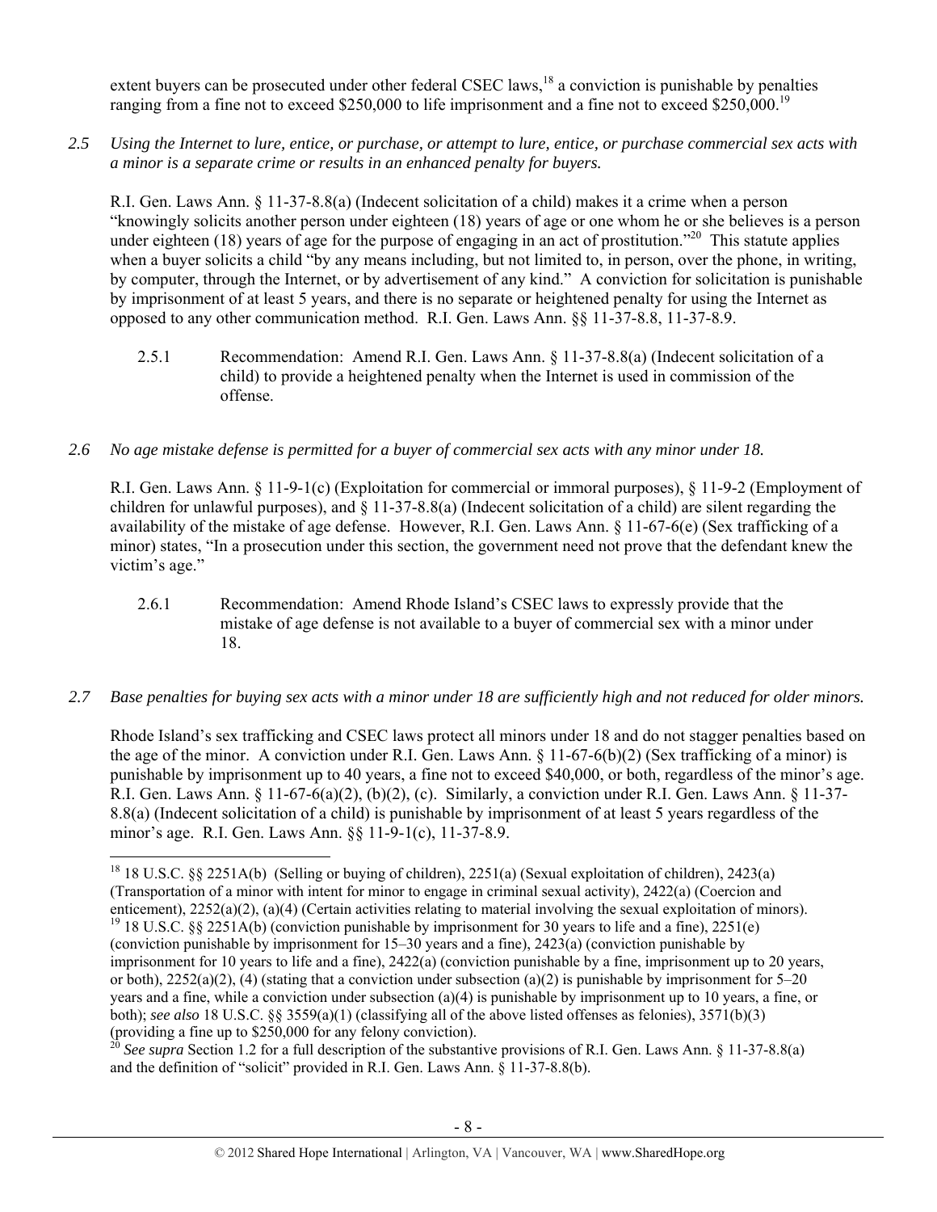extent buyers can be prosecuted under other federal CSEC laws,[18] a conviction is punishable by penalties ranging from a fine not to exceed $250,000 to life imprisonment and a fine not to exceed $250,000.[19]

*2.5 Using the Internet to lure, entice, or purchase, or attempt to lure, entice, or purchase commercial sex acts with a minor is a separate crime or results in an enhanced penalty for buyers.*

R.I. Gen. Laws Ann. § 11-37-8.8(a) (Indecent solicitation of a child) makes it a crime when a person "knowingly solicits another person under eighteen (18) years of age or one whom he or she believes is a person under eighteen (18) years of age for the purpose of engaging in an act of prostitution."[20] This statute applies when a buyer solicits a child "by any means including, but not limited to, in person, over the phone, in writing, by computer, through the Internet, or by advertisement of any kind." A conviction for solicitation is punishable by imprisonment of at least 5 years, and there is no separate or heightened penalty for using the Internet as opposed to any other communication method. R.I. Gen. Laws Ann. §§ 11-37-8.8, 11-37-8.9.

2.5.1 Recommendation: Amend R.I. Gen. Laws Ann. § 11-37-8.8(a) (Indecent solicitation of a child) to provide a heightened penalty when the Internet is used in commission of the offense.

*2.6 No age mistake defense is permitted for a buyer of commercial sex acts with any minor under 18.*

R.I. Gen. Laws Ann. § 11-9-1(c) (Exploitation for commercial or immoral purposes), § 11-9-2 (Employment of children for unlawful purposes), and § 11-37-8.8(a) (Indecent solicitation of a child) are silent regarding the availability of the mistake of age defense. However, R.I. Gen. Laws Ann. § 11-67-6(e) (Sex trafficking of a minor) states, "In a prosecution under this section, the government need not prove that the defendant knew the victim's age."

2.6.1 Recommendation: Amend Rhode Island's CSEC laws to expressly provide that the mistake of age defense is not available to a buyer of commercial sex with a minor under 18.

*2.7 Base penalties for buying sex acts with a minor under 18 are sufficiently high and not reduced for older minors.*

Rhode Island's sex trafficking and CSEC laws protect all minors under 18 and do not stagger penalties based on the age of the minor. A conviction under R.I. Gen. Laws Ann. § 11-67-6(b)(2) (Sex trafficking of a minor) is punishable by imprisonment up to 40 years, a fine not to exceed $40,000, or both, regardless of the minor's age. R.I. Gen. Laws Ann. § 11-67-6(a)(2), (b)(2), (c). Similarly, a conviction under R.I. Gen. Laws Ann. § 11-37-8.8(a) (Indecent solicitation of a child) is punishable by imprisonment of at least 5 years regardless of the minor's age. R.I. Gen. Laws Ann. §§ 11-9-1(c), 11-37-8.9.

---

[18] 18 U.S.C. §§ 2251A(b) (Selling or buying of children), 2251(a) (Sexual exploitation of children), 2423(a) (Transportation of a minor with intent for minor to engage in criminal sexual activity), 2422(a) (Coercion and enticement), 2252(a)(2), (a)(4) (Certain activities relating to material involving the sexual exploitation of minors).

[19] 18 U.S.C. §§ 2251A(b) (conviction punishable by imprisonment for 30 years to life and a fine), 2251(e) (conviction punishable by imprisonment for 15–30 years and a fine), 2423(a) (conviction punishable by imprisonment for 10 years to life and a fine), 2422(a) (conviction punishable by a fine, imprisonment up to 20 years, or both), 2252(a)(2), (4) (stating that a conviction under subsection (a)(2) is punishable by imprisonment for 5–20 years and a fine, while a conviction under subsection (a)(4) is punishable by imprisonment up to 10 years, a fine, or both); *see also* 18 U.S.C. §§ 3559(a)(1) (classifying all of the above listed offenses as felonies), 3571(b)(3) (providing a fine up to $250,000 for any felony conviction).

[20] *See supra* Section 1.2 for a full description of the substantive provisions of R.I. Gen. Laws Ann. § 11-37-8.8(a) and the definition of "solicit" provided in R.I. Gen. Laws Ann. § 11-37-8.8(b).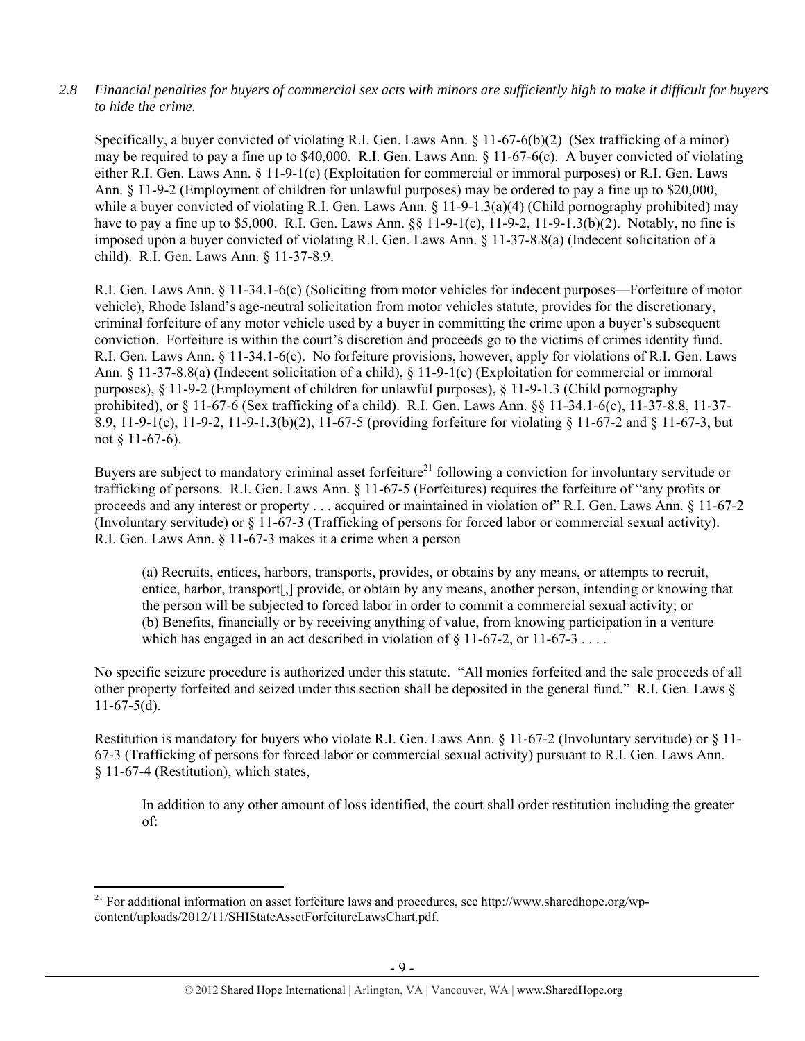*2.8 Financial penalties for buyers of commercial sex acts with minors are sufficiently high to make it difficult for buyers to hide the crime.*

Specifically, a buyer convicted of violating R.I. Gen. Laws Ann. § 11-67-6(b)(2) (Sex trafficking of a minor) may be required to pay a fine up to $40,000. R.I. Gen. Laws Ann. § 11-67-6(c). A buyer convicted of violating either R.I. Gen. Laws Ann. § 11-9-1(c) (Exploitation for commercial or immoral purposes) or R.I. Gen. Laws Ann. § 11-9-2 (Employment of children for unlawful purposes) may be ordered to pay a fine up to $20,000, while a buyer convicted of violating R.I. Gen. Laws Ann. § 11-9-1.3(a)(4) (Child pornography prohibited) may have to pay a fine up to $5,000. R.I. Gen. Laws Ann. §§ 11-9-1(c), 11-9-2, 11-9-1.3(b)(2). Notably, no fine is imposed upon a buyer convicted of violating R.I. Gen. Laws Ann. § 11-37-8.8(a) (Indecent solicitation of a child). R.I. Gen. Laws Ann. § 11-37-8.9.

R.I. Gen. Laws Ann. § 11-34.1-6(c) (Soliciting from motor vehicles for indecent purposes—Forfeiture of motor vehicle), Rhode Island's age-neutral solicitation from motor vehicles statute, provides for the discretionary, criminal forfeiture of any motor vehicle used by a buyer in committing the crime upon a buyer's subsequent conviction. Forfeiture is within the court's discretion and proceeds go to the victims of crimes identity fund. R.I. Gen. Laws Ann. § 11-34.1-6(c). No forfeiture provisions, however, apply for violations of R.I. Gen. Laws Ann. § 11-37-8.8(a) (Indecent solicitation of a child), § 11-9-1(c) (Exploitation for commercial or immoral purposes), § 11-9-2 (Employment of children for unlawful purposes), § 11-9-1.3 (Child pornography prohibited), or § 11-67-6 (Sex trafficking of a child). R.I. Gen. Laws Ann. §§ 11-34.1-6(c), 11-37-8.8, 11-37-8.9, 11-9-1(c), 11-9-2, 11-9-1.3(b)(2), 11-67-5 (providing forfeiture for violating § 11-67-2 and § 11-67-3, but not § 11-67-6).

Buyers are subject to mandatory criminal asset forfeiture[21] following a conviction for involuntary servitude or trafficking of persons. R.I. Gen. Laws Ann. § 11-67-5 (Forfeitures) requires the forfeiture of "any profits or proceeds and any interest or property . . . acquired or maintained in violation of" R.I. Gen. Laws Ann. § 11-67-2 (Involuntary servitude) or § 11-67-3 (Trafficking of persons for forced labor or commercial sexual activity). R.I. Gen. Laws Ann. § 11-67-3 makes it a crime when a person

> (a) Recruits, entices, harbors, transports, provides, or obtains by any means, or attempts to recruit, entice, harbor, transport[,] provide, or obtain by any means, another person, intending or knowing that the person will be subjected to forced labor in order to commit a commercial sexual activity; or
> (b) Benefits, financially or by receiving anything of value, from knowing participation in a venture which has engaged in an act described in violation of § 11-67-2, or 11-67-3 . . . .

No specific seizure procedure is authorized under this statute. "All monies forfeited and the sale proceeds of all other property forfeited and seized under this section shall be deposited in the general fund." R.I. Gen. Laws § 11-67-5(d).

Restitution is mandatory for buyers who violate R.I. Gen. Laws Ann. § 11-67-2 (Involuntary servitude) or § 11-67-3 (Trafficking of persons for forced labor or commercial sexual activity) pursuant to R.I. Gen. Laws Ann. § 11-67-4 (Restitution), which states,

> In addition to any other amount of loss identified, the court shall order restitution including the greater of:

---

[21] For additional information on asset forfeiture laws and procedures, see http://www.sharedhope.org/wp-content/uploads/2012/11/SHIStateAssetForfeitureLawsChart.pdf.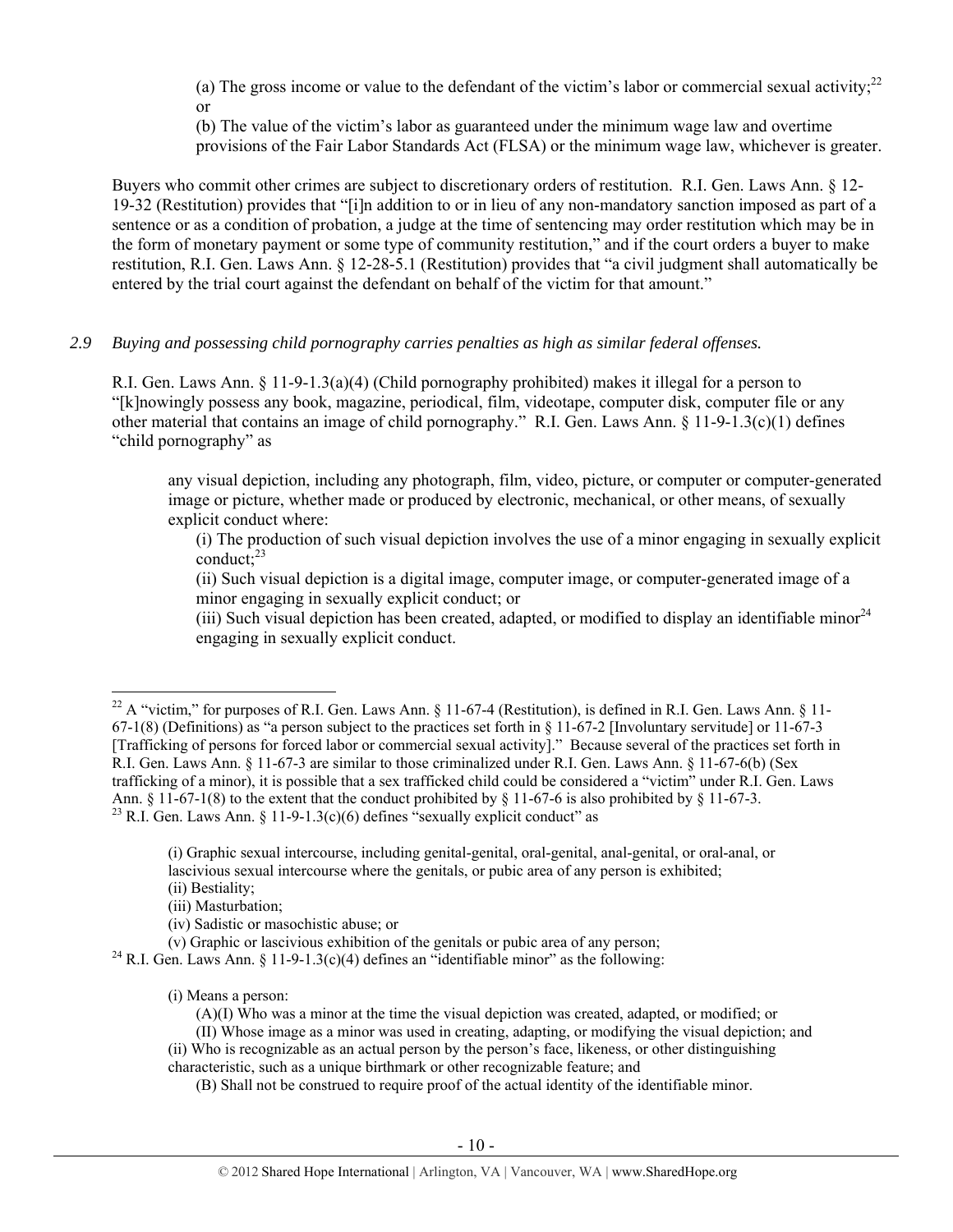(a) The gross income or value to the defendant of the victim's labor or commercial sexual activity;[22] or

(b) The value of the victim's labor as guaranteed under the minimum wage law and overtime provisions of the Fair Labor Standards Act (FLSA) or the minimum wage law, whichever is greater.

Buyers who commit other crimes are subject to discretionary orders of restitution. R.I. Gen. Laws Ann. § 12-19-32 (Restitution) provides that "[i]n addition to or in lieu of any non-mandatory sanction imposed as part of a sentence or as a condition of probation, a judge at the time of sentencing may order restitution which may be in the form of monetary payment or some type of community restitution," and if the court orders a buyer to make restitution, R.I. Gen. Laws Ann. § 12-28-5.1 (Restitution) provides that "a civil judgment shall automatically be entered by the trial court against the defendant on behalf of the victim for that amount."

*2.9 Buying and possessing child pornography carries penalties as high as similar federal offenses.*

R.I. Gen. Laws Ann. § 11-9-1.3(a)(4) (Child pornography prohibited) makes it illegal for a person to "[k]nowingly possess any book, magazine, periodical, film, videotape, computer disk, computer file or any other material that contains an image of child pornography." R.I. Gen. Laws Ann. § 11-9-1.3(c)(1) defines "child pornography" as

> any visual depiction, including any photograph, film, video, picture, or computer or computer-generated image or picture, whether made or produced by electronic, mechanical, or other means, of sexually explicit conduct where:
>
> (i) The production of such visual depiction involves the use of a minor engaging in sexually explicit conduct;[23]
>
> (ii) Such visual depiction is a digital image, computer image, or computer-generated image of a minor engaging in sexually explicit conduct; or
>
> (iii) Such visual depiction has been created, adapted, or modified to display an identifiable minor[24] engaging in sexually explicit conduct.

---

[22] A "victim," for purposes of R.I. Gen. Laws Ann. § 11-67-4 (Restitution), is defined in R.I. Gen. Laws Ann. § 11-67-1(8) (Definitions) as "a person subject to the practices set forth in § 11-67-2 [Involuntary servitude] or 11-67-3 [Trafficking of persons for forced labor or commercial sexual activity]." Because several of the practices set forth in R.I. Gen. Laws Ann. § 11-67-3 are similar to those criminalized under R.I. Gen. Laws Ann. § 11-67-6(b) (Sex trafficking of a minor), it is possible that a sex trafficked child could be considered a "victim" under R.I. Gen. Laws Ann. § 11-67-1(8) to the extent that the conduct prohibited by § 11-67-6 is also prohibited by § 11-67-3.

[23] R.I. Gen. Laws Ann. § 11-9-1.3(c)(6) defines "sexually explicit conduct" as

> (i) Graphic sexual intercourse, including genital-genital, oral-genital, anal-genital, or oral-anal, or lascivious sexual intercourse where the genitals, or pubic area of any person is exhibited;
> (ii) Bestiality;
> (iii) Masturbation;
> (iv) Sadistic or masochistic abuse; or
> (v) Graphic or lascivious exhibition of the genitals or pubic area of any person;

[24] R.I. Gen. Laws Ann. § 11-9-1.3(c)(4) defines an "identifiable minor" as the following:

> (i) Means a person:
> (A)(I) Who was a minor at the time the visual depiction was created, adapted, or modified; or
> (II) Whose image as a minor was used in creating, adapting, or modifying the visual depiction; and
> (ii) Who is recognizable as an actual person by the person's face, likeness, or other distinguishing characteristic, such as a unique birthmark or other recognizable feature; and
> (B) Shall not be construed to require proof of the actual identity of the identifiable minor.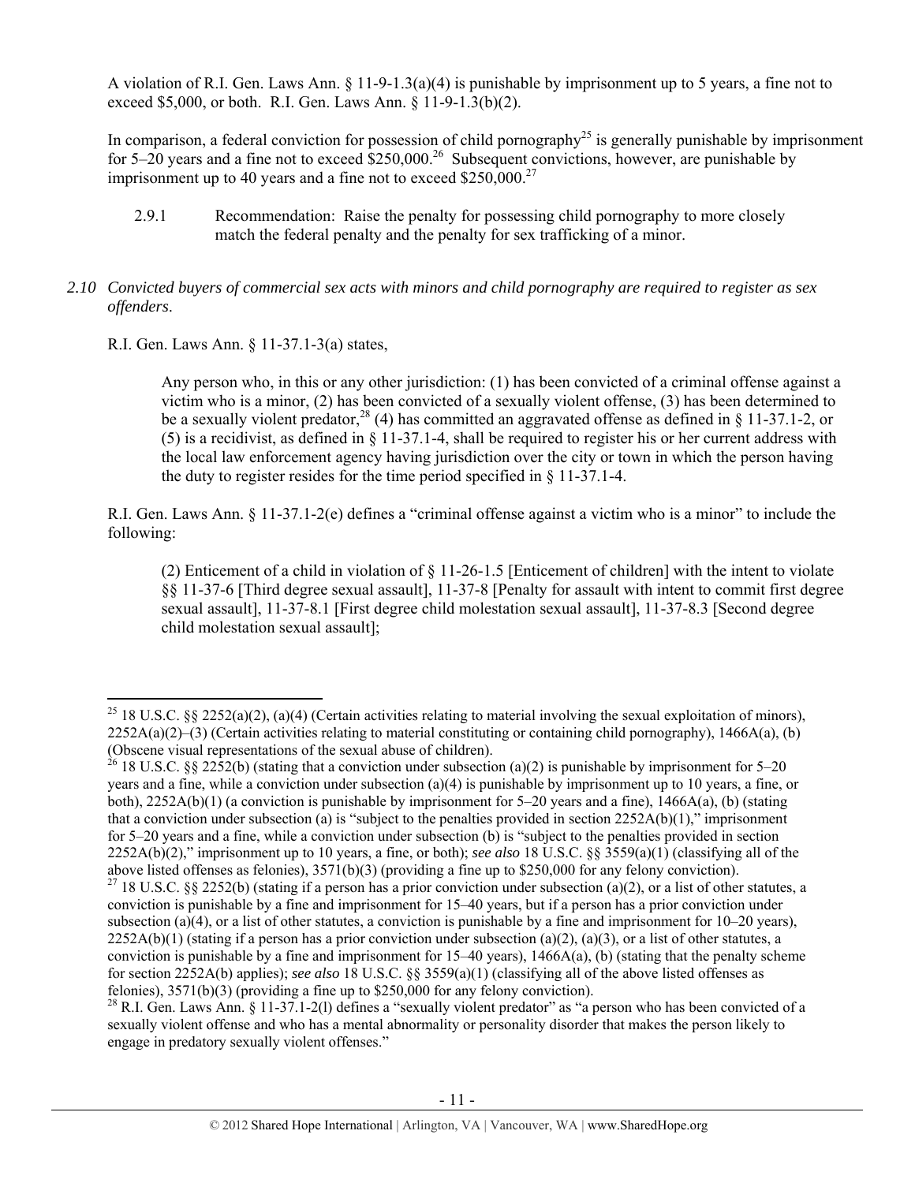A violation of R.I. Gen. Laws Ann. § 11-9-1.3(a)(4) is punishable by imprisonment up to 5 years, a fine not to exceed $5,000, or both. R.I. Gen. Laws Ann. § 11-9-1.3(b)(2).

In comparison, a federal conviction for possession of child pornography[25] is generally punishable by imprisonment for 5–20 years and a fine not to exceed $250,000.[26] Subsequent convictions, however, are punishable by imprisonment up to 40 years and a fine not to exceed $250,000.[27]

> 2.9.1 Recommendation: Raise the penalty for possessing child pornography to more closely match the federal penalty and the penalty for sex trafficking of a minor.

*2.10 Convicted buyers of commercial sex acts with minors and child pornography are required to register as sex offenders.*

R.I. Gen. Laws Ann. § 11-37.1-3(a) states,

> Any person who, in this or any other jurisdiction: (1) has been convicted of a criminal offense against a victim who is a minor, (2) has been convicted of a sexually violent offense, (3) has been determined to be a sexually violent predator,[28] (4) has committed an aggravated offense as defined in § 11-37.1-2, or (5) is a recidivist, as defined in § 11-37.1-4, shall be required to register his or her current address with the local law enforcement agency having jurisdiction over the city or town in which the person having the duty to register resides for the time period specified in § 11-37.1-4.

R.I. Gen. Laws Ann. § 11-37.1-2(e) defines a "criminal offense against a victim who is a minor" to include the following:

> (2) Enticement of a child in violation of § 11-26-1.5 [Enticement of children] with the intent to violate §§ 11-37-6 [Third degree sexual assault], 11-37-8 [Penalty for assault with intent to commit first degree sexual assault], 11-37-8.1 [First degree child molestation sexual assault], 11-37-8.3 [Second degree child molestation sexual assault];

---

[25] 18 U.S.C. §§ 2252(a)(2), (a)(4) (Certain activities relating to material involving the sexual exploitation of minors), 2252A(a)(2)–(3) (Certain activities relating to material constituting or containing child pornography), 1466A(a), (b) (Obscene visual representations of the sexual abuse of children).

[26] 18 U.S.C. §§ 2252(b) (stating that a conviction under subsection (a)(2) is punishable by imprisonment for 5–20 years and a fine, while a conviction under subsection (a)(4) is punishable by imprisonment up to 10 years, a fine, or both), 2252A(b)(1) (a conviction is punishable by imprisonment for 5–20 years and a fine), 1466A(a), (b) (stating that a conviction under subsection (a) is "subject to the penalties provided in section 2252A(b)(1)," imprisonment for 5–20 years and a fine, while a conviction under subsection (b) is "subject to the penalties provided in section 2252A(b)(2)," imprisonment up to 10 years, a fine, or both); *see also* 18 U.S.C. §§ 3559(a)(1) (classifying all of the above listed offenses as felonies), 3571(b)(3) (providing a fine up to $250,000 for any felony conviction).

[27] 18 U.S.C. §§ 2252(b) (stating if a person has a prior conviction under subsection (a)(2), or a list of other statutes, a conviction is punishable by a fine and imprisonment for 15–40 years, but if a person has a prior conviction under subsection (a)(4), or a list of other statutes, a conviction is punishable by a fine and imprisonment for 10–20 years), 2252A(b)(1) (stating if a person has a prior conviction under subsection (a)(2), (a)(3), or a list of other statutes, a conviction is punishable by a fine and imprisonment for 15–40 years), 1466A(a), (b) (stating that the penalty scheme for section 2252A(b) applies); *see also* 18 U.S.C. §§ 3559(a)(1) (classifying all of the above listed offenses as felonies), 3571(b)(3) (providing a fine up to $250,000 for any felony conviction).

[28] R.I. Gen. Laws Ann. § 11-37.1-2(l) defines a "sexually violent predator" as "a person who has been convicted of a sexually violent offense and who has a mental abnormality or personality disorder that makes the person likely to engage in predatory sexually violent offenses."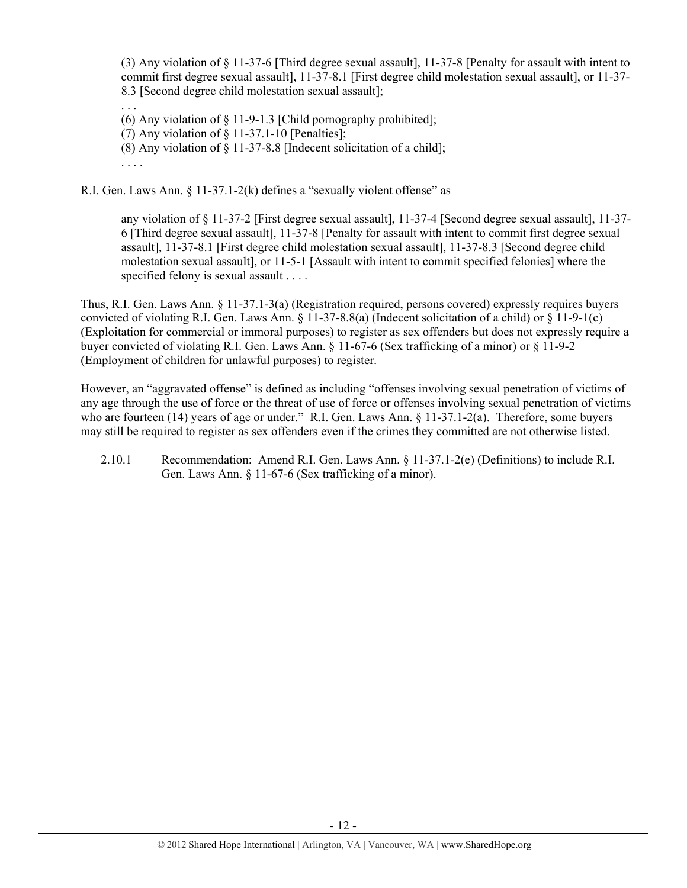> (3) Any violation of § 11-37-6 [Third degree sexual assault], 11-37-8 [Penalty for assault with intent to commit first degree sexual assault], 11-37-8.1 [First degree child molestation sexual assault], or 11-37-8.3 [Second degree child molestation sexual assault];
>
> . . .
>
> (6) Any violation of § 11-9-1.3 [Child pornography prohibited];
>
> (7) Any violation of § 11-37.1-10 [Penalties];
>
> (8) Any violation of § 11-37-8.8 [Indecent solicitation of a child];
>
> . . . .

R.I. Gen. Laws Ann. § 11-37.1-2(k) defines a "sexually violent offense" as

> any violation of § 11-37-2 [First degree sexual assault], 11-37-4 [Second degree sexual assault], 11-37-6 [Third degree sexual assault], 11-37-8 [Penalty for assault with intent to commit first degree sexual assault], 11-37-8.1 [First degree child molestation sexual assault], 11-37-8.3 [Second degree child molestation sexual assault], or 11-5-1 [Assault with intent to commit specified felonies] where the specified felony is sexual assault . . . .

Thus, R.I. Gen. Laws Ann. § 11-37.1-3(a) (Registration required, persons covered) expressly requires buyers convicted of violating R.I. Gen. Laws Ann. § 11-37-8.8(a) (Indecent solicitation of a child) or § 11-9-1(c) (Exploitation for commercial or immoral purposes) to register as sex offenders but does not expressly require a buyer convicted of violating R.I. Gen. Laws Ann. § 11-67-6 (Sex trafficking of a minor) or § 11-9-2 (Employment of children for unlawful purposes) to register.

However, an "aggravated offense" is defined as including "offenses involving sexual penetration of victims of any age through the use of force or the threat of use of force or offenses involving sexual penetration of victims who are fourteen (14) years of age or under." R.I. Gen. Laws Ann. § 11-37.1-2(a). Therefore, some buyers may still be required to register as sex offenders even if the crimes they committed are not otherwise listed.

2.10.1 Recommendation: Amend R.I. Gen. Laws Ann. § 11-37.1-2(e) (Definitions) to include R.I. Gen. Laws Ann. § 11-67-6 (Sex trafficking of a minor).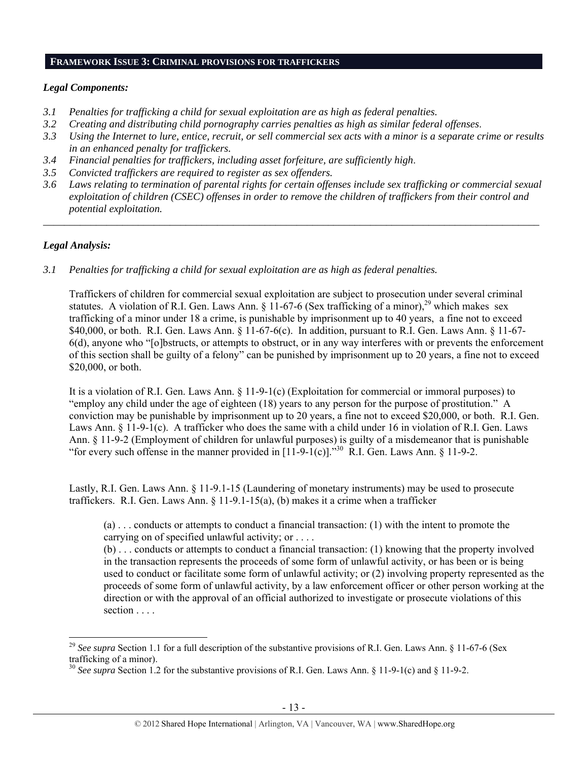## FRAMEWORK ISSUE 3: CRIMINAL PROVISIONS FOR TRAFFICKERS

### *Legal Components:*

*3.1 Penalties for trafficking a child for sexual exploitation are as high as federal penalties.*
*3.2 Creating and distributing child pornography carries penalties as high as similar federal offenses.*
*3.3 Using the Internet to lure, entice, recruit, or sell commercial sex acts with a minor is a separate crime or results in an enhanced penalty for traffickers.*
*3.4 Financial penalties for traffickers, including asset forfeiture, are sufficiently high.*
*3.5 Convicted traffickers are required to register as sex offenders.*
*3.6 Laws relating to termination of parental rights for certain offenses include sex trafficking or commercial sexual exploitation of children (CSEC) offenses in order to remove the children of traffickers from their control and potential exploitation.*

---

### *Legal Analysis:*

*3.1 Penalties for trafficking a child for sexual exploitation are as high as federal penalties.*

Traffickers of children for commercial sexual exploitation are subject to prosecution under several criminal statutes. A violation of R.I. Gen. Laws Ann. § 11-67-6 (Sex trafficking of a minor),[29] which makes sex trafficking of a minor under 18 a crime, is punishable by imprisonment up to 40 years, a fine not to exceed $40,000, or both. R.I. Gen. Laws Ann. § 11-67-6(c). In addition, pursuant to R.I. Gen. Laws Ann. § 11-67-6(d), anyone who "[o]bstructs, or attempts to obstruct, or in any way interferes with or prevents the enforcement of this section shall be guilty of a felony" can be punished by imprisonment up to 20 years, a fine not to exceed $20,000, or both.

It is a violation of R.I. Gen. Laws Ann. § 11-9-1(c) (Exploitation for commercial or immoral purposes) to "employ any child under the age of eighteen (18) years to any person for the purpose of prostitution." A conviction may be punishable by imprisonment up to 20 years, a fine not to exceed $20,000, or both. R.I. Gen. Laws Ann. § 11-9-1(c). A trafficker who does the same with a child under 16 in violation of R.I. Gen. Laws Ann. § 11-9-2 (Employment of children for unlawful purposes) is guilty of a misdemeanor that is punishable "for every such offense in the manner provided in [11-9-1(c)]."[30] R.I. Gen. Laws Ann. § 11-9-2.

Lastly, R.I. Gen. Laws Ann. § 11-9.1-15 (Laundering of monetary instruments) may be used to prosecute traffickers. R.I. Gen. Laws Ann. § 11-9.1-15(a), (b) makes it a crime when a trafficker

> (a) . . . conducts or attempts to conduct a financial transaction: (1) with the intent to promote the carrying on of specified unlawful activity; or . . . .
> (b) . . . conducts or attempts to conduct a financial transaction: (1) knowing that the property involved in the transaction represents the proceeds of some form of unlawful activity, or has been or is being used to conduct or facilitate some form of unlawful activity; or (2) involving property represented as the proceeds of some form of unlawful activity, by a law enforcement officer or other person working at the direction or with the approval of an official authorized to investigate or prosecute violations of this section . . . .

---

[29] *See supra* Section 1.1 for a full description of the substantive provisions of R.I. Gen. Laws Ann. § 11-67-6 (Sex trafficking of a minor).
[30] *See supra* Section 1.2 for the substantive provisions of R.I. Gen. Laws Ann. § 11-9-1(c) and § 11-9-2.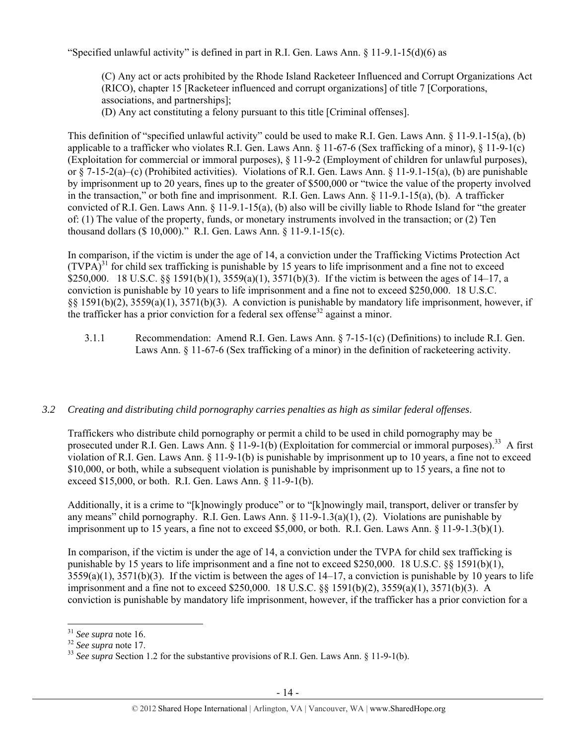"Specified unlawful activity" is defined in part in R.I. Gen. Laws Ann. § 11-9.1-15(d)(6) as

> (C) Any act or acts prohibited by the Rhode Island Racketeer Influenced and Corrupt Organizations Act (RICO), chapter 15 [Racketeer influenced and corrupt organizations] of title 7 [Corporations, associations, and partnerships];
> (D) Any act constituting a felony pursuant to this title [Criminal offenses].

This definition of "specified unlawful activity" could be used to make R.I. Gen. Laws Ann. § 11-9.1-15(a), (b) applicable to a trafficker who violates R.I. Gen. Laws Ann. § 11-67-6 (Sex trafficking of a minor), § 11-9-1(c) (Exploitation for commercial or immoral purposes), § 11-9-2 (Employment of children for unlawful purposes), or § 7-15-2(a)–(c) (Prohibited activities). Violations of R.I. Gen. Laws Ann. § 11-9.1-15(a), (b) are punishable by imprisonment up to 20 years, fines up to the greater of $500,000 or "twice the value of the property involved in the transaction," or both fine and imprisonment. R.I. Gen. Laws Ann. § 11-9.1-15(a), (b). A trafficker convicted of R.I. Gen. Laws Ann. § 11-9.1-15(a), (b) also will be civilly liable to Rhode Island for "the greater of: (1) The value of the property, funds, or monetary instruments involved in the transaction; or (2) Ten thousand dollars ($ 10,000)." R.I. Gen. Laws Ann. § 11-9.1-15(c).

In comparison, if the victim is under the age of 14, a conviction under the Trafficking Victims Protection Act (TVPA)[31] for child sex trafficking is punishable by 15 years to life imprisonment and a fine not to exceed $250,000. 18 U.S.C. §§ 1591(b)(1), 3559(a)(1), 3571(b)(3). If the victim is between the ages of 14–17, a conviction is punishable by 10 years to life imprisonment and a fine not to exceed $250,000. 18 U.S.C. §§ 1591(b)(2), 3559(a)(1), 3571(b)(3). A conviction is punishable by mandatory life imprisonment, however, if the trafficker has a prior conviction for a federal sex offense[32] against a minor.

3.1.1 Recommendation: Amend R.I. Gen. Laws Ann. § 7-15-1(c) (Definitions) to include R.I. Gen. Laws Ann. § 11-67-6 (Sex trafficking of a minor) in the definition of racketeering activity.

### *3.2 Creating and distributing child pornography carries penalties as high as similar federal offenses.*

Traffickers who distribute child pornography or permit a child to be used in child pornography may be prosecuted under R.I. Gen. Laws Ann. § 11-9-1(b) (Exploitation for commercial or immoral purposes).[33] A first violation of R.I. Gen. Laws Ann. § 11-9-1(b) is punishable by imprisonment up to 10 years, a fine not to exceed $10,000, or both, while a subsequent violation is punishable by imprisonment up to 15 years, a fine not to exceed $15,000, or both. R.I. Gen. Laws Ann. § 11-9-1(b).

Additionally, it is a crime to "[k]nowingly produce" or to "[k]nowingly mail, transport, deliver or transfer by any means" child pornography. R.I. Gen. Laws Ann. § 11-9-1.3(a)(1), (2). Violations are punishable by imprisonment up to 15 years, a fine not to exceed $5,000, or both. R.I. Gen. Laws Ann. § 11-9-1.3(b)(1).

In comparison, if the victim is under the age of 14, a conviction under the TVPA for child sex trafficking is punishable by 15 years to life imprisonment and a fine not to exceed $250,000. 18 U.S.C. §§ 1591(b)(1), 3559(a)(1), 3571(b)(3). If the victim is between the ages of 14–17, a conviction is punishable by 10 years to life imprisonment and a fine not to exceed $250,000. 18 U.S.C. §§ 1591(b)(2), 3559(a)(1), 3571(b)(3). A conviction is punishable by mandatory life imprisonment, however, if the trafficker has a prior conviction for a

---

[31] *See supra* note 16.

[32] *See supra* note 17.

[33] *See supra* Section 1.2 for the substantive provisions of R.I. Gen. Laws Ann. § 11-9-1(b).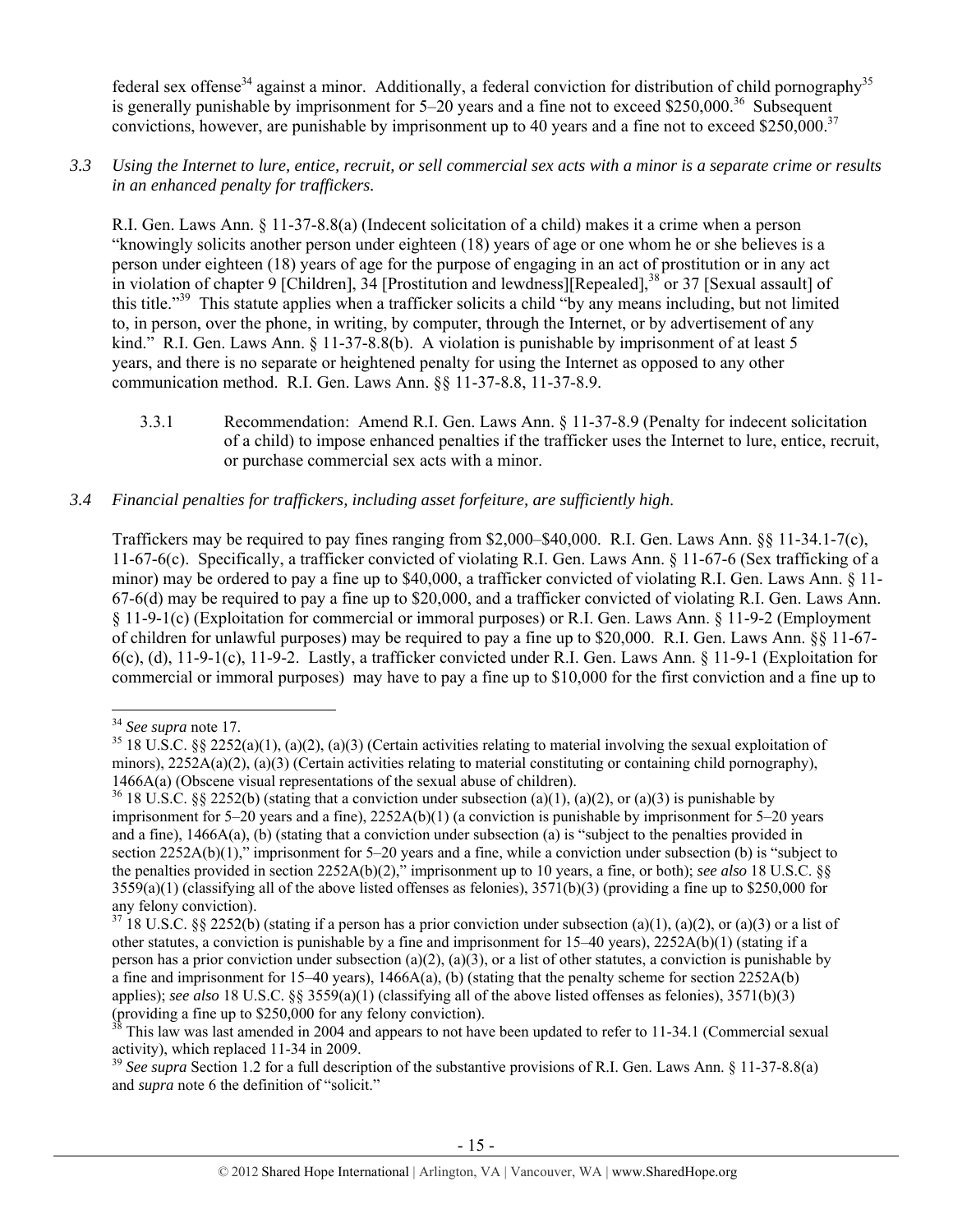federal sex offense[34] against a minor. Additionally, a federal conviction for distribution of child pornography[35] is generally punishable by imprisonment for 5–20 years and a fine not to exceed $250,000.[36] Subsequent convictions, however, are punishable by imprisonment up to 40 years and a fine not to exceed $250,000.[37]

*3.3 Using the Internet to lure, entice, recruit, or sell commercial sex acts with a minor is a separate crime or results in an enhanced penalty for traffickers.*

R.I. Gen. Laws Ann. § 11-37-8.8(a) (Indecent solicitation of a child) makes it a crime when a person "knowingly solicits another person under eighteen (18) years of age or one whom he or she believes is a person under eighteen (18) years of age for the purpose of engaging in an act of prostitution or in any act in violation of chapter 9 [Children], 34 [Prostitution and lewdness][Repealed],[38] or 37 [Sexual assault] of this title."[39] This statute applies when a trafficker solicits a child "by any means including, but not limited to, in person, over the phone, in writing, by computer, through the Internet, or by advertisement of any kind." R.I. Gen. Laws Ann. § 11-37-8.8(b). A violation is punishable by imprisonment of at least 5 years, and there is no separate or heightened penalty for using the Internet as opposed to any other communication method. R.I. Gen. Laws Ann. §§ 11-37-8.8, 11-37-8.9.

3.3.1 Recommendation: Amend R.I. Gen. Laws Ann. § 11-37-8.9 (Penalty for indecent solicitation of a child) to impose enhanced penalties if the trafficker uses the Internet to lure, entice, recruit, or purchase commercial sex acts with a minor.

*3.4 Financial penalties for traffickers, including asset forfeiture, are sufficiently high.*

Traffickers may be required to pay fines ranging from $2,000–$40,000. R.I. Gen. Laws Ann. §§ 11-34.1-7(c), 11-67-6(c). Specifically, a trafficker convicted of violating R.I. Gen. Laws Ann. § 11-67-6 (Sex trafficking of a minor) may be ordered to pay a fine up to $40,000, a trafficker convicted of violating R.I. Gen. Laws Ann. § 11-67-6(d) may be required to pay a fine up to $20,000, and a trafficker convicted of violating R.I. Gen. Laws Ann. § 11-9-1(c) (Exploitation for commercial or immoral purposes) or R.I. Gen. Laws Ann. § 11-9-2 (Employment of children for unlawful purposes) may be required to pay a fine up to $20,000. R.I. Gen. Laws Ann. §§ 11-67-6(c), (d), 11-9-1(c), 11-9-2. Lastly, a trafficker convicted under R.I. Gen. Laws Ann. § 11-9-1 (Exploitation for commercial or immoral purposes) may have to pay a fine up to $10,000 for the first conviction and a fine up to

---

[34] *See supra* note 17.

[35] 18 U.S.C. §§ 2252(a)(1), (a)(2), (a)(3) (Certain activities relating to material involving the sexual exploitation of minors), 2252A(a)(2), (a)(3) (Certain activities relating to material constituting or containing child pornography), 1466A(a) (Obscene visual representations of the sexual abuse of children).

[36] 18 U.S.C. §§ 2252(b) (stating that a conviction under subsection (a)(1), (a)(2), or (a)(3) is punishable by imprisonment for 5–20 years and a fine), 2252A(b)(1) (a conviction is punishable by imprisonment for 5–20 years and a fine), 1466A(a), (b) (stating that a conviction under subsection (a) is "subject to the penalties provided in section 2252A(b)(1)," imprisonment for 5–20 years and a fine, while a conviction under subsection (b) is "subject to the penalties provided in section 2252A(b)(2)," imprisonment up to 10 years, a fine, or both); *see also* 18 U.S.C. §§ 3559(a)(1) (classifying all of the above listed offenses as felonies), 3571(b)(3) (providing a fine up to $250,000 for any felony conviction).

[37] 18 U.S.C. §§ 2252(b) (stating if a person has a prior conviction under subsection (a)(1), (a)(2), or (a)(3) or a list of other statutes, a conviction is punishable by a fine and imprisonment for 15–40 years), 2252A(b)(1) (stating if a person has a prior conviction under subsection (a)(2), (a)(3), or a list of other statutes, a conviction is punishable by a fine and imprisonment for 15–40 years), 1466A(a), (b) (stating that the penalty scheme for section 2252A(b) applies); *see also* 18 U.S.C. §§ 3559(a)(1) (classifying all of the above listed offenses as felonies), 3571(b)(3) (providing a fine up to $250,000 for any felony conviction).

[38] This law was last amended in 2004 and appears to not have been updated to refer to 11-34.1 (Commercial sexual activity), which replaced 11-34 in 2009.

[39] *See supra* Section 1.2 for a full description of the substantive provisions of R.I. Gen. Laws Ann. § 11-37-8.8(a) and *supra* note 6 the definition of "solicit."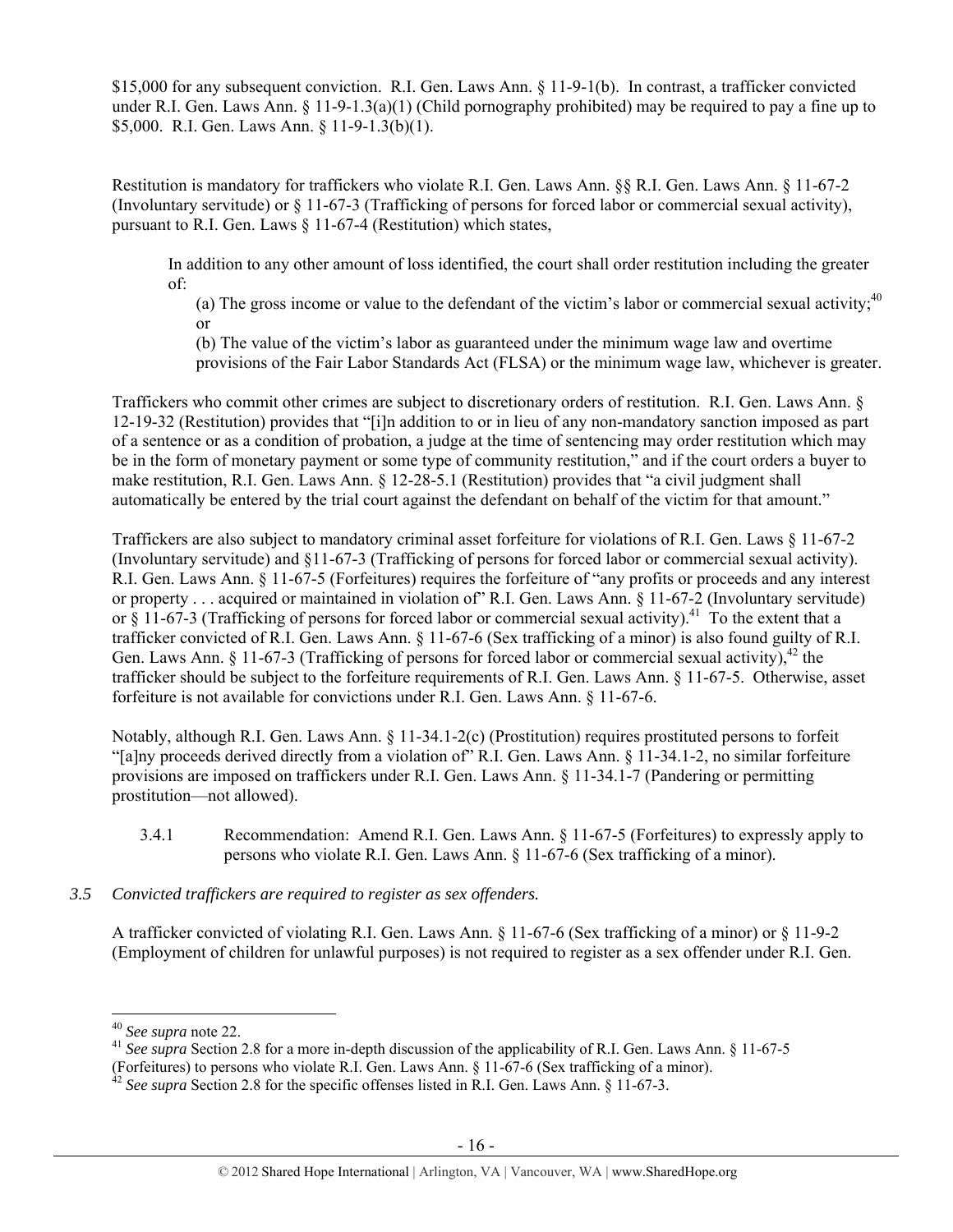$15,000 for any subsequent conviction. R.I. Gen. Laws Ann. § 11-9-1(b). In contrast, a trafficker convicted under R.I. Gen. Laws Ann. § 11-9-1.3(a)(1) (Child pornography prohibited) may be required to pay a fine up to $5,000. R.I. Gen. Laws Ann. § 11-9-1.3(b)(1).

Restitution is mandatory for traffickers who violate R.I. Gen. Laws Ann. §§ R.I. Gen. Laws Ann. § 11-67-2 (Involuntary servitude) or § 11-67-3 (Trafficking of persons for forced labor or commercial sexual activity), pursuant to R.I. Gen. Laws § 11-67-4 (Restitution) which states,

> In addition to any other amount of loss identified, the court shall order restitution including the greater of:
>
> (a) The gross income or value to the defendant of the victim's labor or commercial sexual activity;[40] or
>
> (b) The value of the victim's labor as guaranteed under the minimum wage law and overtime provisions of the Fair Labor Standards Act (FLSA) or the minimum wage law, whichever is greater.

Traffickers who commit other crimes are subject to discretionary orders of restitution. R.I. Gen. Laws Ann. § 12-19-32 (Restitution) provides that "[i]n addition to or in lieu of any non-mandatory sanction imposed as part of a sentence or as a condition of probation, a judge at the time of sentencing may order restitution which may be in the form of monetary payment or some type of community restitution," and if the court orders a buyer to make restitution, R.I. Gen. Laws Ann. § 12-28-5.1 (Restitution) provides that "a civil judgment shall automatically be entered by the trial court against the defendant on behalf of the victim for that amount."

Traffickers are also subject to mandatory criminal asset forfeiture for violations of R.I. Gen. Laws § 11-67-2 (Involuntary servitude) and §11-67-3 (Trafficking of persons for forced labor or commercial sexual activity). R.I. Gen. Laws Ann. § 11-67-5 (Forfeitures) requires the forfeiture of "any profits or proceeds and any interest or property . . . acquired or maintained in violation of" R.I. Gen. Laws Ann. § 11-67-2 (Involuntary servitude) or § 11-67-3 (Trafficking of persons for forced labor or commercial sexual activity).[41] To the extent that a trafficker convicted of R.I. Gen. Laws Ann. § 11-67-6 (Sex trafficking of a minor) is also found guilty of R.I. Gen. Laws Ann. § 11-67-3 (Trafficking of persons for forced labor or commercial sexual activity),[42] the trafficker should be subject to the forfeiture requirements of R.I. Gen. Laws Ann. § 11-67-5. Otherwise, asset forfeiture is not available for convictions under R.I. Gen. Laws Ann. § 11-67-6.

Notably, although R.I. Gen. Laws Ann. § 11-34.1-2(c) (Prostitution) requires prostituted persons to forfeit "[a]ny proceeds derived directly from a violation of" R.I. Gen. Laws Ann. § 11-34.1-2, no similar forfeiture provisions are imposed on traffickers under R.I. Gen. Laws Ann. § 11-34.1-7 (Pandering or permitting prostitution—not allowed).

3.4.1 Recommendation: Amend R.I. Gen. Laws Ann. § 11-67-5 (Forfeitures) to expressly apply to persons who violate R.I. Gen. Laws Ann. § 11-67-6 (Sex trafficking of a minor).

### *3.5 Convicted traffickers are required to register as sex offenders.*

A trafficker convicted of violating R.I. Gen. Laws Ann. § 11-67-6 (Sex trafficking of a minor) or § 11-9-2 (Employment of children for unlawful purposes) is not required to register as a sex offender under R.I. Gen.

---

[40] *See supra* note 22.

[41] *See supra* Section 2.8 for a more in-depth discussion of the applicability of R.I. Gen. Laws Ann. § 11-67-5 (Forfeitures) to persons who violate R.I. Gen. Laws Ann. § 11-67-6 (Sex trafficking of a minor).

[42] *See supra* Section 2.8 for the specific offenses listed in R.I. Gen. Laws Ann. § 11-67-3.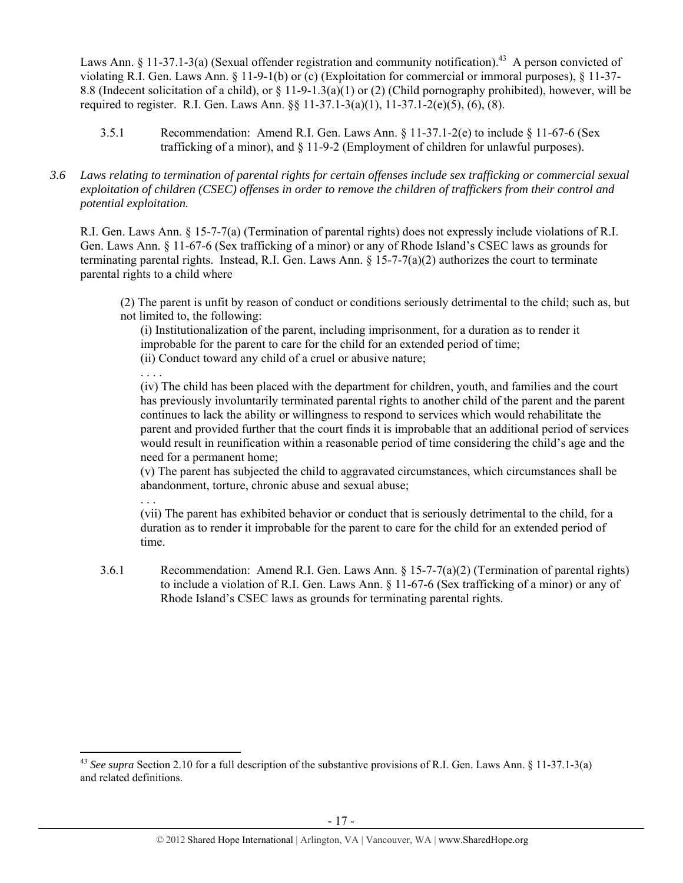Laws Ann. § 11-37.1-3(a) (Sexual offender registration and community notification).[43] A person convicted of violating R.I. Gen. Laws Ann. § 11-9-1(b) or (c) (Exploitation for commercial or immoral purposes), § 11-37-8.8 (Indecent solicitation of a child), or § 11-9-1.3(a)(1) or (2) (Child pornography prohibited), however, will be required to register. R.I. Gen. Laws Ann. §§ 11-37.1-3(a)(1), 11-37.1-2(e)(5), (6), (8).

3.5.1 Recommendation: Amend R.I. Gen. Laws Ann. § 11-37.1-2(e) to include § 11-67-6 (Sex trafficking of a minor), and § 11-9-2 (Employment of children for unlawful purposes).

*3.6 Laws relating to termination of parental rights for certain offenses include sex trafficking or commercial sexual exploitation of children (CSEC) offenses in order to remove the children of traffickers from their control and potential exploitation.*

R.I. Gen. Laws Ann. § 15-7-7(a) (Termination of parental rights) does not expressly include violations of R.I. Gen. Laws Ann. § 11-67-6 (Sex trafficking of a minor) or any of Rhode Island's CSEC laws as grounds for terminating parental rights. Instead, R.I. Gen. Laws Ann. § 15-7-7(a)(2) authorizes the court to terminate parental rights to a child where

> (2) The parent is unfit by reason of conduct or conditions seriously detrimental to the child; such as, but not limited to, the following:
>
> (i) Institutionalization of the parent, including imprisonment, for a duration as to render it improbable for the parent to care for the child for an extended period of time;
>
> (ii) Conduct toward any child of a cruel or abusive nature;
>
> . . . .
>
> (iv) The child has been placed with the department for children, youth, and families and the court has previously involuntarily terminated parental rights to another child of the parent and the parent continues to lack the ability or willingness to respond to services which would rehabilitate the parent and provided further that the court finds it is improbable that an additional period of services would result in reunification within a reasonable period of time considering the child's age and the need for a permanent home;
>
> (v) The parent has subjected the child to aggravated circumstances, which circumstances shall be abandonment, torture, chronic abuse and sexual abuse;
>
> . . .
>
> (vii) The parent has exhibited behavior or conduct that is seriously detrimental to the child, for a duration as to render it improbable for the parent to care for the child for an extended period of time.

3.6.1 Recommendation: Amend R.I. Gen. Laws Ann. § 15-7-7(a)(2) (Termination of parental rights) to include a violation of R.I. Gen. Laws Ann. § 11-67-6 (Sex trafficking of a minor) or any of Rhode Island's CSEC laws as grounds for terminating parental rights.

[43] *See supra* Section 2.10 for a full description of the substantive provisions of R.I. Gen. Laws Ann. § 11-37.1-3(a) and related definitions.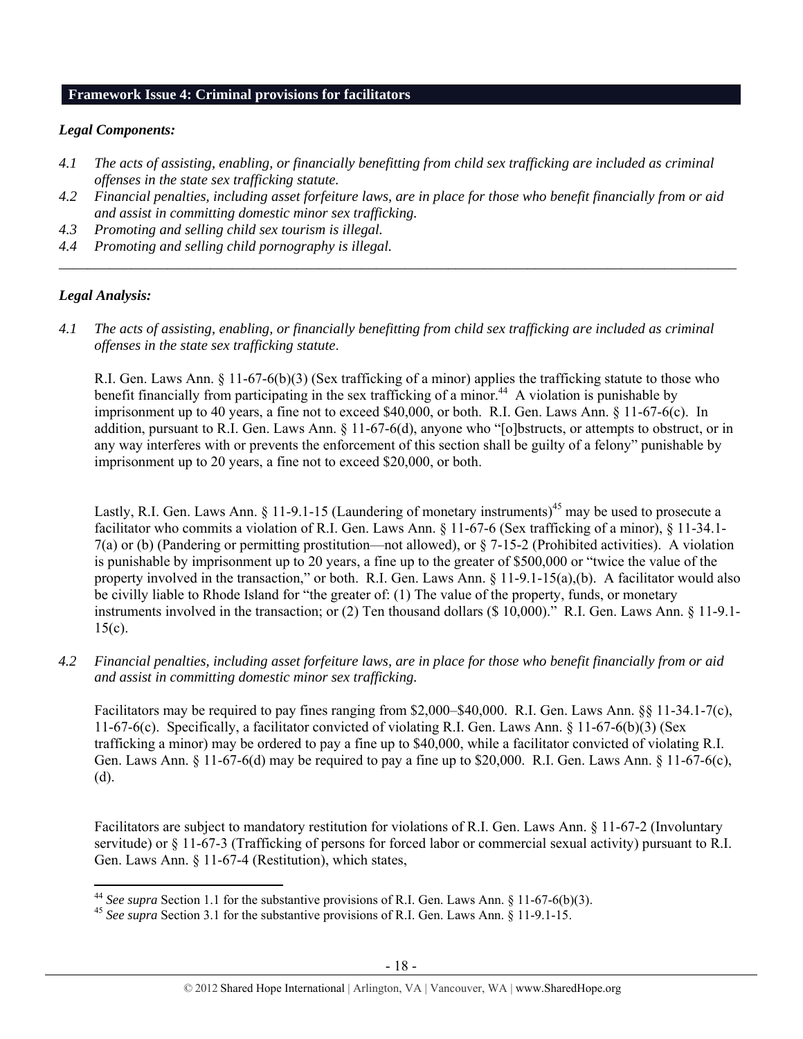## Framework Issue 4: Criminal provisions for facilitators

### *Legal Components:*

*4.1 The acts of assisting, enabling, or financially benefitting from child sex trafficking are included as criminal offenses in the state sex trafficking statute.*
*4.2 Financial penalties, including asset forfeiture laws, are in place for those who benefit financially from or aid and assist in committing domestic minor sex trafficking.*
*4.3 Promoting and selling child sex tourism is illegal.*
*4.4 Promoting and selling child pornography is illegal.*

---

### *Legal Analysis:*

*4.1 The acts of assisting, enabling, or financially benefitting from child sex trafficking are included as criminal offenses in the state sex trafficking statute*.

R.I. Gen. Laws Ann. § 11-67-6(b)(3) (Sex trafficking of a minor) applies the trafficking statute to those who benefit financially from participating in the sex trafficking of a minor.[44] A violation is punishable by imprisonment up to 40 years, a fine not to exceed $40,000, or both. R.I. Gen. Laws Ann. § 11-67-6(c). In addition, pursuant to R.I. Gen. Laws Ann. § 11-67-6(d), anyone who "[o]bstructs, or attempts to obstruct, or in any way interferes with or prevents the enforcement of this section shall be guilty of a felony" punishable by imprisonment up to 20 years, a fine not to exceed $20,000, or both.

Lastly, R.I. Gen. Laws Ann. § 11-9.1-15 (Laundering of monetary instruments)[45] may be used to prosecute a facilitator who commits a violation of R.I. Gen. Laws Ann. § 11-67-6 (Sex trafficking of a minor), § 11-34.1-7(a) or (b) (Pandering or permitting prostitution—not allowed), or § 7-15-2 (Prohibited activities). A violation is punishable by imprisonment up to 20 years, a fine up to the greater of $500,000 or "twice the value of the property involved in the transaction," or both. R.I. Gen. Laws Ann. § 11-9.1-15(a),(b). A facilitator would also be civilly liable to Rhode Island for "the greater of: (1) The value of the property, funds, or monetary instruments involved in the transaction; or (2) Ten thousand dollars ($ 10,000)." R.I. Gen. Laws Ann. § 11-9.1-15(c).

*4.2 Financial penalties, including asset forfeiture laws, are in place for those who benefit financially from or aid and assist in committing domestic minor sex trafficking.*

Facilitators may be required to pay fines ranging from $2,000–$40,000. R.I. Gen. Laws Ann. §§ 11-34.1-7(c), 11-67-6(c). Specifically, a facilitator convicted of violating R.I. Gen. Laws Ann. § 11-67-6(b)(3) (Sex trafficking a minor) may be ordered to pay a fine up to $40,000, while a facilitator convicted of violating R.I. Gen. Laws Ann. § 11-67-6(d) may be required to pay a fine up to $20,000. R.I. Gen. Laws Ann. § 11-67-6(c), (d).

Facilitators are subject to mandatory restitution for violations of R.I. Gen. Laws Ann. § 11-67-2 (Involuntary servitude) or § 11-67-3 (Trafficking of persons for forced labor or commercial sexual activity) pursuant to R.I. Gen. Laws Ann. § 11-67-4 (Restitution), which states,

---

[44] *See supra* Section 1.1 for the substantive provisions of R.I. Gen. Laws Ann. § 11-67-6(b)(3).
[45] *See supra* Section 3.1 for the substantive provisions of R.I. Gen. Laws Ann. § 11-9.1-15.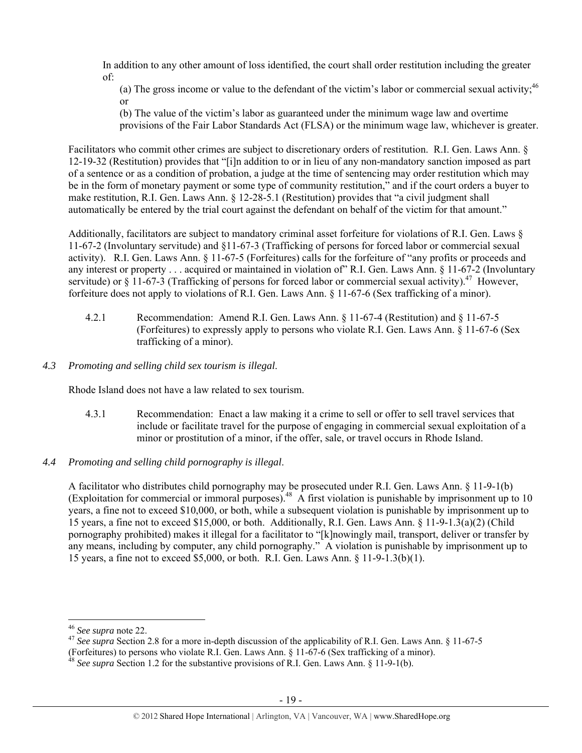In addition to any other amount of loss identified, the court shall order restitution including the greater of:

(a) The gross income or value to the defendant of the victim's labor or commercial sexual activity;[46] or

(b) The value of the victim's labor as guaranteed under the minimum wage law and overtime provisions of the Fair Labor Standards Act (FLSA) or the minimum wage law, whichever is greater.

Facilitators who commit other crimes are subject to discretionary orders of restitution. R.I. Gen. Laws Ann. § 12-19-32 (Restitution) provides that "[i]n addition to or in lieu of any non-mandatory sanction imposed as part of a sentence or as a condition of probation, a judge at the time of sentencing may order restitution which may be in the form of monetary payment or some type of community restitution," and if the court orders a buyer to make restitution, R.I. Gen. Laws Ann. § 12-28-5.1 (Restitution) provides that "a civil judgment shall automatically be entered by the trial court against the defendant on behalf of the victim for that amount."

Additionally, facilitators are subject to mandatory criminal asset forfeiture for violations of R.I. Gen. Laws § 11-67-2 (Involuntary servitude) and §11-67-3 (Trafficking of persons for forced labor or commercial sexual activity). R.I. Gen. Laws Ann. § 11-67-5 (Forfeitures) calls for the forfeiture of "any profits or proceeds and any interest or property . . . acquired or maintained in violation of" R.I. Gen. Laws Ann. § 11-67-2 (Involuntary servitude) or § 11-67-3 (Trafficking of persons for forced labor or commercial sexual activity).[47] However, forfeiture does not apply to violations of R.I. Gen. Laws Ann. § 11-67-6 (Sex trafficking of a minor).

4.2.1 Recommendation: Amend R.I. Gen. Laws Ann. § 11-67-4 (Restitution) and § 11-67-5 (Forfeitures) to expressly apply to persons who violate R.I. Gen. Laws Ann. § 11-67-6 (Sex trafficking of a minor).

### *4.3 Promoting and selling child sex tourism is illegal.*

Rhode Island does not have a law related to sex tourism.

4.3.1 Recommendation: Enact a law making it a crime to sell or offer to sell travel services that include or facilitate travel for the purpose of engaging in commercial sexual exploitation of a minor or prostitution of a minor, if the offer, sale, or travel occurs in Rhode Island.

### *4.4 Promoting and selling child pornography is illegal.*

A facilitator who distributes child pornography may be prosecuted under R.I. Gen. Laws Ann. § 11-9-1(b) (Exploitation for commercial or immoral purposes).[48] A first violation is punishable by imprisonment up to 10 years, a fine not to exceed $10,000, or both, while a subsequent violation is punishable by imprisonment up to 15 years, a fine not to exceed $15,000, or both. Additionally, R.I. Gen. Laws Ann. § 11-9-1.3(a)(2) (Child pornography prohibited) makes it illegal for a facilitator to "[k]nowingly mail, transport, deliver or transfer by any means, including by computer, any child pornography." A violation is punishable by imprisonment up to 15 years, a fine not to exceed $5,000, or both. R.I. Gen. Laws Ann. § 11-9-1.3(b)(1).

---

[46] *See supra* note 22.

[47] *See supra* Section 2.8 for a more in-depth discussion of the applicability of R.I. Gen. Laws Ann. § 11-67-5 (Forfeitures) to persons who violate R.I. Gen. Laws Ann. § 11-67-6 (Sex trafficking of a minor).

[48] *See supra* Section 1.2 for the substantive provisions of R.I. Gen. Laws Ann. § 11-9-1(b).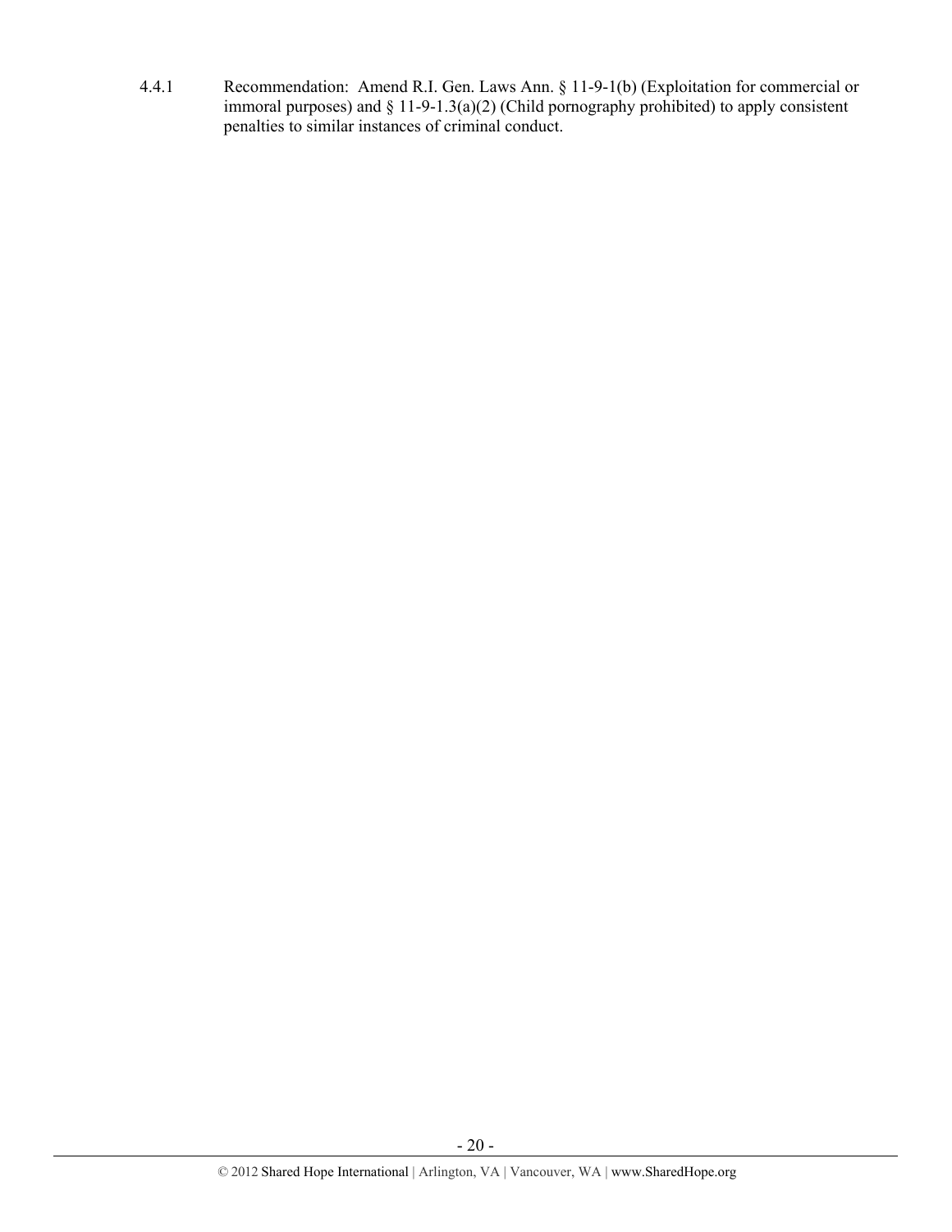4.4.1 Recommendation: Amend R.I. Gen. Laws Ann. § 11-9-1(b) (Exploitation for commercial or immoral purposes) and § 11-9-1.3(a)(2) (Child pornography prohibited) to apply consistent penalties to similar instances of criminal conduct.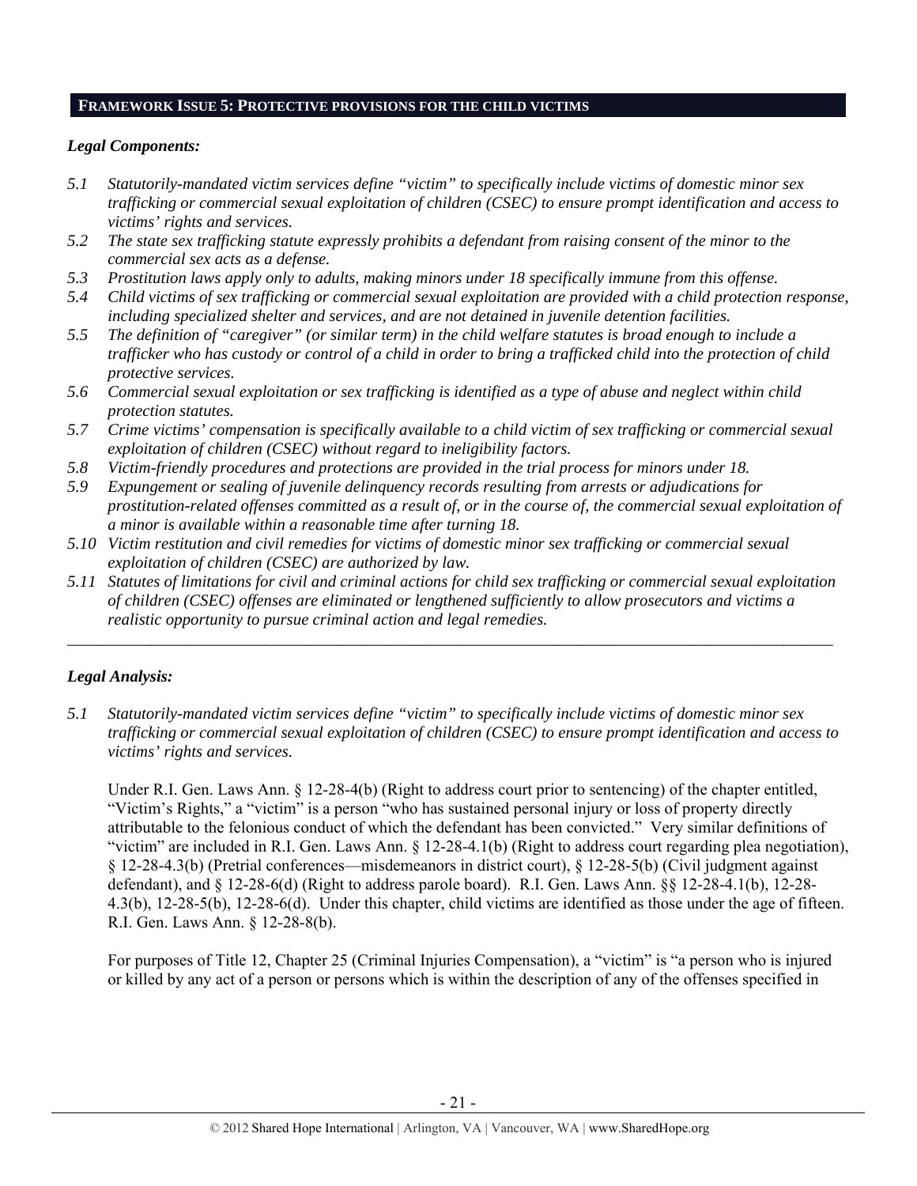## FRAMEWORK ISSUE 5: PROTECTIVE PROVISIONS FOR THE CHILD VICTIMS

### *Legal Components:*

*5.1 Statutorily-mandated victim services define "victim" to specifically include victims of domestic minor sex trafficking or commercial sexual exploitation of children (CSEC) to ensure prompt identification and access to victims' rights and services.*

*5.2 The state sex trafficking statute expressly prohibits a defendant from raising consent of the minor to the commercial sex acts as a defense.*

*5.3 Prostitution laws apply only to adults, making minors under 18 specifically immune from this offense.*

*5.4 Child victims of sex trafficking or commercial sexual exploitation are provided with a child protection response, including specialized shelter and services, and are not detained in juvenile detention facilities.*

*5.5 The definition of "caregiver" (or similar term) in the child welfare statutes is broad enough to include a trafficker who has custody or control of a child in order to bring a trafficked child into the protection of child protective services.*

*5.6 Commercial sexual exploitation or sex trafficking is identified as a type of abuse and neglect within child protection statutes.*

*5.7 Crime victims' compensation is specifically available to a child victim of sex trafficking or commercial sexual exploitation of children (CSEC) without regard to ineligibility factors.*

*5.8 Victim-friendly procedures and protections are provided in the trial process for minors under 18.*

*5.9 Expungement or sealing of juvenile delinquency records resulting from arrests or adjudications for prostitution-related offenses committed as a result of, or in the course of, the commercial sexual exploitation of a minor is available within a reasonable time after turning 18.*

*5.10 Victim restitution and civil remedies for victims of domestic minor sex trafficking or commercial sexual exploitation of children (CSEC) are authorized by law.*

*5.11 Statutes of limitations for civil and criminal actions for child sex trafficking or commercial sexual exploitation of children (CSEC) offenses are eliminated or lengthened sufficiently to allow prosecutors and victims a realistic opportunity to pursue criminal action and legal remedies.*

---

### *Legal Analysis:*

*5.1 Statutorily-mandated victim services define "victim" to specifically include victims of domestic minor sex trafficking or commercial sexual exploitation of children (CSEC) to ensure prompt identification and access to victims' rights and services.*

Under R.I. Gen. Laws Ann. § 12-28-4(b) (Right to address court prior to sentencing) of the chapter entitled, "Victim's Rights," a "victim" is a person "who has sustained personal injury or loss of property directly attributable to the felonious conduct of which the defendant has been convicted." Very similar definitions of "victim" are included in R.I. Gen. Laws Ann. § 12-28-4.1(b) (Right to address court regarding plea negotiation), § 12-28-4.3(b) (Pretrial conferences—misdemeanors in district court), § 12-28-5(b) (Civil judgment against defendant), and § 12-28-6(d) (Right to address parole board). R.I. Gen. Laws Ann. §§ 12-28-4.1(b), 12-28-4.3(b), 12-28-5(b), 12-28-6(d). Under this chapter, child victims are identified as those under the age of fifteen. R.I. Gen. Laws Ann. § 12-28-8(b).

For purposes of Title 12, Chapter 25 (Criminal Injuries Compensation), a "victim" is "a person who is injured or killed by any act of a person or persons which is within the description of any of the offenses specified in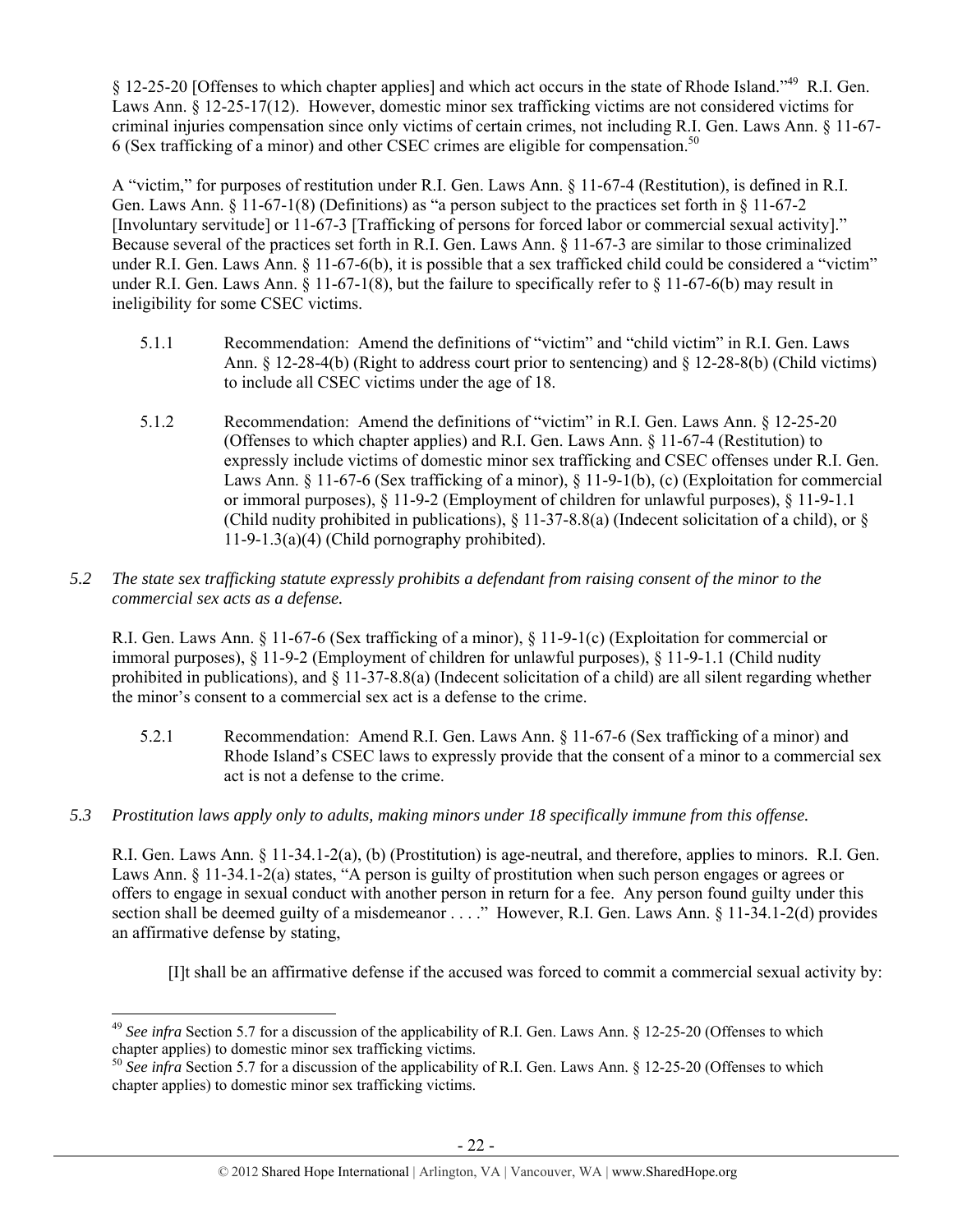§ 12-25-20 [Offenses to which chapter applies] and which act occurs in the state of Rhode Island."[49] R.I. Gen. Laws Ann. § 12-25-17(12). However, domestic minor sex trafficking victims are not considered victims for criminal injuries compensation since only victims of certain crimes, not including R.I. Gen. Laws Ann. § 11-67-6 (Sex trafficking of a minor) and other CSEC crimes are eligible for compensation.[50]

A "victim," for purposes of restitution under R.I. Gen. Laws Ann. § 11-67-4 (Restitution), is defined in R.I. Gen. Laws Ann. § 11-67-1(8) (Definitions) as "a person subject to the practices set forth in § 11-67-2 [Involuntary servitude] or 11-67-3 [Trafficking of persons for forced labor or commercial sexual activity]." Because several of the practices set forth in R.I. Gen. Laws Ann. § 11-67-3 are similar to those criminalized under R.I. Gen. Laws Ann. § 11-67-6(b), it is possible that a sex trafficked child could be considered a "victim" under R.I. Gen. Laws Ann. § 11-67-1(8), but the failure to specifically refer to § 11-67-6(b) may result in ineligibility for some CSEC victims.

5.1.1 Recommendation: Amend the definitions of "victim" and "child victim" in R.I. Gen. Laws Ann. § 12-28-4(b) (Right to address court prior to sentencing) and § 12-28-8(b) (Child victims) to include all CSEC victims under the age of 18.

5.1.2 Recommendation: Amend the definitions of "victim" in R.I. Gen. Laws Ann. § 12-25-20 (Offenses to which chapter applies) and R.I. Gen. Laws Ann. § 11-67-4 (Restitution) to expressly include victims of domestic minor sex trafficking and CSEC offenses under R.I. Gen. Laws Ann. § 11-67-6 (Sex trafficking of a minor), § 11-9-1(b), (c) (Exploitation for commercial or immoral purposes), § 11-9-2 (Employment of children for unlawful purposes), § 11-9-1.1 (Child nudity prohibited in publications), § 11-37-8.8(a) (Indecent solicitation of a child), or § 11-9-1.3(a)(4) (Child pornography prohibited).

*5.2 The state sex trafficking statute expressly prohibits a defendant from raising consent of the minor to the commercial sex acts as a defense.*

R.I. Gen. Laws Ann. § 11-67-6 (Sex trafficking of a minor), § 11-9-1(c) (Exploitation for commercial or immoral purposes), § 11-9-2 (Employment of children for unlawful purposes), § 11-9-1.1 (Child nudity prohibited in publications), and § 11-37-8.8(a) (Indecent solicitation of a child) are all silent regarding whether the minor's consent to a commercial sex act is a defense to the crime.

5.2.1 Recommendation: Amend R.I. Gen. Laws Ann. § 11-67-6 (Sex trafficking of a minor) and Rhode Island's CSEC laws to expressly provide that the consent of a minor to a commercial sex act is not a defense to the crime.

*5.3 Prostitution laws apply only to adults, making minors under 18 specifically immune from this offense.*

R.I. Gen. Laws Ann. § 11-34.1-2(a), (b) (Prostitution) is age-neutral, and therefore, applies to minors. R.I. Gen. Laws Ann. § 11-34.1-2(a) states, "A person is guilty of prostitution when such person engages or agrees or offers to engage in sexual conduct with another person in return for a fee. Any person found guilty under this section shall be deemed guilty of a misdemeanor . . . ." However, R.I. Gen. Laws Ann. § 11-34.1-2(d) provides an affirmative defense by stating,

> [I]t shall be an affirmative defense if the accused was forced to commit a commercial sexual activity by:

[49] *See infra* Section 5.7 for a discussion of the applicability of R.I. Gen. Laws Ann. § 12-25-20 (Offenses to which chapter applies) to domestic minor sex trafficking victims.

[50] *See infra* Section 5.7 for a discussion of the applicability of R.I. Gen. Laws Ann. § 12-25-20 (Offenses to which chapter applies) to domestic minor sex trafficking victims.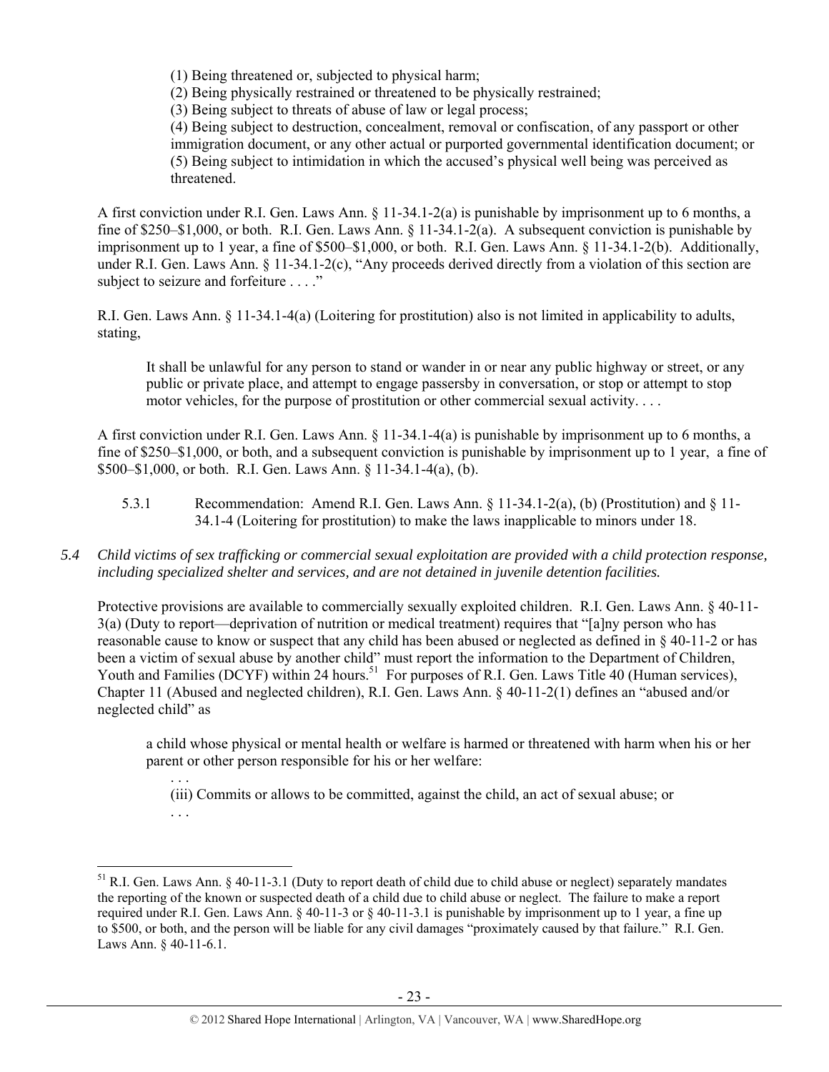> (1) Being threatened or, subjected to physical harm;
> (2) Being physically restrained or threatened to be physically restrained;
> (3) Being subject to threats of abuse of law or legal process;
> (4) Being subject to destruction, concealment, removal or confiscation, of any passport or other immigration document, or any other actual or purported governmental identification document; or
> (5) Being subject to intimidation in which the accused's physical well being was perceived as threatened.

A first conviction under R.I. Gen. Laws Ann. § 11-34.1-2(a) is punishable by imprisonment up to 6 months, a fine of $250–$1,000, or both. R.I. Gen. Laws Ann. § 11-34.1-2(a). A subsequent conviction is punishable by imprisonment up to 1 year, a fine of $500–$1,000, or both. R.I. Gen. Laws Ann. § 11-34.1-2(b). Additionally, under R.I. Gen. Laws Ann. § 11-34.1-2(c), "Any proceeds derived directly from a violation of this section are subject to seizure and forfeiture . . . ."

R.I. Gen. Laws Ann. § 11-34.1-4(a) (Loitering for prostitution) also is not limited in applicability to adults, stating,

> It shall be unlawful for any person to stand or wander in or near any public highway or street, or any public or private place, and attempt to engage passersby in conversation, or stop or attempt to stop motor vehicles, for the purpose of prostitution or other commercial sexual activity. . . .

A first conviction under R.I. Gen. Laws Ann. § 11-34.1-4(a) is punishable by imprisonment up to 6 months, a fine of $250–$1,000, or both, and a subsequent conviction is punishable by imprisonment up to 1 year, a fine of $500–$1,000, or both. R.I. Gen. Laws Ann. § 11-34.1-4(a), (b).

5.3.1 Recommendation: Amend R.I. Gen. Laws Ann. § 11-34.1-2(a), (b) (Prostitution) and § 11-34.1-4 (Loitering for prostitution) to make the laws inapplicable to minors under 18.

*5.4 Child victims of sex trafficking or commercial sexual exploitation are provided with a child protection response, including specialized shelter and services, and are not detained in juvenile detention facilities.*

Protective provisions are available to commercially sexually exploited children. R.I. Gen. Laws Ann. § 40-11-3(a) (Duty to report—deprivation of nutrition or medical treatment) requires that "[a]ny person who has reasonable cause to know or suspect that any child has been abused or neglected as defined in § 40-11-2 or has been a victim of sexual abuse by another child" must report the information to the Department of Children, Youth and Families (DCYF) within 24 hours.[51] For purposes of R.I. Gen. Laws Title 40 (Human services), Chapter 11 (Abused and neglected children), R.I. Gen. Laws Ann. § 40-11-2(1) defines an "abused and/or neglected child" as

> a child whose physical or mental health or welfare is harmed or threatened with harm when his or her parent or other person responsible for his or her welfare:
>
> . . .
>
> (iii) Commits or allows to be committed, against the child, an act of sexual abuse; or
>
> . . .

---

[51] R.I. Gen. Laws Ann. § 40-11-3.1 (Duty to report death of child due to child abuse or neglect) separately mandates the reporting of the known or suspected death of a child due to child abuse or neglect. The failure to make a report required under R.I. Gen. Laws Ann. § 40-11-3 or § 40-11-3.1 is punishable by imprisonment up to 1 year, a fine up to $500, or both, and the person will be liable for any civil damages "proximately caused by that failure." R.I. Gen. Laws Ann. § 40-11-6.1.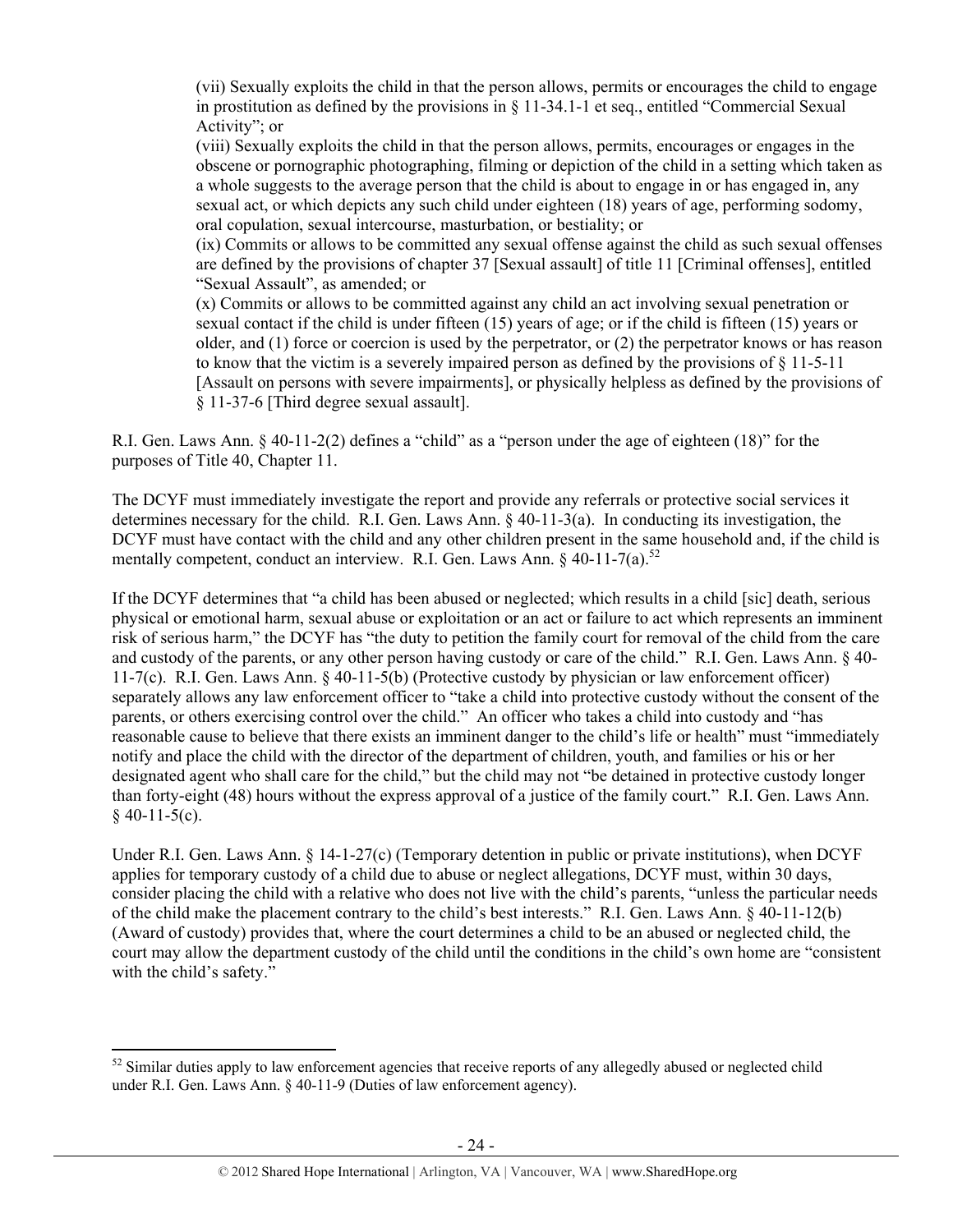(vii) Sexually exploits the child in that the person allows, permits or encourages the child to engage in prostitution as defined by the provisions in § 11-34.1-1 et seq., entitled "Commercial Sexual Activity"; or

(viii) Sexually exploits the child in that the person allows, permits, encourages or engages in the obscene or pornographic photographing, filming or depiction of the child in a setting which taken as a whole suggests to the average person that the child is about to engage in or has engaged in, any sexual act, or which depicts any such child under eighteen (18) years of age, performing sodomy, oral copulation, sexual intercourse, masturbation, or bestiality; or

(ix) Commits or allows to be committed any sexual offense against the child as such sexual offenses are defined by the provisions of chapter 37 [Sexual assault] of title 11 [Criminal offenses], entitled "Sexual Assault", as amended; or

(x) Commits or allows to be committed against any child an act involving sexual penetration or sexual contact if the child is under fifteen (15) years of age; or if the child is fifteen (15) years or older, and (1) force or coercion is used by the perpetrator, or (2) the perpetrator knows or has reason to know that the victim is a severely impaired person as defined by the provisions of § 11-5-11 [Assault on persons with severe impairments], or physically helpless as defined by the provisions of § 11-37-6 [Third degree sexual assault].

R.I. Gen. Laws Ann. § 40-11-2(2) defines a "child" as a "person under the age of eighteen (18)" for the purposes of Title 40, Chapter 11.

The DCYF must immediately investigate the report and provide any referrals or protective social services it determines necessary for the child. R.I. Gen. Laws Ann. § 40-11-3(a). In conducting its investigation, the DCYF must have contact with the child and any other children present in the same household and, if the child is mentally competent, conduct an interview. R.I. Gen. Laws Ann. § 40-11-7(a).[52]

If the DCYF determines that "a child has been abused or neglected; which results in a child [sic] death, serious physical or emotional harm, sexual abuse or exploitation or an act or failure to act which represents an imminent risk of serious harm," the DCYF has "the duty to petition the family court for removal of the child from the care and custody of the parents, or any other person having custody or care of the child." R.I. Gen. Laws Ann. § 40-11-7(c). R.I. Gen. Laws Ann. § 40-11-5(b) (Protective custody by physician or law enforcement officer) separately allows any law enforcement officer to "take a child into protective custody without the consent of the parents, or others exercising control over the child." An officer who takes a child into custody and "has reasonable cause to believe that there exists an imminent danger to the child's life or health" must "immediately notify and place the child with the director of the department of children, youth, and families or his or her designated agent who shall care for the child," but the child may not "be detained in protective custody longer than forty-eight (48) hours without the express approval of a justice of the family court." R.I. Gen. Laws Ann. § 40-11-5(c).

Under R.I. Gen. Laws Ann. § 14-1-27(c) (Temporary detention in public or private institutions), when DCYF applies for temporary custody of a child due to abuse or neglect allegations, DCYF must, within 30 days, consider placing the child with a relative who does not live with the child's parents, "unless the particular needs of the child make the placement contrary to the child's best interests." R.I. Gen. Laws Ann. § 40-11-12(b) (Award of custody) provides that, where the court determines a child to be an abused or neglected child, the court may allow the department custody of the child until the conditions in the child's own home are "consistent with the child's safety."

[52] Similar duties apply to law enforcement agencies that receive reports of any allegedly abused or neglected child under R.I. Gen. Laws Ann. § 40-11-9 (Duties of law enforcement agency).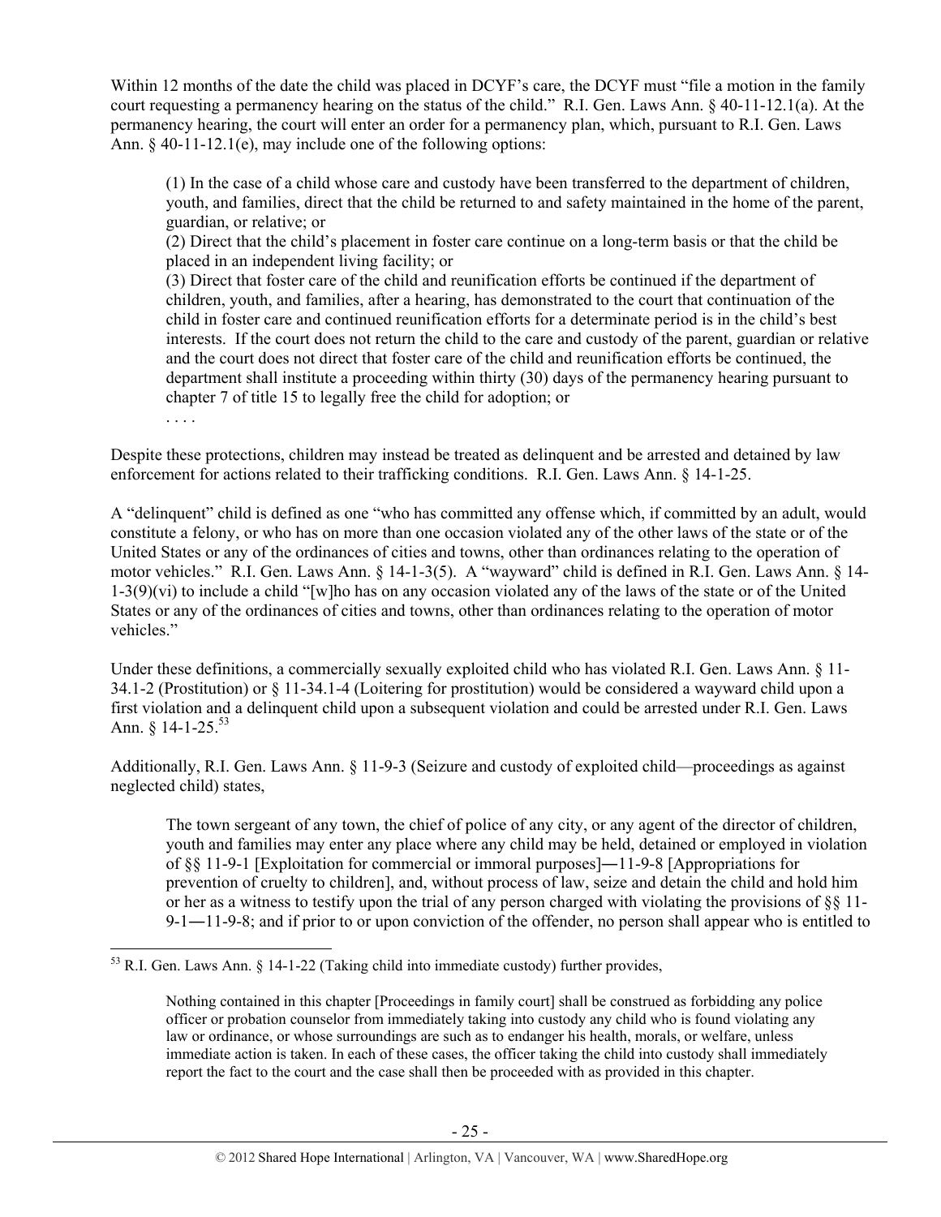Within 12 months of the date the child was placed in DCYF's care, the DCYF must "file a motion in the family court requesting a permanency hearing on the status of the child." R.I. Gen. Laws Ann. § 40-11-12.1(a). At the permanency hearing, the court will enter an order for a permanency plan, which, pursuant to R.I. Gen. Laws Ann. § 40-11-12.1(e), may include one of the following options:

> (1) In the case of a child whose care and custody have been transferred to the department of children, youth, and families, direct that the child be returned to and safety maintained in the home of the parent, guardian, or relative; or
> (2) Direct that the child's placement in foster care continue on a long-term basis or that the child be placed in an independent living facility; or
> (3) Direct that foster care of the child and reunification efforts be continued if the department of children, youth, and families, after a hearing, has demonstrated to the court that continuation of the child in foster care and continued reunification efforts for a determinate period is in the child's best interests. If the court does not return the child to the care and custody of the parent, guardian or relative and the court does not direct that foster care of the child and reunification efforts be continued, the department shall institute a proceeding within thirty (30) days of the permanency hearing pursuant to chapter 7 of title 15 to legally free the child for adoption; or
> . . . .

Despite these protections, children may instead be treated as delinquent and be arrested and detained by law enforcement for actions related to their trafficking conditions. R.I. Gen. Laws Ann. § 14-1-25.

A "delinquent" child is defined as one "who has committed any offense which, if committed by an adult, would constitute a felony, or who has on more than one occasion violated any of the other laws of the state or of the United States or any of the ordinances of cities and towns, other than ordinances relating to the operation of motor vehicles." R.I. Gen. Laws Ann. § 14-1-3(5). A "wayward" child is defined in R.I. Gen. Laws Ann. § 14-1-3(9)(vi) to include a child "[w]ho has on any occasion violated any of the laws of the state or of the United States or any of the ordinances of cities and towns, other than ordinances relating to the operation of motor vehicles."

Under these definitions, a commercially sexually exploited child who has violated R.I. Gen. Laws Ann. § 11-34.1-2 (Prostitution) or § 11-34.1-4 (Loitering for prostitution) would be considered a wayward child upon a first violation and a delinquent child upon a subsequent violation and could be arrested under R.I. Gen. Laws Ann. § 14-1-25.[53]

Additionally, R.I. Gen. Laws Ann. § 11-9-3 (Seizure and custody of exploited child—proceedings as against neglected child) states,

> The town sergeant of any town, the chief of police of any city, or any agent of the director of children, youth and families may enter any place where any child may be held, detained or employed in violation of §§ 11-9-1 [Exploitation for commercial or immoral purposes]―11-9-8 [Appropriations for prevention of cruelty to children], and, without process of law, seize and detain the child and hold him or her as a witness to testify upon the trial of any person charged with violating the provisions of §§ 11-9-1―11-9-8; and if prior to or upon conviction of the offender, no person shall appear who is entitled to

---

[53] R.I. Gen. Laws Ann. § 14-1-22 (Taking child into immediate custody) further provides,

> Nothing contained in this chapter [Proceedings in family court] shall be construed as forbidding any police officer or probation counselor from immediately taking into custody any child who is found violating any law or ordinance, or whose surroundings are such as to endanger his health, morals, or welfare, unless immediate action is taken. In each of these cases, the officer taking the child into custody shall immediately report the fact to the court and the case shall then be proceeded with as provided in this chapter.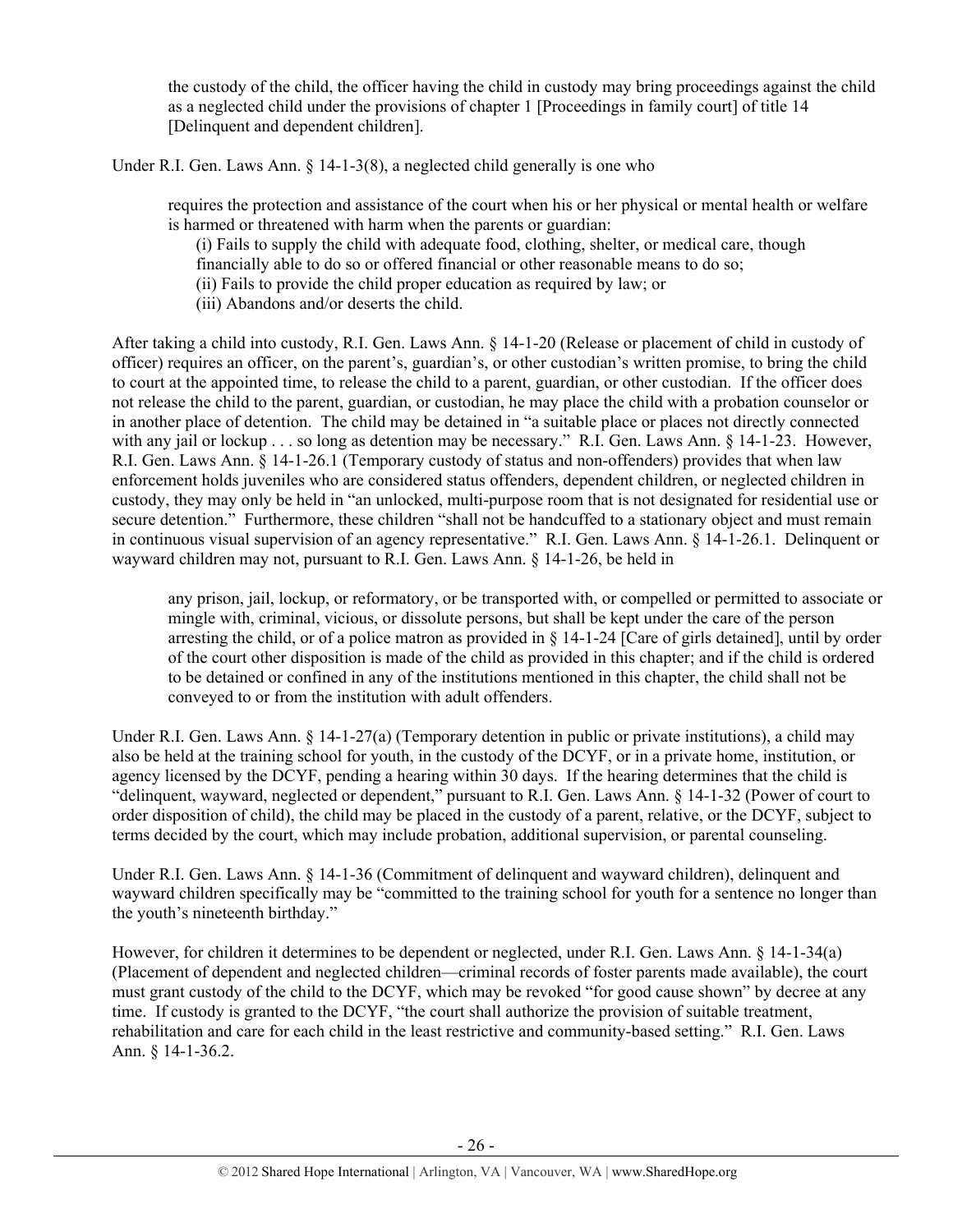> the custody of the child, the officer having the child in custody may bring proceedings against the child as a neglected child under the provisions of chapter 1 [Proceedings in family court] of title 14 [Delinquent and dependent children].

Under R.I. Gen. Laws Ann. § 14-1-3(8), a neglected child generally is one who

> requires the protection and assistance of the court when his or her physical or mental health or welfare is harmed or threatened with harm when the parents or guardian:
>
> (i) Fails to supply the child with adequate food, clothing, shelter, or medical care, though financially able to do so or offered financial or other reasonable means to do so;
> (ii) Fails to provide the child proper education as required by law; or
> (iii) Abandons and/or deserts the child.

After taking a child into custody, R.I. Gen. Laws Ann. § 14-1-20 (Release or placement of child in custody of officer) requires an officer, on the parent's, guardian's, or other custodian's written promise, to bring the child to court at the appointed time, to release the child to a parent, guardian, or other custodian. If the officer does not release the child to the parent, guardian, or custodian, he may place the child with a probation counselor or in another place of detention. The child may be detained in "a suitable place or places not directly connected with any jail or lockup . . . so long as detention may be necessary." R.I. Gen. Laws Ann. § 14-1-23. However, R.I. Gen. Laws Ann. § 14-1-26.1 (Temporary custody of status and non-offenders) provides that when law enforcement holds juveniles who are considered status offenders, dependent children, or neglected children in custody, they may only be held in "an unlocked, multi-purpose room that is not designated for residential use or secure detention." Furthermore, these children "shall not be handcuffed to a stationary object and must remain in continuous visual supervision of an agency representative." R.I. Gen. Laws Ann. § 14-1-26.1. Delinquent or wayward children may not, pursuant to R.I. Gen. Laws Ann. § 14-1-26, be held in

> any prison, jail, lockup, or reformatory, or be transported with, or compelled or permitted to associate or mingle with, criminal, vicious, or dissolute persons, but shall be kept under the care of the person arresting the child, or of a police matron as provided in § 14-1-24 [Care of girls detained], until by order of the court other disposition is made of the child as provided in this chapter; and if the child is ordered to be detained or confined in any of the institutions mentioned in this chapter, the child shall not be conveyed to or from the institution with adult offenders.

Under R.I. Gen. Laws Ann. § 14-1-27(a) (Temporary detention in public or private institutions), a child may also be held at the training school for youth, in the custody of the DCYF, or in a private home, institution, or agency licensed by the DCYF, pending a hearing within 30 days. If the hearing determines that the child is "delinquent, wayward, neglected or dependent," pursuant to R.I. Gen. Laws Ann. § 14-1-32 (Power of court to order disposition of child), the child may be placed in the custody of a parent, relative, or the DCYF, subject to terms decided by the court, which may include probation, additional supervision, or parental counseling.

Under R.I. Gen. Laws Ann. § 14-1-36 (Commitment of delinquent and wayward children), delinquent and wayward children specifically may be "committed to the training school for youth for a sentence no longer than the youth's nineteenth birthday."

However, for children it determines to be dependent or neglected, under R.I. Gen. Laws Ann. § 14-1-34(a) (Placement of dependent and neglected children—criminal records of foster parents made available), the court must grant custody of the child to the DCYF, which may be revoked "for good cause shown" by decree at any time. If custody is granted to the DCYF, "the court shall authorize the provision of suitable treatment, rehabilitation and care for each child in the least restrictive and community-based setting." R.I. Gen. Laws Ann. § 14-1-36.2.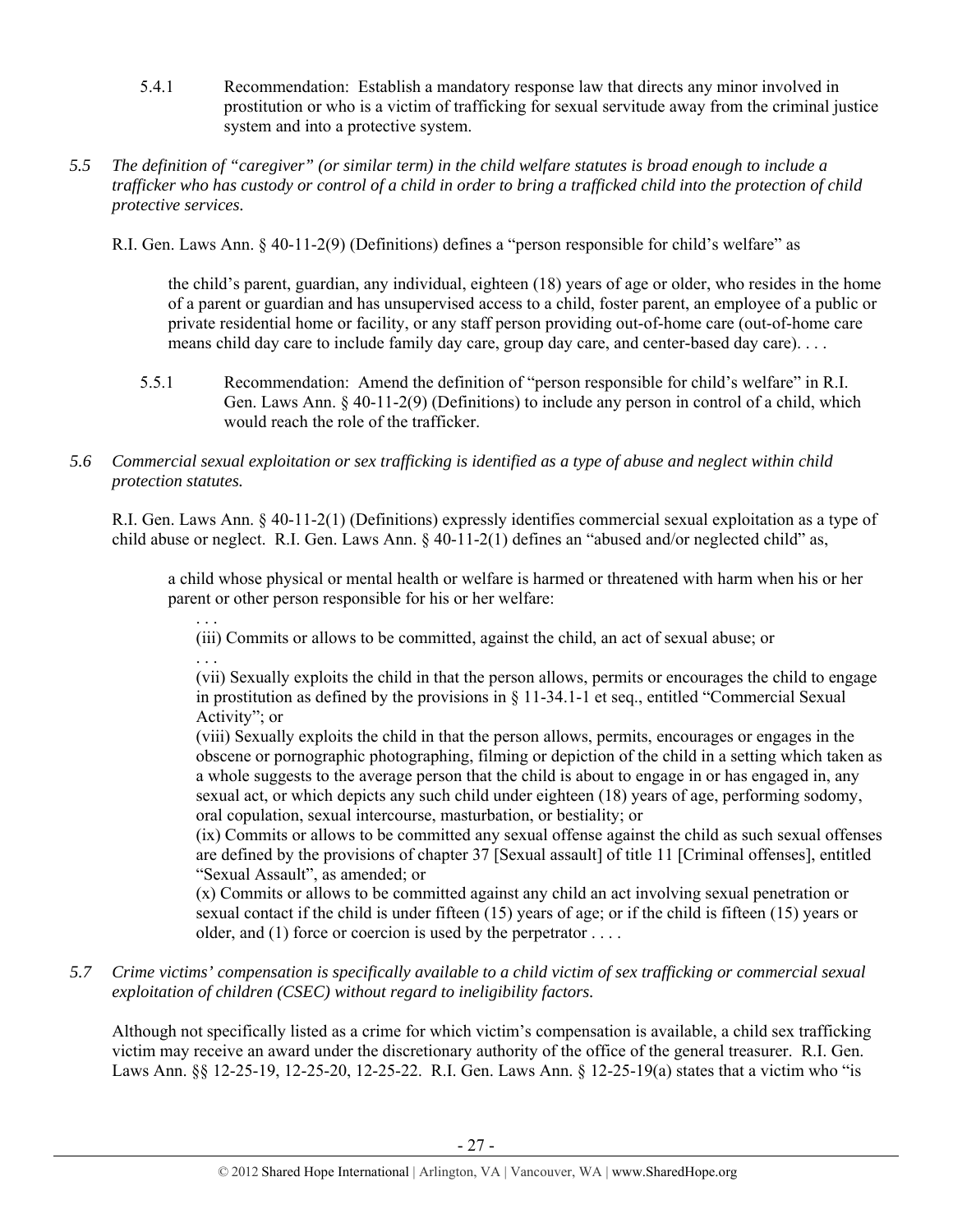5.4.1 Recommendation: Establish a mandatory response law that directs any minor involved in prostitution or who is a victim of trafficking for sexual servitude away from the criminal justice system and into a protective system.

*5.5 The definition of "caregiver" (or similar term) in the child welfare statutes is broad enough to include a trafficker who has custody or control of a child in order to bring a trafficked child into the protection of child protective services.*

R.I. Gen. Laws Ann. § 40-11-2(9) (Definitions) defines a "person responsible for child's welfare" as

> the child's parent, guardian, any individual, eighteen (18) years of age or older, who resides in the home of a parent or guardian and has unsupervised access to a child, foster parent, an employee of a public or private residential home or facility, or any staff person providing out-of-home care (out-of-home care means child day care to include family day care, group day care, and center-based day care). . . .

5.5.1 Recommendation: Amend the definition of "person responsible for child's welfare" in R.I. Gen. Laws Ann. § 40-11-2(9) (Definitions) to include any person in control of a child, which would reach the role of the trafficker.

*5.6 Commercial sexual exploitation or sex trafficking is identified as a type of abuse and neglect within child protection statutes.*

R.I. Gen. Laws Ann. § 40-11-2(1) (Definitions) expressly identifies commercial sexual exploitation as a type of child abuse or neglect. R.I. Gen. Laws Ann. § 40-11-2(1) defines an "abused and/or neglected child" as,

> a child whose physical or mental health or welfare is harmed or threatened with harm when his or her parent or other person responsible for his or her welfare:
>
> . . .
>
> (iii) Commits or allows to be committed, against the child, an act of sexual abuse; or
>
> . . .
>
> (vii) Sexually exploits the child in that the person allows, permits or encourages the child to engage in prostitution as defined by the provisions in § 11-34.1-1 et seq., entitled "Commercial Sexual Activity"; or
>
> (viii) Sexually exploits the child in that the person allows, permits, encourages or engages in the obscene or pornographic photographing, filming or depiction of the child in a setting which taken as a whole suggests to the average person that the child is about to engage in or has engaged in, any sexual act, or which depicts any such child under eighteen (18) years of age, performing sodomy, oral copulation, sexual intercourse, masturbation, or bestiality; or
>
> (ix) Commits or allows to be committed any sexual offense against the child as such sexual offenses are defined by the provisions of chapter 37 [Sexual assault] of title 11 [Criminal offenses], entitled "Sexual Assault", as amended; or
>
> (x) Commits or allows to be committed against any child an act involving sexual penetration or sexual contact if the child is under fifteen (15) years of age; or if the child is fifteen (15) years or older, and (1) force or coercion is used by the perpetrator . . . .

*5.7 Crime victims' compensation is specifically available to a child victim of sex trafficking or commercial sexual exploitation of children (CSEC) without regard to ineligibility factors.*

Although not specifically listed as a crime for which victim's compensation is available, a child sex trafficking victim may receive an award under the discretionary authority of the office of the general treasurer. R.I. Gen. Laws Ann. §§ 12-25-19, 12-25-20, 12-25-22. R.I. Gen. Laws Ann. § 12-25-19(a) states that a victim who "is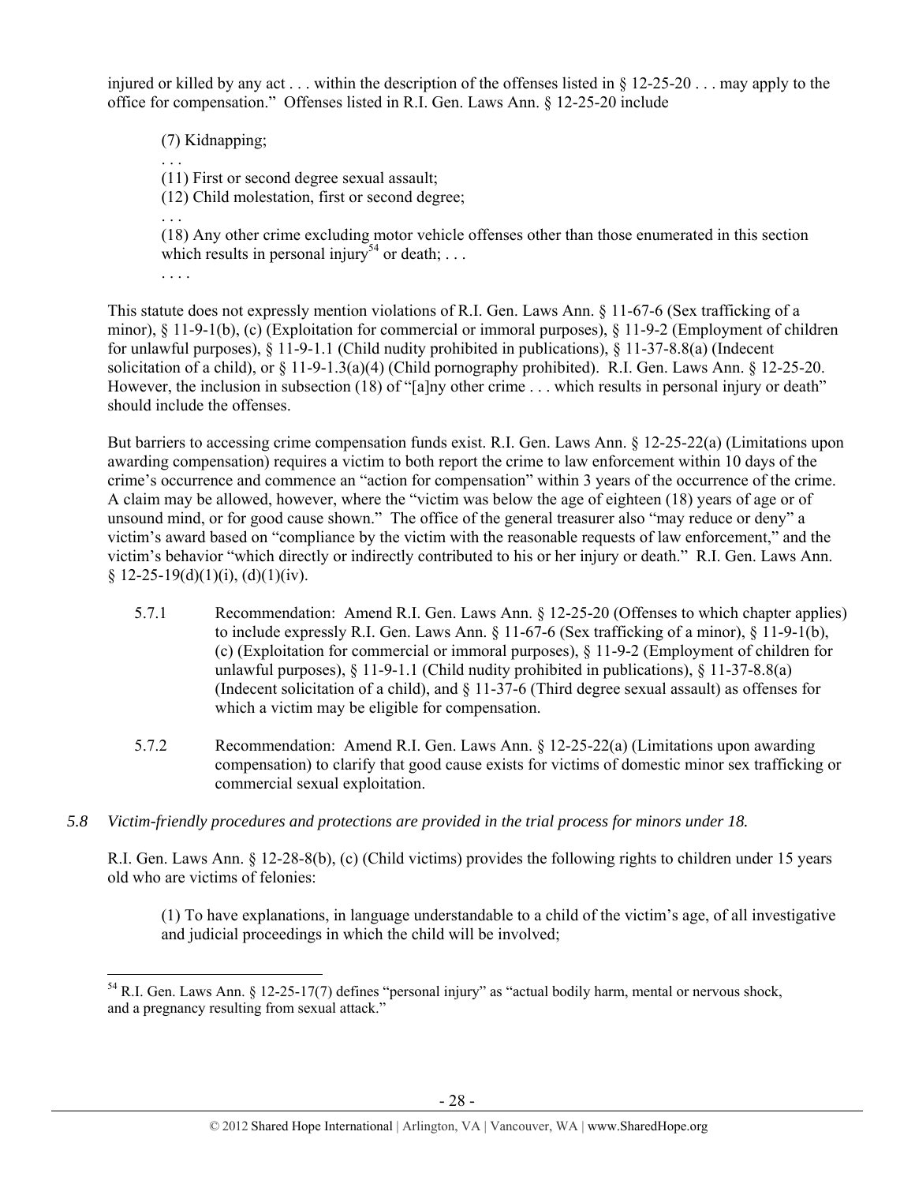injured or killed by any act . . . within the description of the offenses listed in § 12-25-20 . . . may apply to the office for compensation." Offenses listed in R.I. Gen. Laws Ann. § 12-25-20 include

> (7) Kidnapping;
> . . .
> (11) First or second degree sexual assault;
> (12) Child molestation, first or second degree;
> . . .
> (18) Any other crime excluding motor vehicle offenses other than those enumerated in this section which results in personal injury[54] or death; . . .
> . . . .

This statute does not expressly mention violations of R.I. Gen. Laws Ann. § 11-67-6 (Sex trafficking of a minor), § 11-9-1(b), (c) (Exploitation for commercial or immoral purposes), § 11-9-2 (Employment of children for unlawful purposes), § 11-9-1.1 (Child nudity prohibited in publications), § 11-37-8.8(a) (Indecent solicitation of a child), or § 11-9-1.3(a)(4) (Child pornography prohibited). R.I. Gen. Laws Ann. § 12-25-20. However, the inclusion in subsection (18) of "[a]ny other crime . . . which results in personal injury or death" should include the offenses.

But barriers to accessing crime compensation funds exist. R.I. Gen. Laws Ann. § 12-25-22(a) (Limitations upon awarding compensation) requires a victim to both report the crime to law enforcement within 10 days of the crime's occurrence and commence an "action for compensation" within 3 years of the occurrence of the crime. A claim may be allowed, however, where the "victim was below the age of eighteen (18) years of age or of unsound mind, or for good cause shown." The office of the general treasurer also "may reduce or deny" a victim's award based on "compliance by the victim with the reasonable requests of law enforcement," and the victim's behavior "which directly or indirectly contributed to his or her injury or death." R.I. Gen. Laws Ann. § 12-25-19(d)(1)(i), (d)(1)(iv).

5.7.1 Recommendation: Amend R.I. Gen. Laws Ann. § 12-25-20 (Offenses to which chapter applies) to include expressly R.I. Gen. Laws Ann. § 11-67-6 (Sex trafficking of a minor), § 11-9-1(b), (c) (Exploitation for commercial or immoral purposes), § 11-9-2 (Employment of children for unlawful purposes), § 11-9-1.1 (Child nudity prohibited in publications), § 11-37-8.8(a) (Indecent solicitation of a child), and § 11-37-6 (Third degree sexual assault) as offenses for which a victim may be eligible for compensation.

5.7.2 Recommendation: Amend R.I. Gen. Laws Ann. § 12-25-22(a) (Limitations upon awarding compensation) to clarify that good cause exists for victims of domestic minor sex trafficking or commercial sexual exploitation.

*5.8 Victim-friendly procedures and protections are provided in the trial process for minors under 18.*

R.I. Gen. Laws Ann. § 12-28-8(b), (c) (Child victims) provides the following rights to children under 15 years old who are victims of felonies:

> (1) To have explanations, in language understandable to a child of the victim's age, of all investigative and judicial proceedings in which the child will be involved;

[54] R.I. Gen. Laws Ann. § 12-25-17(7) defines "personal injury" as "actual bodily harm, mental or nervous shock, and a pregnancy resulting from sexual attack."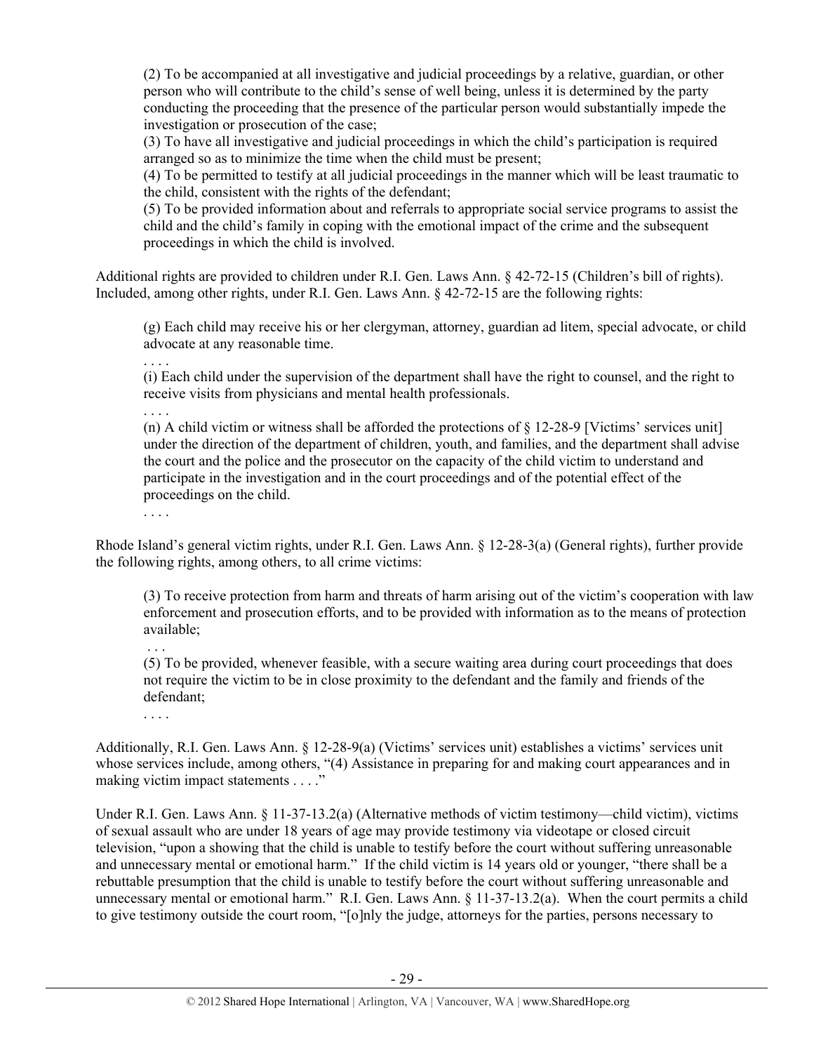> (2) To be accompanied at all investigative and judicial proceedings by a relative, guardian, or other person who will contribute to the child's sense of well being, unless it is determined by the party conducting the proceeding that the presence of the particular person would substantially impede the investigation or prosecution of the case;
> (3) To have all investigative and judicial proceedings in which the child's participation is required arranged so as to minimize the time when the child must be present;
> (4) To be permitted to testify at all judicial proceedings in the manner which will be least traumatic to the child, consistent with the rights of the defendant;
> (5) To be provided information about and referrals to appropriate social service programs to assist the child and the child's family in coping with the emotional impact of the crime and the subsequent proceedings in which the child is involved.

Additional rights are provided to children under R.I. Gen. Laws Ann. § 42-72-15 (Children's bill of rights). Included, among other rights, under R.I. Gen. Laws Ann. § 42-72-15 are the following rights:

> (g) Each child may receive his or her clergyman, attorney, guardian ad litem, special advocate, or child advocate at any reasonable time.
> . . . .
> (i) Each child under the supervision of the department shall have the right to counsel, and the right to receive visits from physicians and mental health professionals.
> . . . .
> (n) A child victim or witness shall be afforded the protections of § 12-28-9 [Victims' services unit] under the direction of the department of children, youth, and families, and the department shall advise the court and the police and the prosecutor on the capacity of the child victim to understand and participate in the investigation and in the court proceedings and of the potential effect of the proceedings on the child.
> . . . .

Rhode Island's general victim rights, under R.I. Gen. Laws Ann. § 12-28-3(a) (General rights), further provide the following rights, among others, to all crime victims:

> (3) To receive protection from harm and threats of harm arising out of the victim's cooperation with law enforcement and prosecution efforts, and to be provided with information as to the means of protection available;
> . . .
> (5) To be provided, whenever feasible, with a secure waiting area during court proceedings that does not require the victim to be in close proximity to the defendant and the family and friends of the defendant;
> . . . .

Additionally, R.I. Gen. Laws Ann. § 12-28-9(a) (Victims' services unit) establishes a victims' services unit whose services include, among others, "(4) Assistance in preparing for and making court appearances and in making victim impact statements . . . ."

Under R.I. Gen. Laws Ann. § 11-37-13.2(a) (Alternative methods of victim testimony—child victim), victims of sexual assault who are under 18 years of age may provide testimony via videotape or closed circuit television, "upon a showing that the child is unable to testify before the court without suffering unreasonable and unnecessary mental or emotional harm." If the child victim is 14 years old or younger, "there shall be a rebuttable presumption that the child is unable to testify before the court without suffering unreasonable and unnecessary mental or emotional harm." R.I. Gen. Laws Ann. § 11-37-13.2(a). When the court permits a child to give testimony outside the court room, "[o]nly the judge, attorneys for the parties, persons necessary to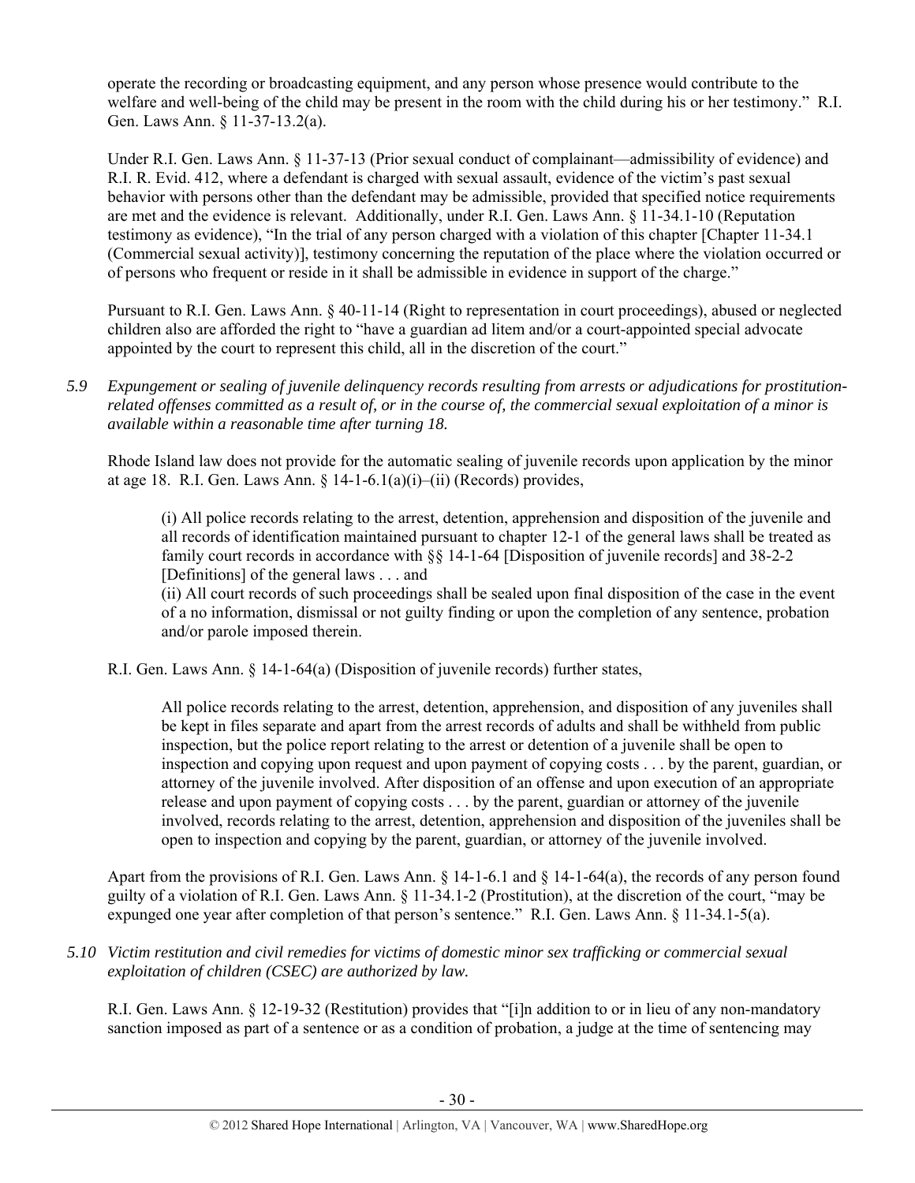operate the recording or broadcasting equipment, and any person whose presence would contribute to the welfare and well-being of the child may be present in the room with the child during his or her testimony." R.I. Gen. Laws Ann. § 11-37-13.2(a).

Under R.I. Gen. Laws Ann. § 11-37-13 (Prior sexual conduct of complainant—admissibility of evidence) and R.I. R. Evid. 412, where a defendant is charged with sexual assault, evidence of the victim's past sexual behavior with persons other than the defendant may be admissible, provided that specified notice requirements are met and the evidence is relevant. Additionally, under R.I. Gen. Laws Ann. § 11-34.1-10 (Reputation testimony as evidence), "In the trial of any person charged with a violation of this chapter [Chapter 11-34.1 (Commercial sexual activity)], testimony concerning the reputation of the place where the violation occurred or of persons who frequent or reside in it shall be admissible in evidence in support of the charge."

Pursuant to R.I. Gen. Laws Ann. § 40-11-14 (Right to representation in court proceedings), abused or neglected children also are afforded the right to "have a guardian ad litem and/or a court-appointed special advocate appointed by the court to represent this child, all in the discretion of the court."

*5.9 Expungement or sealing of juvenile delinquency records resulting from arrests or adjudications for prostitution-related offenses committed as a result of, or in the course of, the commercial sexual exploitation of a minor is available within a reasonable time after turning 18.*

Rhode Island law does not provide for the automatic sealing of juvenile records upon application by the minor at age 18. R.I. Gen. Laws Ann. § 14-1-6.1(a)(i)–(ii) (Records) provides,

> (i) All police records relating to the arrest, detention, apprehension and disposition of the juvenile and all records of identification maintained pursuant to chapter 12-1 of the general laws shall be treated as family court records in accordance with §§ 14-1-64 [Disposition of juvenile records] and 38-2-2 [Definitions] of the general laws . . . and
> (ii) All court records of such proceedings shall be sealed upon final disposition of the case in the event of a no information, dismissal or not guilty finding or upon the completion of any sentence, probation and/or parole imposed therein.

R.I. Gen. Laws Ann. § 14-1-64(a) (Disposition of juvenile records) further states,

> All police records relating to the arrest, detention, apprehension, and disposition of any juveniles shall be kept in files separate and apart from the arrest records of adults and shall be withheld from public inspection, but the police report relating to the arrest or detention of a juvenile shall be open to inspection and copying upon request and upon payment of copying costs . . . by the parent, guardian, or attorney of the juvenile involved. After disposition of an offense and upon execution of an appropriate release and upon payment of copying costs . . . by the parent, guardian or attorney of the juvenile involved, records relating to the arrest, detention, apprehension and disposition of the juveniles shall be open to inspection and copying by the parent, guardian, or attorney of the juvenile involved.

Apart from the provisions of R.I. Gen. Laws Ann. § 14-1-6.1 and § 14-1-64(a), the records of any person found guilty of a violation of R.I. Gen. Laws Ann. § 11-34.1-2 (Prostitution), at the discretion of the court, "may be expunged one year after completion of that person's sentence." R.I. Gen. Laws Ann. § 11-34.1-5(a).

*5.10 Victim restitution and civil remedies for victims of domestic minor sex trafficking or commercial sexual exploitation of children (CSEC) are authorized by law.*

R.I. Gen. Laws Ann. § 12-19-32 (Restitution) provides that "[i]n addition to or in lieu of any non-mandatory sanction imposed as part of a sentence or as a condition of probation, a judge at the time of sentencing may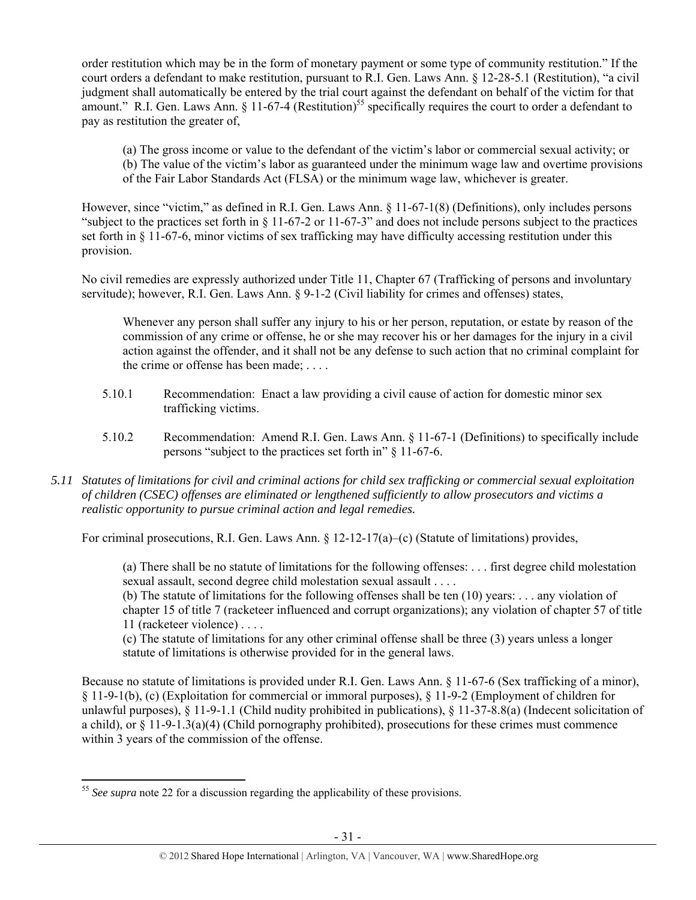order restitution which may be in the form of monetary payment or some type of community restitution." If the court orders a defendant to make restitution, pursuant to R.I. Gen. Laws Ann. § 12-28-5.1 (Restitution), "a civil judgment shall automatically be entered by the trial court against the defendant on behalf of the victim for that amount." R.I. Gen. Laws Ann. § 11-67-4 (Restitution)[55] specifically requires the court to order a defendant to pay as restitution the greater of,

> (a) The gross income or value to the defendant of the victim's labor or commercial sexual activity; or
> (b) The value of the victim's labor as guaranteed under the minimum wage law and overtime provisions of the Fair Labor Standards Act (FLSA) or the minimum wage law, whichever is greater.

However, since "victim," as defined in R.I. Gen. Laws Ann. § 11-67-1(8) (Definitions), only includes persons "subject to the practices set forth in § 11-67-2 or 11-67-3" and does not include persons subject to the practices set forth in § 11-67-6, minor victims of sex trafficking may have difficulty accessing restitution under this provision.

No civil remedies are expressly authorized under Title 11, Chapter 67 (Trafficking of persons and involuntary servitude); however, R.I. Gen. Laws Ann. § 9-1-2 (Civil liability for crimes and offenses) states,

> Whenever any person shall suffer any injury to his or her person, reputation, or estate by reason of the commission of any crime or offense, he or she may recover his or her damages for the injury in a civil action against the offender, and it shall not be any defense to such action that no criminal complaint for the crime or offense has been made; . . . .

5.10.1 Recommendation: Enact a law providing a civil cause of action for domestic minor sex trafficking victims.

5.10.2 Recommendation: Amend R.I. Gen. Laws Ann. § 11-67-1 (Definitions) to specifically include persons "subject to the practices set forth in" § 11-67-6.

*5.11 Statutes of limitations for civil and criminal actions for child sex trafficking or commercial sexual exploitation of children (CSEC) offenses are eliminated or lengthened sufficiently to allow prosecutors and victims a realistic opportunity to pursue criminal action and legal remedies.*

For criminal prosecutions, R.I. Gen. Laws Ann. § 12-12-17(a)–(c) (Statute of limitations) provides,

> (a) There shall be no statute of limitations for the following offenses: . . . first degree child molestation sexual assault, second degree child molestation sexual assault . . . .
> (b) The statute of limitations for the following offenses shall be ten (10) years: . . . any violation of chapter 15 of title 7 (racketeer influenced and corrupt organizations); any violation of chapter 57 of title 11 (racketeer violence) . . . .
> (c) The statute of limitations for any other criminal offense shall be three (3) years unless a longer statute of limitations is otherwise provided for in the general laws.

Because no statute of limitations is provided under R.I. Gen. Laws Ann. § 11-67-6 (Sex trafficking of a minor), § 11-9-1(b), (c) (Exploitation for commercial or immoral purposes), § 11-9-2 (Employment of children for unlawful purposes), § 11-9-1.1 (Child nudity prohibited in publications), § 11-37-8.8(a) (Indecent solicitation of a child), or § 11-9-1.3(a)(4) (Child pornography prohibited), prosecutions for these crimes must commence within 3 years of the commission of the offense.

[55] *See supra* note 22 for a discussion regarding the applicability of these provisions.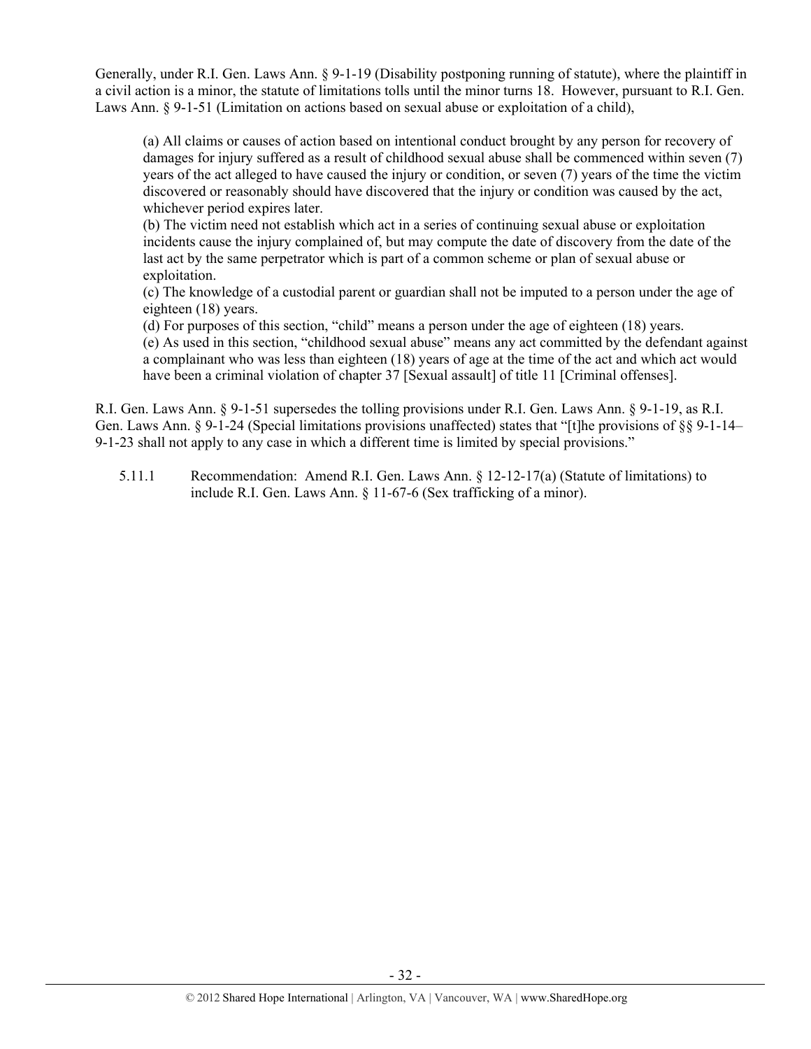Generally, under R.I. Gen. Laws Ann. § 9-1-19 (Disability postponing running of statute), where the plaintiff in a civil action is a minor, the statute of limitations tolls until the minor turns 18. However, pursuant to R.I. Gen. Laws Ann. § 9-1-51 (Limitation on actions based on sexual abuse or exploitation of a child),

> (a) All claims or causes of action based on intentional conduct brought by any person for recovery of damages for injury suffered as a result of childhood sexual abuse shall be commenced within seven (7) years of the act alleged to have caused the injury or condition, or seven (7) years of the time the victim discovered or reasonably should have discovered that the injury or condition was caused by the act, whichever period expires later.
> (b) The victim need not establish which act in a series of continuing sexual abuse or exploitation incidents cause the injury complained of, but may compute the date of discovery from the date of the last act by the same perpetrator which is part of a common scheme or plan of sexual abuse or exploitation.
> (c) The knowledge of a custodial parent or guardian shall not be imputed to a person under the age of eighteen (18) years.
> (d) For purposes of this section, "child" means a person under the age of eighteen (18) years.
> (e) As used in this section, "childhood sexual abuse" means any act committed by the defendant against a complainant who was less than eighteen (18) years of age at the time of the act and which act would have been a criminal violation of chapter 37 [Sexual assault] of title 11 [Criminal offenses].

R.I. Gen. Laws Ann. § 9-1-51 supersedes the tolling provisions under R.I. Gen. Laws Ann. § 9-1-19, as R.I. Gen. Laws Ann. § 9-1-24 (Special limitations provisions unaffected) states that "[t]he provisions of §§ 9-1-14–9-1-23 shall not apply to any case in which a different time is limited by special provisions."

5.11.1 Recommendation: Amend R.I. Gen. Laws Ann. § 12-12-17(a) (Statute of limitations) to include R.I. Gen. Laws Ann. § 11-67-6 (Sex trafficking of a minor).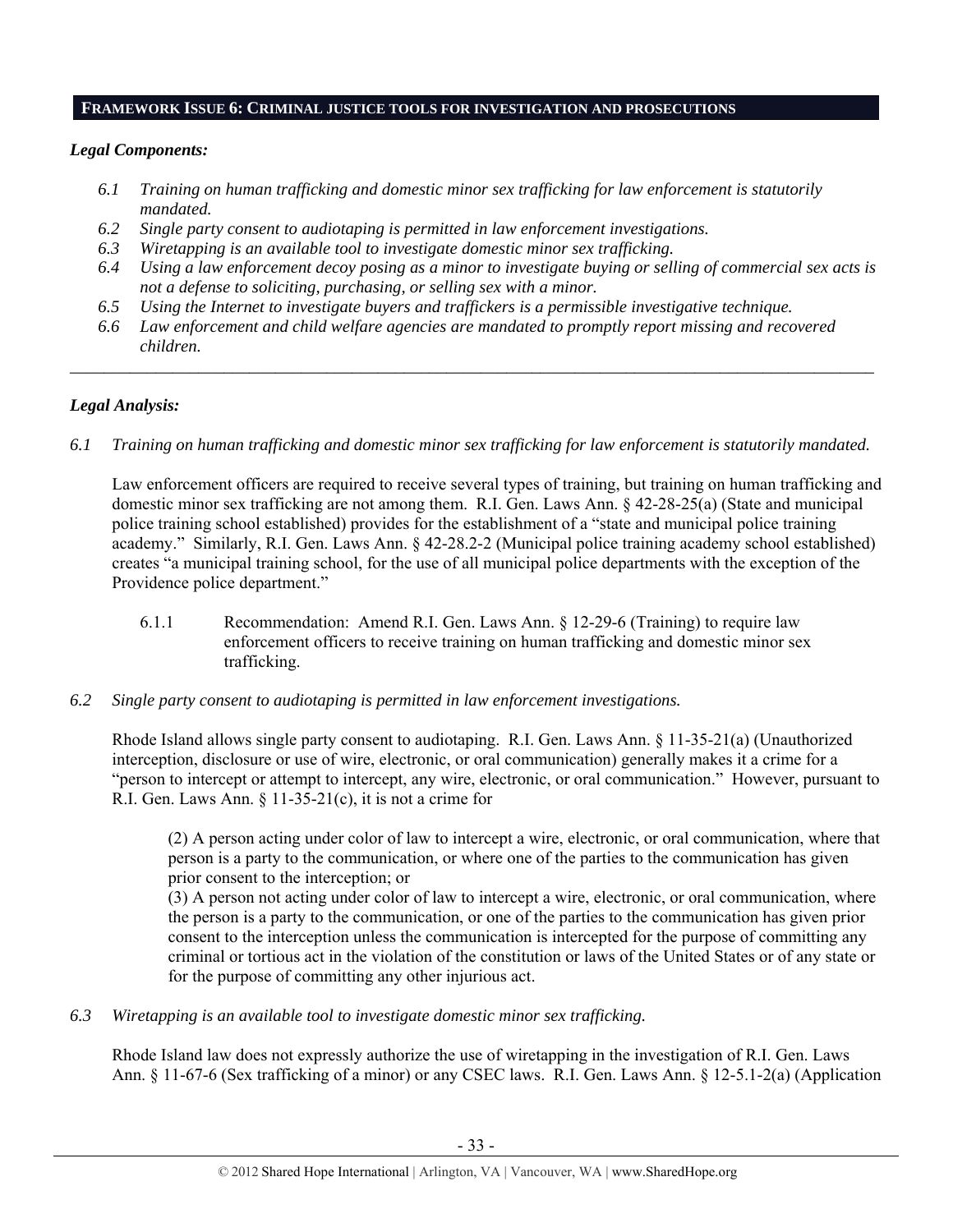## FRAMEWORK ISSUE 6: CRIMINAL JUSTICE TOOLS FOR INVESTIGATION AND PROSECUTIONS

***Legal Components:***

*6.1 Training on human trafficking and domestic minor sex trafficking for law enforcement is statutorily mandated.*

*6.2 Single party consent to audiotaping is permitted in law enforcement investigations.*

*6.3 Wiretapping is an available tool to investigate domestic minor sex trafficking.*

*6.4 Using a law enforcement decoy posing as a minor to investigate buying or selling of commercial sex acts is not a defense to soliciting, purchasing, or selling sex with a minor.*

*6.5 Using the Internet to investigate buyers and traffickers is a permissible investigative technique.*

*6.6 Law enforcement and child welfare agencies are mandated to promptly report missing and recovered children.*

---

***Legal Analysis:***

*6.1 Training on human trafficking and domestic minor sex trafficking for law enforcement is statutorily mandated.*

Law enforcement officers are required to receive several types of training, but training on human trafficking and domestic minor sex trafficking are not among them. R.I. Gen. Laws Ann. § 42-28-25(a) (State and municipal police training school established) provides for the establishment of a "state and municipal police training academy." Similarly, R.I. Gen. Laws Ann. § 42-28.2-2 (Municipal police training academy school established) creates "a municipal training school, for the use of all municipal police departments with the exception of the Providence police department."

6.1.1 Recommendation: Amend R.I. Gen. Laws Ann. § 12-29-6 (Training) to require law enforcement officers to receive training on human trafficking and domestic minor sex trafficking.

*6.2 Single party consent to audiotaping is permitted in law enforcement investigations.*

Rhode Island allows single party consent to audiotaping. R.I. Gen. Laws Ann. § 11-35-21(a) (Unauthorized interception, disclosure or use of wire, electronic, or oral communication) generally makes it a crime for a "person to intercept or attempt to intercept, any wire, electronic, or oral communication." However, pursuant to R.I. Gen. Laws Ann. § 11-35-21(c), it is not a crime for

> (2) A person acting under color of law to intercept a wire, electronic, or oral communication, where that person is a party to the communication, or where one of the parties to the communication has given prior consent to the interception; or
>
> (3) A person not acting under color of law to intercept a wire, electronic, or oral communication, where the person is a party to the communication, or one of the parties to the communication has given prior consent to the interception unless the communication is intercepted for the purpose of committing any criminal or tortious act in the violation of the constitution or laws of the United States or of any state or for the purpose of committing any other injurious act.

*6.3 Wiretapping is an available tool to investigate domestic minor sex trafficking.*

Rhode Island law does not expressly authorize the use of wiretapping in the investigation of R.I. Gen. Laws Ann. § 11-67-6 (Sex trafficking of a minor) or any CSEC laws. R.I. Gen. Laws Ann. § 12-5.1-2(a) (Application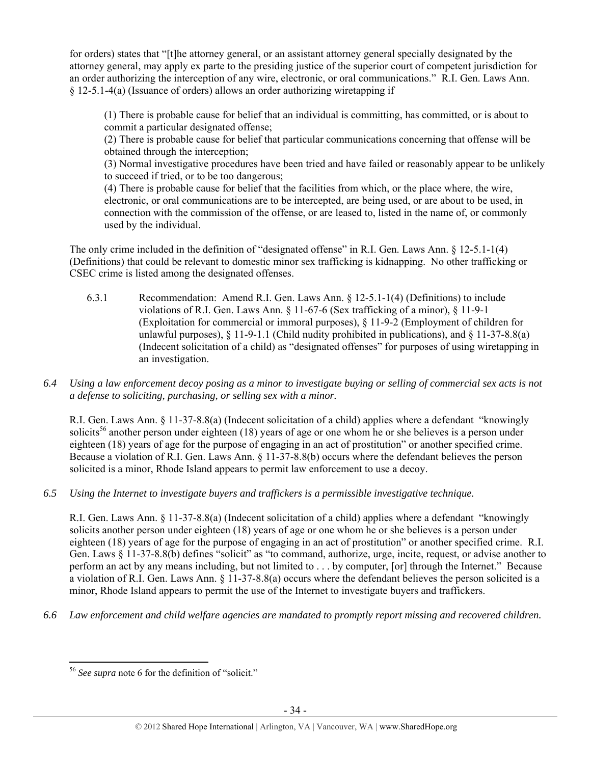for orders) states that "[t]he attorney general, or an assistant attorney general specially designated by the attorney general, may apply ex parte to the presiding justice of the superior court of competent jurisdiction for an order authorizing the interception of any wire, electronic, or oral communications." R.I. Gen. Laws Ann. § 12-5.1-4(a) (Issuance of orders) allows an order authorizing wiretapping if

> (1) There is probable cause for belief that an individual is committing, has committed, or is about to commit a particular designated offense;
> (2) There is probable cause for belief that particular communications concerning that offense will be obtained through the interception;
> (3) Normal investigative procedures have been tried and have failed or reasonably appear to be unlikely to succeed if tried, or to be too dangerous;
> (4) There is probable cause for belief that the facilities from which, or the place where, the wire, electronic, or oral communications are to be intercepted, are being used, or are about to be used, in connection with the commission of the offense, or are leased to, listed in the name of, or commonly used by the individual.

The only crime included in the definition of "designated offense" in R.I. Gen. Laws Ann. § 12-5.1-1(4) (Definitions) that could be relevant to domestic minor sex trafficking is kidnapping. No other trafficking or CSEC crime is listed among the designated offenses.

6.3.1 Recommendation: Amend R.I. Gen. Laws Ann. § 12-5.1-1(4) (Definitions) to include violations of R.I. Gen. Laws Ann. § 11-67-6 (Sex trafficking of a minor), § 11-9-1 (Exploitation for commercial or immoral purposes), § 11-9-2 (Employment of children for unlawful purposes), § 11-9-1.1 (Child nudity prohibited in publications), and § 11-37-8.8(a) (Indecent solicitation of a child) as "designated offenses" for purposes of using wiretapping in an investigation.

*6.4 Using a law enforcement decoy posing as a minor to investigate buying or selling of commercial sex acts is not a defense to soliciting, purchasing, or selling sex with a minor.*

R.I. Gen. Laws Ann. § 11-37-8.8(a) (Indecent solicitation of a child) applies where a defendant "knowingly solicits[56] another person under eighteen (18) years of age or one whom he or she believes is a person under eighteen (18) years of age for the purpose of engaging in an act of prostitution" or another specified crime. Because a violation of R.I. Gen. Laws Ann. § 11-37-8.8(b) occurs where the defendant believes the person solicited is a minor, Rhode Island appears to permit law enforcement to use a decoy.

*6.5 Using the Internet to investigate buyers and traffickers is a permissible investigative technique.*

R.I. Gen. Laws Ann. § 11-37-8.8(a) (Indecent solicitation of a child) applies where a defendant "knowingly solicits another person under eighteen (18) years of age or one whom he or she believes is a person under eighteen (18) years of age for the purpose of engaging in an act of prostitution" or another specified crime. R.I. Gen. Laws § 11-37-8.8(b) defines "solicit" as "to command, authorize, urge, incite, request, or advise another to perform an act by any means including, but not limited to . . . by computer, [or] through the Internet." Because a violation of R.I. Gen. Laws Ann. § 11-37-8.8(a) occurs where the defendant believes the person solicited is a minor, Rhode Island appears to permit the use of the Internet to investigate buyers and traffickers.

*6.6 Law enforcement and child welfare agencies are mandated to promptly report missing and recovered children.*

---

[56] *See supra* note 6 for the definition of "solicit."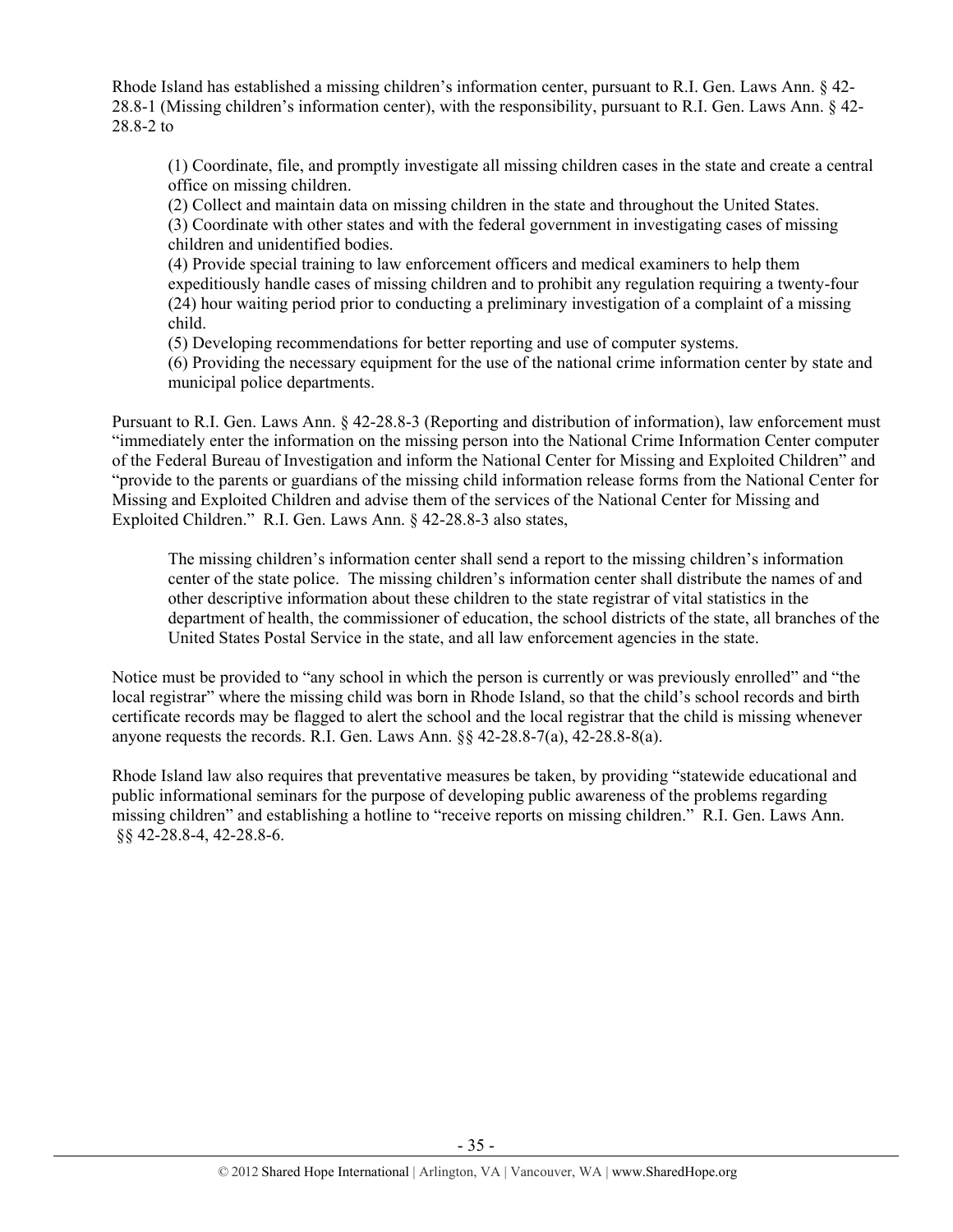Rhode Island has established a missing children's information center, pursuant to R.I. Gen. Laws Ann. § 42-28.8-1 (Missing children's information center), with the responsibility, pursuant to R.I. Gen. Laws Ann. § 42-28.8-2 to

> (1) Coordinate, file, and promptly investigate all missing children cases in the state and create a central office on missing children.
> (2) Collect and maintain data on missing children in the state and throughout the United States.
> (3) Coordinate with other states and with the federal government in investigating cases of missing children and unidentified bodies.
> (4) Provide special training to law enforcement officers and medical examiners to help them expeditiously handle cases of missing children and to prohibit any regulation requiring a twenty-four (24) hour waiting period prior to conducting a preliminary investigation of a complaint of a missing child.
> (5) Developing recommendations for better reporting and use of computer systems.
> (6) Providing the necessary equipment for the use of the national crime information center by state and municipal police departments.

Pursuant to R.I. Gen. Laws Ann. § 42-28.8-3 (Reporting and distribution of information), law enforcement must "immediately enter the information on the missing person into the National Crime Information Center computer of the Federal Bureau of Investigation and inform the National Center for Missing and Exploited Children" and "provide to the parents or guardians of the missing child information release forms from the National Center for Missing and Exploited Children and advise them of the services of the National Center for Missing and Exploited Children." R.I. Gen. Laws Ann. § 42-28.8-3 also states,

> The missing children's information center shall send a report to the missing children's information center of the state police. The missing children's information center shall distribute the names of and other descriptive information about these children to the state registrar of vital statistics in the department of health, the commissioner of education, the school districts of the state, all branches of the United States Postal Service in the state, and all law enforcement agencies in the state.

Notice must be provided to "any school in which the person is currently or was previously enrolled" and "the local registrar" where the missing child was born in Rhode Island, so that the child's school records and birth certificate records may be flagged to alert the school and the local registrar that the child is missing whenever anyone requests the records. R.I. Gen. Laws Ann. §§ 42-28.8-7(a), 42-28.8-8(a).

Rhode Island law also requires that preventative measures be taken, by providing "statewide educational and public informational seminars for the purpose of developing public awareness of the problems regarding missing children" and establishing a hotline to "receive reports on missing children." R.I. Gen. Laws Ann. §§ 42-28.8-4, 42-28.8-6.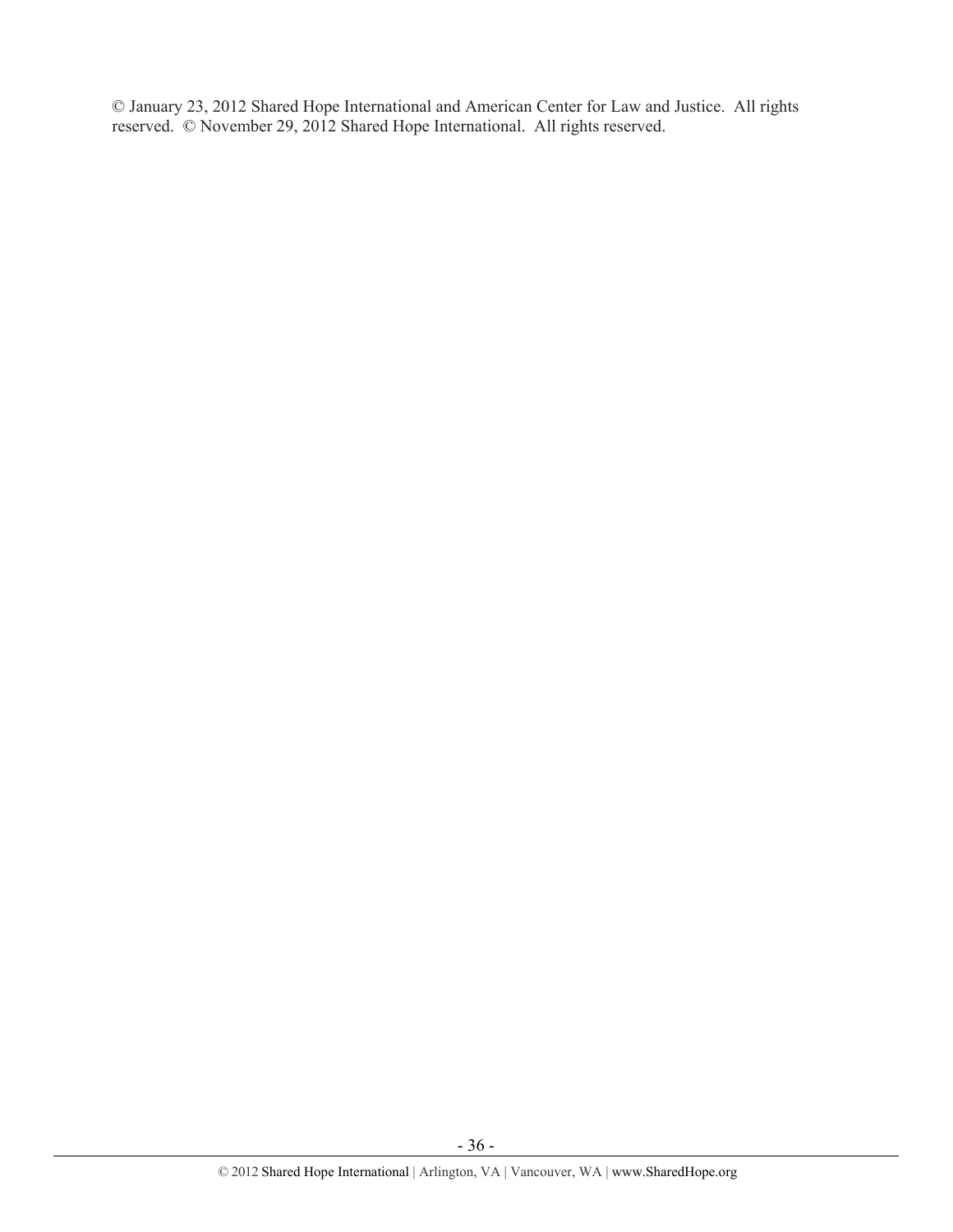© January 23, 2012 Shared Hope International and American Center for Law and Justice. All rights reserved. © November 29, 2012 Shared Hope International. All rights reserved.